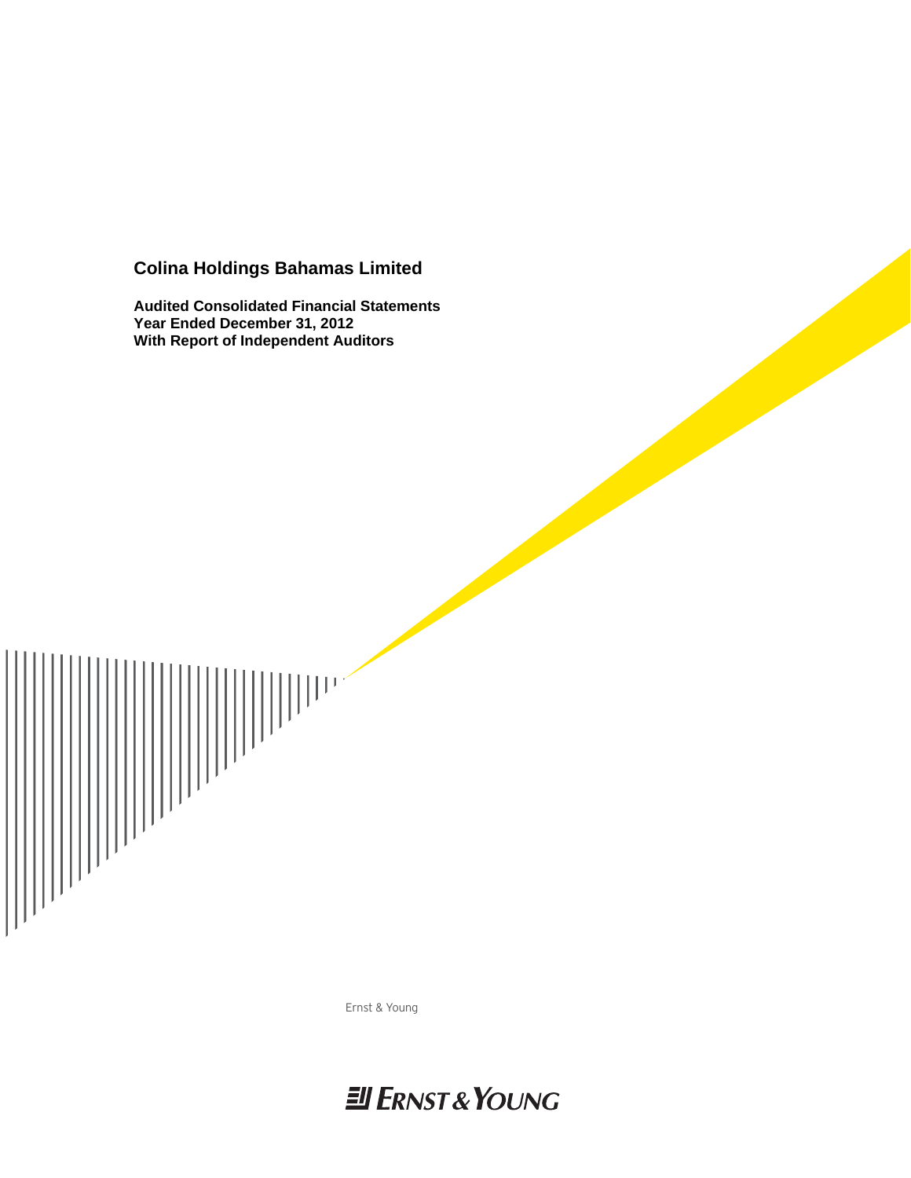# Colina Holdings Bahamas Limited

**Audited Consolidated Financial Statements**
**Year Ended December 31, 2012**
**With Report of Independent Auditors**

Ernst & Young

ERNST & YOUNG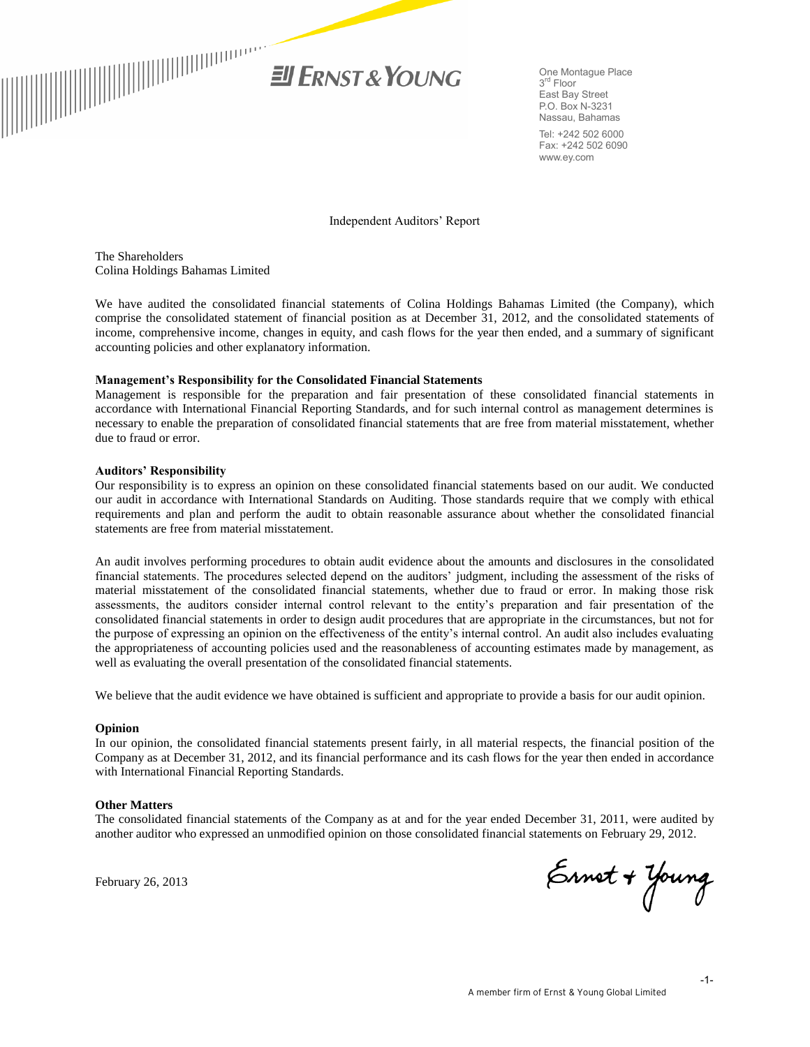ERNST & YOUNG

One Montague Place
3rd Floor
East Bay Street
P.O. Box N-3231
Nassau, Bahamas

Tel: +242 502 6000
Fax: +242 502 6090
www.ey.com

# Independent Auditors' Report

The Shareholders
Colina Holdings Bahamas Limited

We have audited the consolidated financial statements of Colina Holdings Bahamas Limited (the Company), which comprise the consolidated statement of financial position as at December 31, 2012, and the consolidated statements of income, comprehensive income, changes in equity, and cash flows for the year then ended, and a summary of significant accounting policies and other explanatory information.

**Management's Responsibility for the Consolidated Financial Statements**
Management is responsible for the preparation and fair presentation of these consolidated financial statements in accordance with International Financial Reporting Standards, and for such internal control as management determines is necessary to enable the preparation of consolidated financial statements that are free from material misstatement, whether due to fraud or error.

**Auditors' Responsibility**
Our responsibility is to express an opinion on these consolidated financial statements based on our audit. We conducted our audit in accordance with International Standards on Auditing. Those standards require that we comply with ethical requirements and plan and perform the audit to obtain reasonable assurance about whether the consolidated financial statements are free from material misstatement.

An audit involves performing procedures to obtain audit evidence about the amounts and disclosures in the consolidated financial statements. The procedures selected depend on the auditors' judgment, including the assessment of the risks of material misstatement of the consolidated financial statements, whether due to fraud or error. In making those risk assessments, the auditors consider internal control relevant to the entity's preparation and fair presentation of the consolidated financial statements in order to design audit procedures that are appropriate in the circumstances, but not for the purpose of expressing an opinion on the effectiveness of the entity's internal control. An audit also includes evaluating the appropriateness of accounting policies used and the reasonableness of accounting estimates made by management, as well as evaluating the overall presentation of the consolidated financial statements.

We believe that the audit evidence we have obtained is sufficient and appropriate to provide a basis for our audit opinion.

**Opinion**
In our opinion, the consolidated financial statements present fairly, in all material respects, the financial position of the Company as at December 31, 2012, and its financial performance and its cash flows for the year then ended in accordance with International Financial Reporting Standards.

**Other Matters**
The consolidated financial statements of the Company as at and for the year ended December 31, 2011, were audited by another auditor who expressed an unmodified opinion on those consolidated financial statements on February 29, 2012.

February 26, 2013

Ernst + Young

A member firm of Ernst & Young Global Limited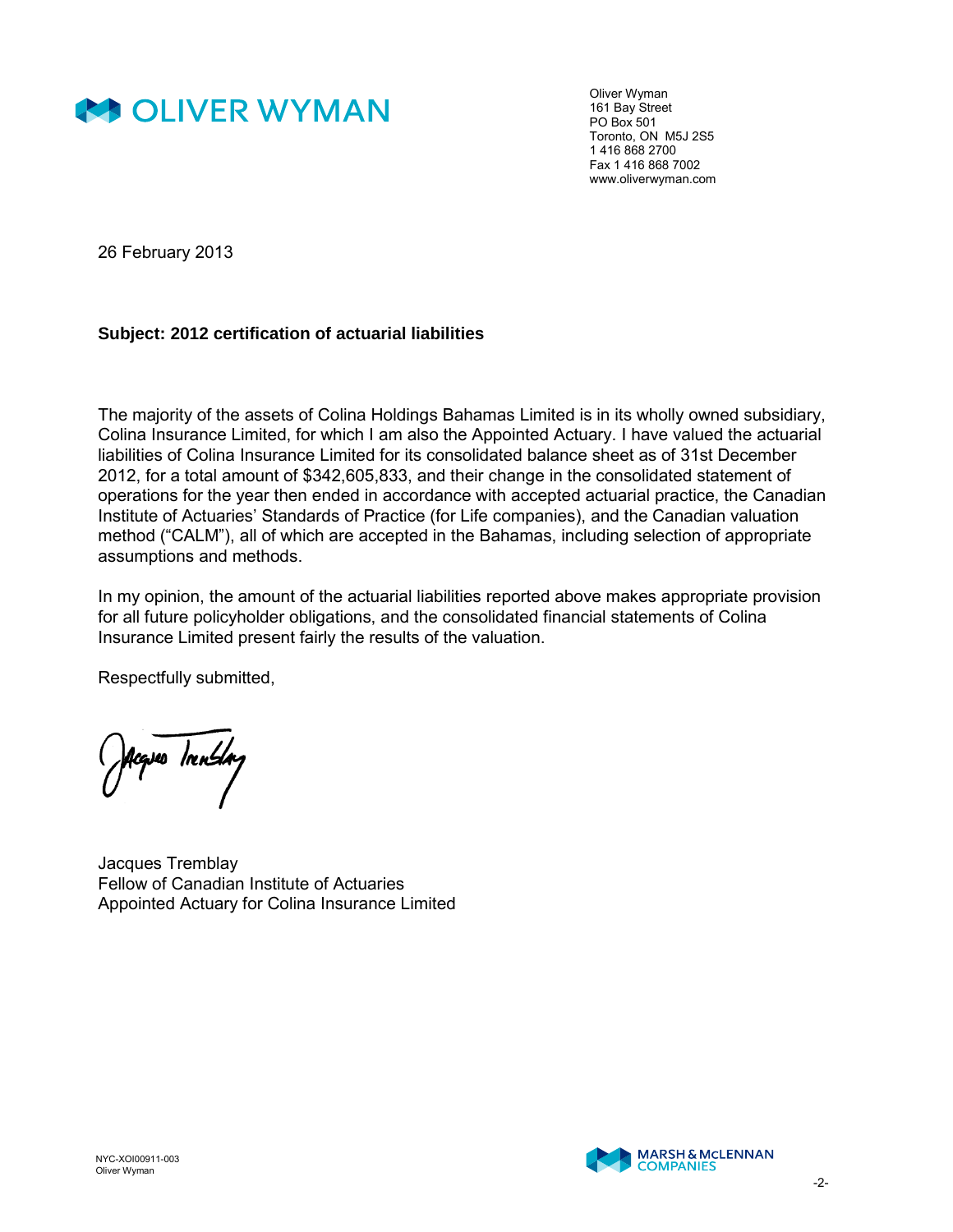Oliver Wyman
161 Bay Street
PO Box 501
Toronto, ON M5J 2S5
1 416 868 2700
Fax 1 416 868 7002
www.oliverwyman.com

26 February 2013

**Subject: 2012 certification of actuarial liabilities**

The majority of the assets of Colina Holdings Bahamas Limited is in its wholly owned subsidiary, Colina Insurance Limited, for which I am also the Appointed Actuary. I have valued the actuarial liabilities of Colina Insurance Limited for its consolidated balance sheet as of 31st December 2012, for a total amount of $342,605,833, and their change in the consolidated statement of operations for the year then ended in accordance with accepted actuarial practice, the Canadian Institute of Actuaries' Standards of Practice (for Life companies), and the Canadian valuation method ("CALM"), all of which are accepted in the Bahamas, including selection of appropriate assumptions and methods.

In my opinion, the amount of the actuarial liabilities reported above makes appropriate provision for all future policyholder obligations, and the consolidated financial statements of Colina Insurance Limited present fairly the results of the valuation.

Respectfully submitted,

Jacques Tremblay
Fellow of Canadian Institute of Actuaries
Appointed Actuary for Colina Insurance Limited

NYC-XOI00911-003
Oliver Wyman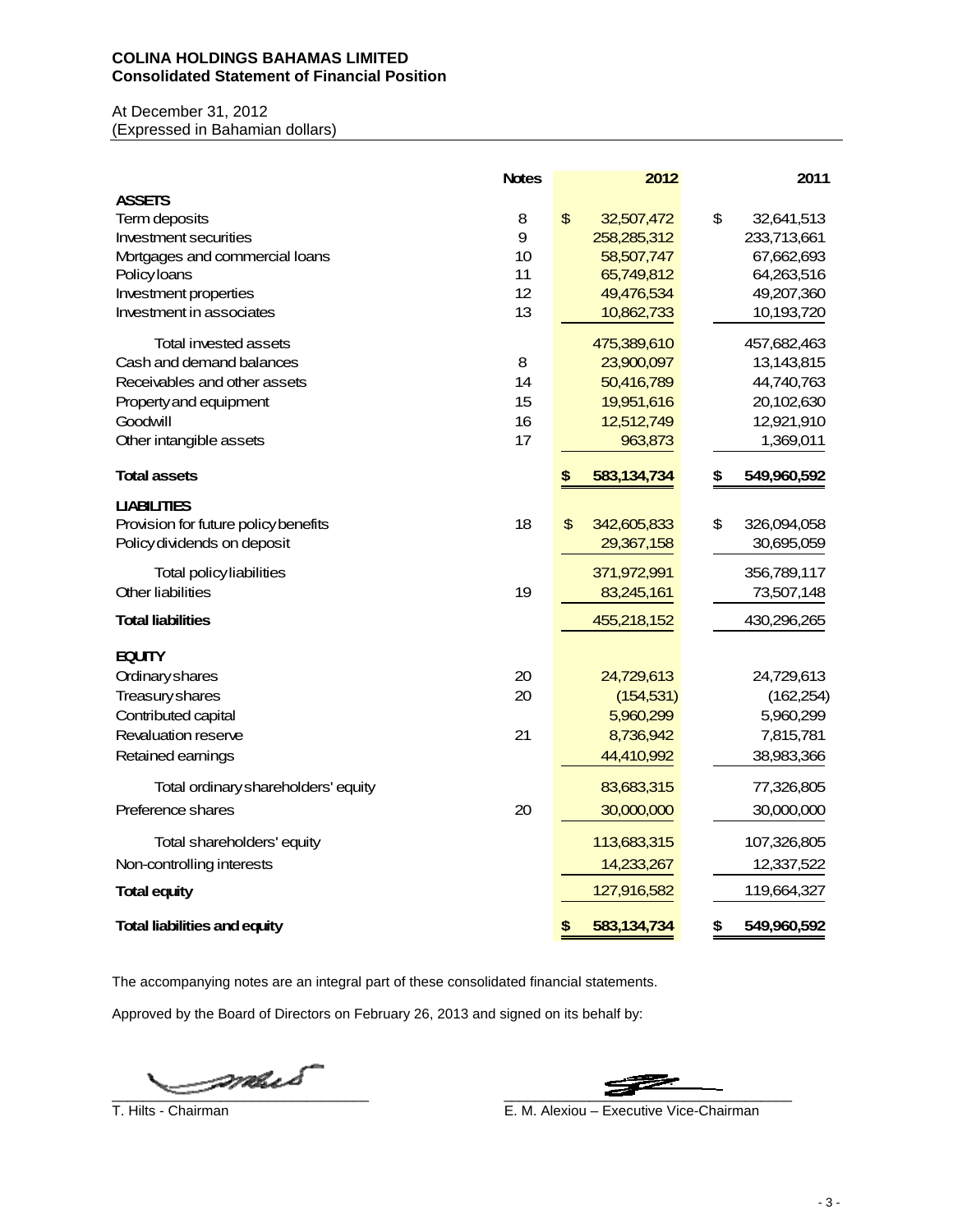**COLINA HOLDINGS BAHAMAS LIMITED**
**Consolidated Statement of Financial Position**

At December 31, 2012
(Expressed in Bahamian dollars)

| | Notes | 2012 | 2011 |
|---|---|---|---|
| **ASSETS** | | | |
| Term deposits | 8 | $ 32,507,472 | $ 32,641,513 |
| Investment securities | 9 | 258,285,312 | 233,713,661 |
| Mortgages and commercial loans | 10 | 58,507,747 | 67,662,693 |
| Policy loans | 11 | 65,749,812 | 64,263,516 |
| Investment properties | 12 | 49,476,534 | 49,207,360 |
| Investment in associates | 13 | 10,862,733 | 10,193,720 |
| Total invested assets | | 475,389,610 | 457,682,463 |
| Cash and demand balances | 8 | 23,900,097 | 13,143,815 |
| Receivables and other assets | 14 | 50,416,789 | 44,740,763 |
| Property and equipment | 15 | 19,951,616 | 20,102,630 |
| Goodwill | 16 | 12,512,749 | 12,921,910 |
| Other intangible assets | 17 | 963,873 | 1,369,011 |
| **Total assets** | | **$ 583,134,734** | **$ 549,960,592** |
| **LIABILITIES** | | | |
| Provision for future policy benefits | 18 | $ 342,605,833 | $ 326,094,058 |
| Policy dividends on deposit | | 29,367,158 | 30,695,059 |
| Total policy liabilities | | 371,972,991 | 356,789,117 |
| Other liabilities | 19 | 83,245,161 | 73,507,148 |
| **Total liabilities** | | 455,218,152 | 430,296,265 |
| **EQUITY** | | | |
| Ordinary shares | 20 | 24,729,613 | 24,729,613 |
| Treasury shares | 20 | (154,531) | (162,254) |
| Contributed capital | | 5,960,299 | 5,960,299 |
| Revaluation reserve | 21 | 8,736,942 | 7,815,781 |
| Retained earnings | | 44,410,992 | 38,983,366 |
| Total ordinary shareholders' equity | | 83,683,315 | 77,326,805 |
| Preference shares | 20 | 30,000,000 | 30,000,000 |
| Total shareholders' equity | | 113,683,315 | 107,326,805 |
| Non-controlling interests | | 14,233,267 | 12,337,522 |
| **Total equity** | | 127,916,582 | 119,664,327 |
| **Total liabilities and equity** | | **$ 583,134,734** | **$ 549,960,592** |

The accompanying notes are an integral part of these consolidated financial statements.

Approved by the Board of Directors on February 26, 2013 and signed on its behalf by:

T. Hilts - Chairman

E. M. Alexiou – Executive Vice-Chairman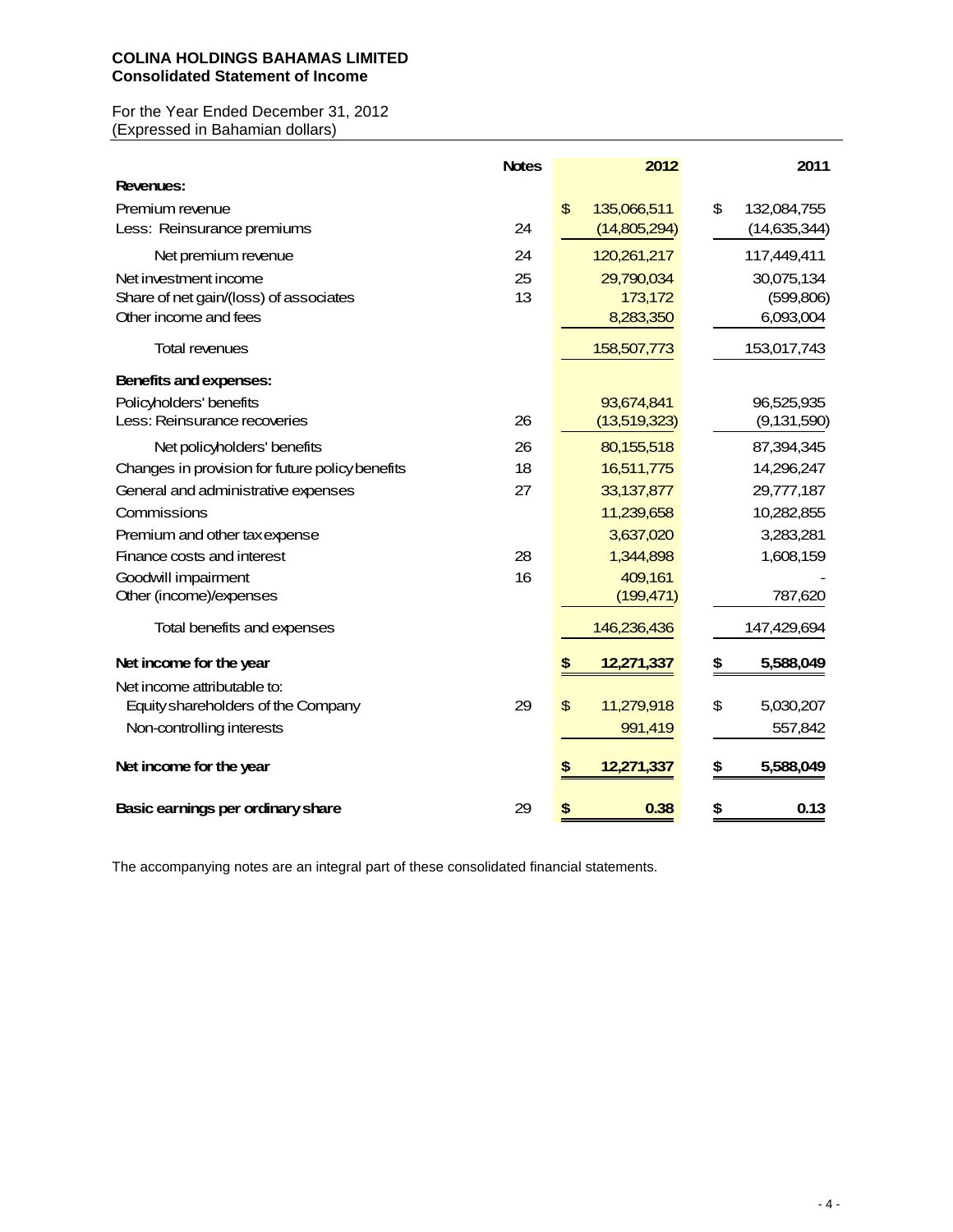**COLINA HOLDINGS BAHAMAS LIMITED**
**Consolidated Statement of Income**

For the Year Ended December 31, 2012
(Expressed in Bahamian dollars)

| | Notes | 2012 | 2011 |
|---|---|---|---|
| **Revenues:** | | | |
| Premium revenue | | $ 135,066,511 | $ 132,084,755 |
| Less: Reinsurance premiums | 24 | (14,805,294) | (14,635,344) |
| Net premium revenue | 24 | 120,261,217 | 117,449,411 |
| Net investment income | 25 | 29,790,034 | 30,075,134 |
| Share of net gain/(loss) of associates | 13 | 173,172 | (599,806) |
| Other income and fees | | 8,283,350 | 6,093,004 |
| Total revenues | | 158,507,773 | 153,017,743 |
| **Benefits and expenses:** | | | |
| Policyholders' benefits | | 93,674,841 | 96,525,935 |
| Less: Reinsurance recoveries | 26 | (13,519,323) | (9,131,590) |
| Net policyholders' benefits | 26 | 80,155,518 | 87,394,345 |
| Changes in provision for future policy benefits | 18 | 16,511,775 | 14,296,247 |
| General and administrative expenses | 27 | 33,137,877 | 29,777,187 |
| Commissions | | 11,239,658 | 10,282,855 |
| Premium and other tax expense | | 3,637,020 | 3,283,281 |
| Finance costs and interest | 28 | 1,344,898 | 1,608,159 |
| Goodwill impairment | 16 | 409,161 | - |
| Other (income)/expenses | | (199,471) | 787,620 |
| Total benefits and expenses | | 146,236,436 | 147,429,694 |
| **Net income for the year** | | **$ 12,271,337** | **$ 5,588,049** |
| Net income attributable to: | | | |
| Equity shareholders of the Company | 29 | $ 11,279,918 | $ 5,030,207 |
| Non-controlling interests | | 991,419 | 557,842 |
| **Net income for the year** | | **$ 12,271,337** | **$ 5,588,049** |
| **Basic earnings per ordinary share** | 29 | **$ 0.38** | **$ 0.13** |

The accompanying notes are an integral part of these consolidated financial statements.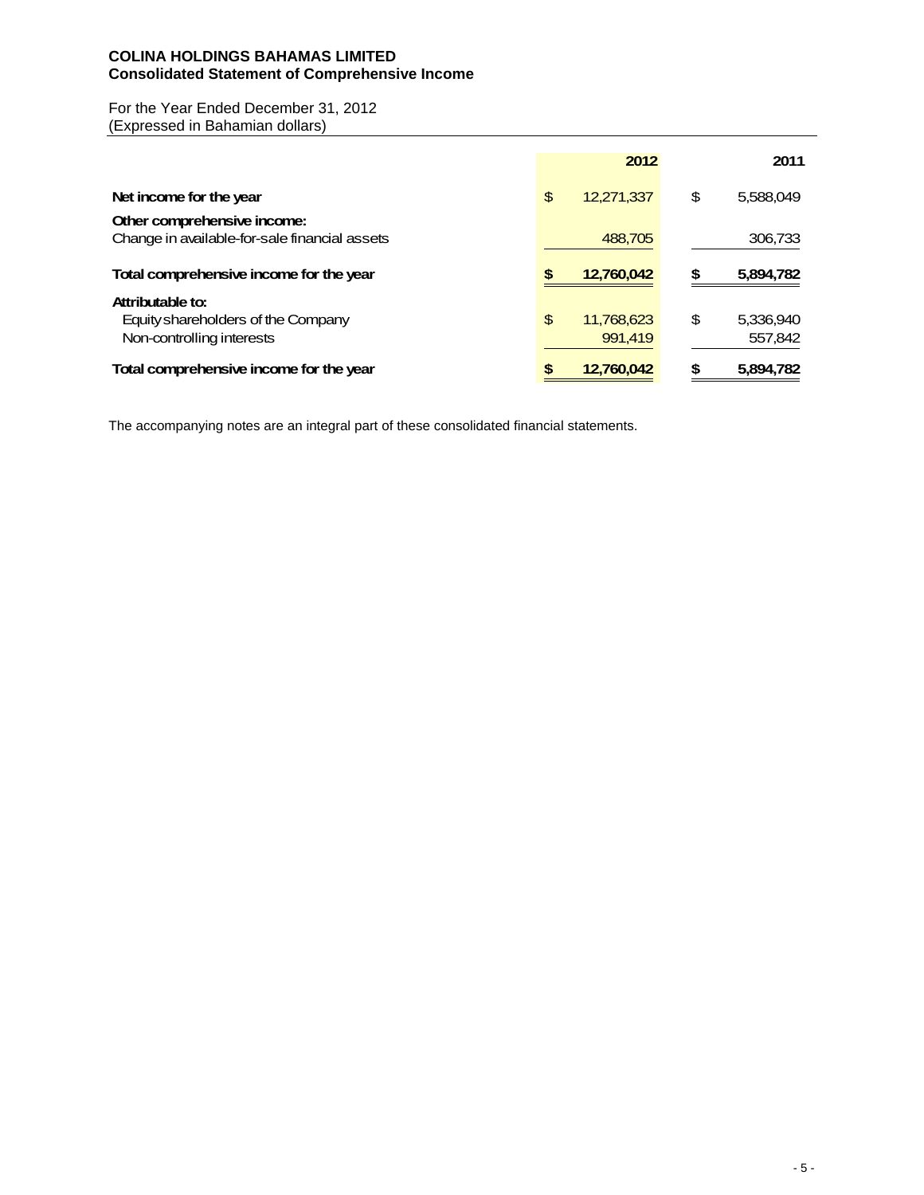# COLINA HOLDINGS BAHAMAS LIMITED
## Consolidated Statement of Comprehensive Income

For the Year Ended December 31, 2012
(Expressed in Bahamian dollars)

| | 2012 | 2011 |
|---|---|---|
| **Net income for the year** | $ 12,271,337 | $ 5,588,049 |
| **Other comprehensive income:** | | |
| Change in available-for-sale financial assets | 488,705 | 306,733 |
| **Total comprehensive income for the year** | **$ 12,760,042** | **$ 5,894,782** |
| **Attributable to:** | | |
| Equity shareholders of the Company | $ 11,768,623 | $ 5,336,940 |
| Non-controlling interests | 991,419 | 557,842 |
| **Total comprehensive income for the year** | **$ 12,760,042** | **$ 5,894,782** |

The accompanying notes are an integral part of these consolidated financial statements.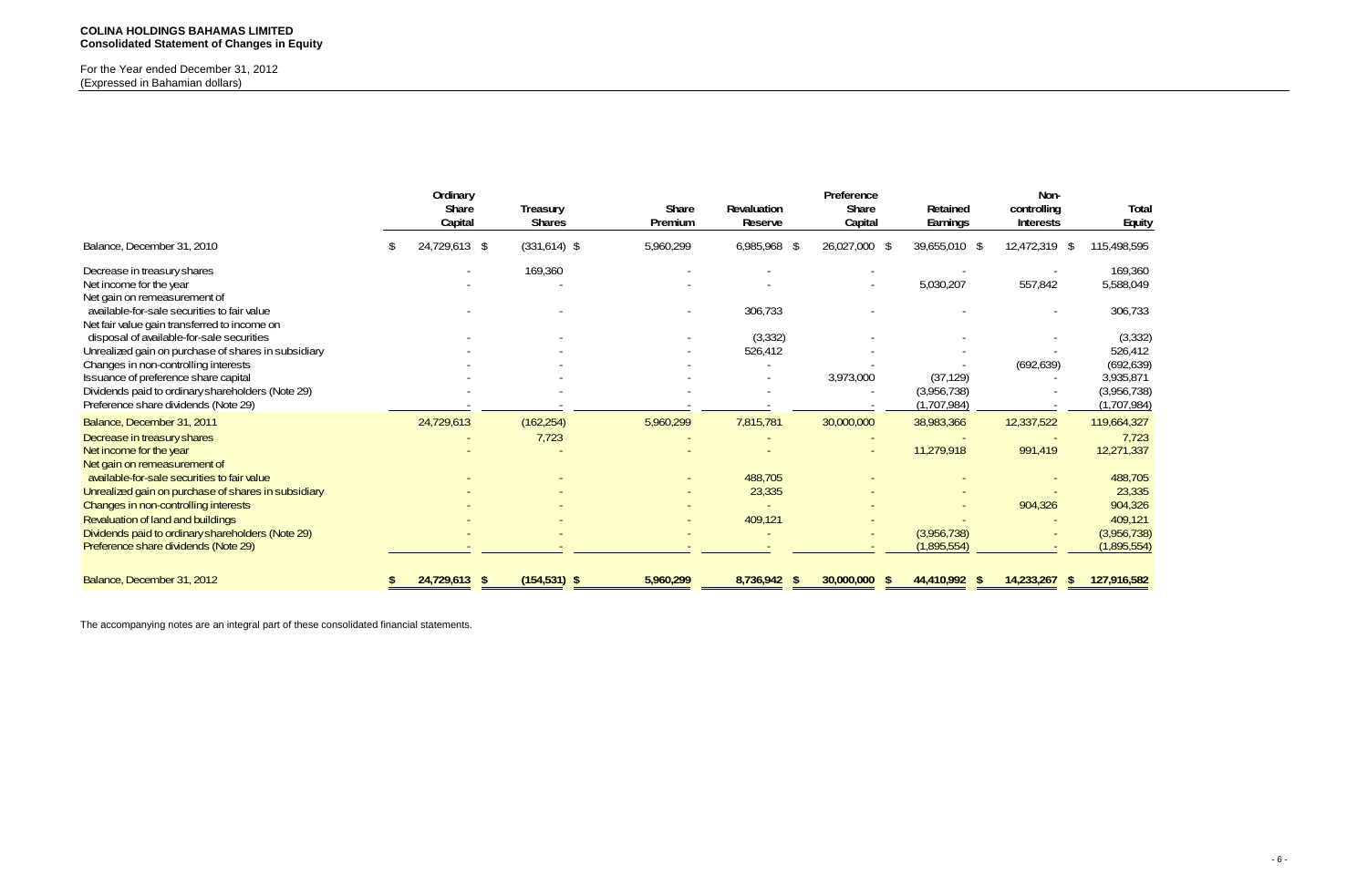**COLINA HOLDINGS BAHAMAS LIMITED**
**Consolidated Statement of Changes in Equity**

For the Year ended December 31, 2012
(Expressed in Bahamian dollars)

| | Ordinary Share Capital | Treasury Shares | Share Premium | Revaluation Reserve | Preference Share Capital | Retained Earnings | Non-controlling Interests | Total Equity |
|---|---|---|---|---|---|---|---|---|
| Balance, December 31, 2010 | $ 24,729,613 | $ (331,614) | $ 5,960,299 | 6,985,968 | $ 26,027,000 | $ 39,655,010 | $ 12,472,319 | $ 115,498,595 |
| Decrease in treasury shares | - | 169,360 | - | - | - | - | - | 169,360 |
| Net income for the year | - | - | - | - | - | 5,030,207 | 557,842 | 5,588,049 |
| Net gain on remeasurement of available-for-sale securities to fair value | - | - | - | 306,733 | - | - | - | 306,733 |
| Net fair value gain transferred to income on disposal of available-for-sale securities | - | - | - | (3,332) | - | - | - | (3,332) |
| Unrealized gain on purchase of shares in subsidiary | - | - | - | 526,412 | - | - | - | 526,412 |
| Changes in non-controlling interests | - | - | - | - | - | - | (692,639) | (692,639) |
| Issuance of preference share capital | - | - | - | - | 3,973,000 | (37,129) | - | 3,935,871 |
| Dividends paid to ordinary shareholders (Note 29) | - | - | - | - | - | (3,956,738) | - | (3,956,738) |
| Preference share dividends (Note 29) | - | - | - | - | - | (1,707,984) | - | (1,707,984) |
| Balance, December 31, 2011 | 24,729,613 | (162,254) | 5,960,299 | 7,815,781 | 30,000,000 | 38,983,366 | 12,337,522 | 119,664,327 |
| Decrease in treasury shares | - | 7,723 | - | - | - | - | - | 7,723 |
| Net income for the year | - | - | - | - | - | 11,279,918 | 991,419 | 12,271,337 |
| Net gain on remeasurement of available-for-sale securities to fair value | - | - | - | 488,705 | - | - | - | 488,705 |
| Unrealized gain on purchase of shares in subsidiary | - | - | - | 23,335 | - | - | - | 23,335 |
| Changes in non-controlling interests | - | - | - | - | - | - | 904,326 | 904,326 |
| Revaluation of land and buildings | - | - | - | 409,121 | - | - | - | 409,121 |
| Dividends paid to ordinary shareholders (Note 29) | - | - | - | - | - | (3,956,738) | - | (3,956,738) |
| Preference share dividends (Note 29) | - | - | - | - | - | (1,895,554) | - | (1,895,554) |
| Balance, December 31, 2012 | $ 24,729,613 | $ (154,531) | $ 5,960,299 | 8,736,942 | $ 30,000,000 | $ 44,410,992 | $ 14,233,267 | $ 127,916,582 |

The accompanying notes are an integral part of these consolidated financial statements.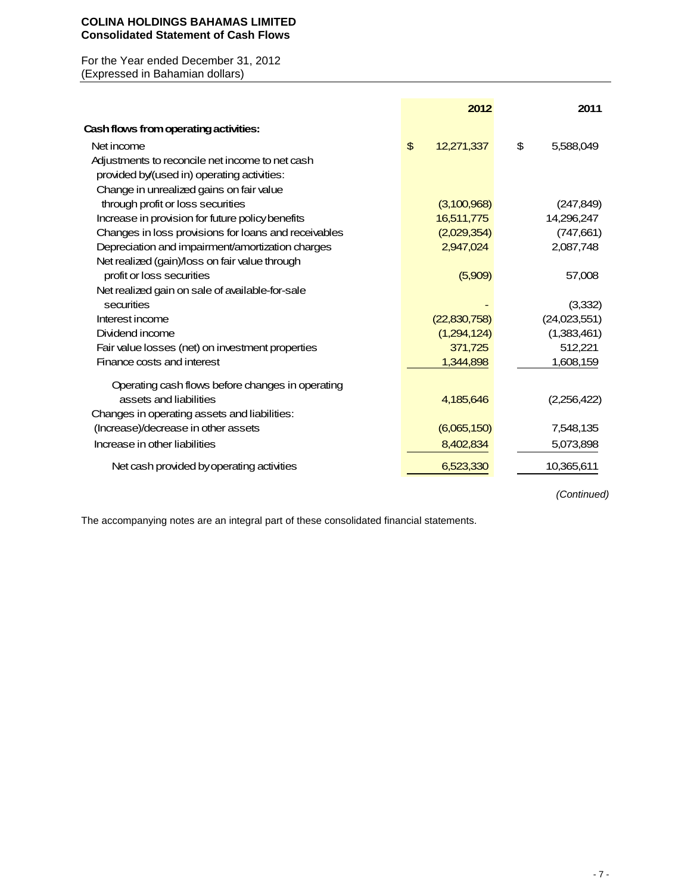**COLINA HOLDINGS BAHAMAS LIMITED**
**Consolidated Statement of Cash Flows**

For the Year ended December 31, 2012
(Expressed in Bahamian dollars)

| | 2012 | 2011 |
|---|---|---|
| **Cash flows from operating activities:** | | |
| Net income | $ 12,271,337 | $ 5,588,049 |
| Adjustments to reconcile net income to net cash provided by/(used in) operating activities: | | |
| Change in unrealized gains on fair value through profit or loss securities | (3,100,968) | (247,849) |
| Increase in provision for future policy benefits | 16,511,775 | 14,296,247 |
| Changes in loss provisions for loans and receivables | (2,029,354) | (747,661) |
| Depreciation and impairment/amortization charges | 2,947,024 | 2,087,748 |
| Net realized (gain)/loss on fair value through profit or loss securities | (5,909) | 57,008 |
| Net realized gain on sale of available-for-sale securities | - | (3,332) |
| Interest income | (22,830,758) | (24,023,551) |
| Dividend income | (1,294,124) | (1,383,461) |
| Fair value losses (net) on investment properties | 371,725 | 512,221 |
| Finance costs and interest | 1,344,898 | 1,608,159 |
| Operating cash flows before changes in operating assets and liabilities | 4,185,646 | (2,256,422) |
| Changes in operating assets and liabilities: | | |
| (Increase)/decrease in other assets | (6,065,150) | 7,548,135 |
| Increase in other liabilities | 8,402,834 | 5,073,898 |
| Net cash provided by operating activities | 6,523,330 | 10,365,611 |

*(Continued)*

The accompanying notes are an integral part of these consolidated financial statements.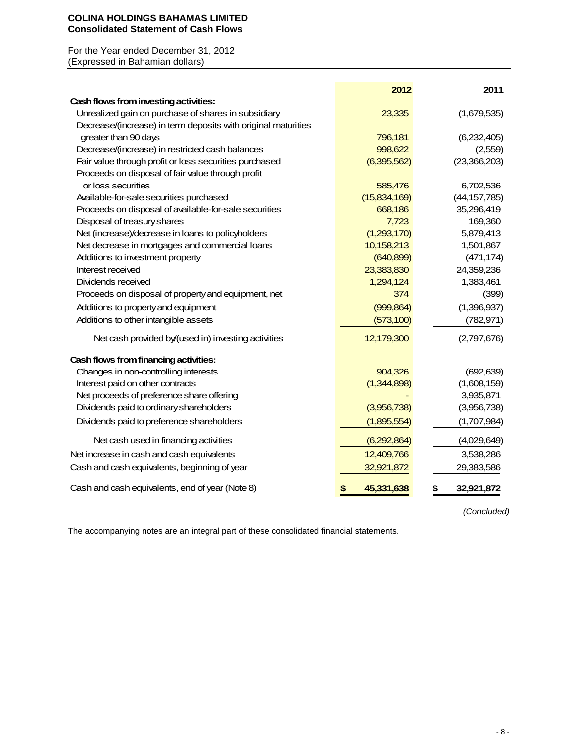**COLINA HOLDINGS BAHAMAS LIMITED**
**Consolidated Statement of Cash Flows**

For the Year ended December 31, 2012
(Expressed in Bahamian dollars)

| | 2012 | 2011 |
|---|---|---|
| **Cash flows from investing activities:** | | |
| Unrealized gain on purchase of shares in subsidiary | 23,335 | (1,679,535) |
| Decrease/(increase) in term deposits with original maturities greater than 90 days | 796,181 | (6,232,405) |
| Decrease/(increase) in restricted cash balances | 998,622 | (2,559) |
| Fair value through profit or loss securities purchased | (6,395,562) | (23,366,203) |
| Proceeds on disposal of fair value through profit or loss securities | 585,476 | 6,702,536 |
| Available-for-sale securities purchased | (15,834,169) | (44,157,785) |
| Proceeds on disposal of available-for-sale securities | 668,186 | 35,296,419 |
| Disposal of treasury shares | 7,723 | 169,360 |
| Net (increase)/decrease in loans to policyholders | (1,293,170) | 5,879,413 |
| Net decrease in mortgages and commercial loans | 10,158,213 | 1,501,867 |
| Additions to investment property | (640,899) | (471,174) |
| Interest received | 23,383,830 | 24,359,236 |
| Dividends received | 1,294,124 | 1,383,461 |
| Proceeds on disposal of property and equipment, net | 374 | (399) |
| Additions to property and equipment | (999,864) | (1,396,937) |
| Additions to other intangible assets | (573,100) | (782,971) |
| Net cash provided by/(used in) investing activities | 12,179,300 | (2,797,676) |
| **Cash flows from financing activities:** | | |
| Changes in non-controlling interests | 904,326 | (692,639) |
| Interest paid on other contracts | (1,344,898) | (1,608,159) |
| Net proceeds of preference share offering | - | 3,935,871 |
| Dividends paid to ordinary shareholders | (3,956,738) | (3,956,738) |
| Dividends paid to preference shareholders | (1,895,554) | (1,707,984) |
| Net cash used in financing activities | (6,292,864) | (4,029,649) |
| Net increase in cash and cash equivalents | 12,409,766 | 3,538,286 |
| Cash and cash equivalents, beginning of year | 32,921,872 | 29,383,586 |
| Cash and cash equivalents, end of year (Note 8) | **$ 45,331,638** | **$ 32,921,872** |

*(Concluded)*

The accompanying notes are an integral part of these consolidated financial statements.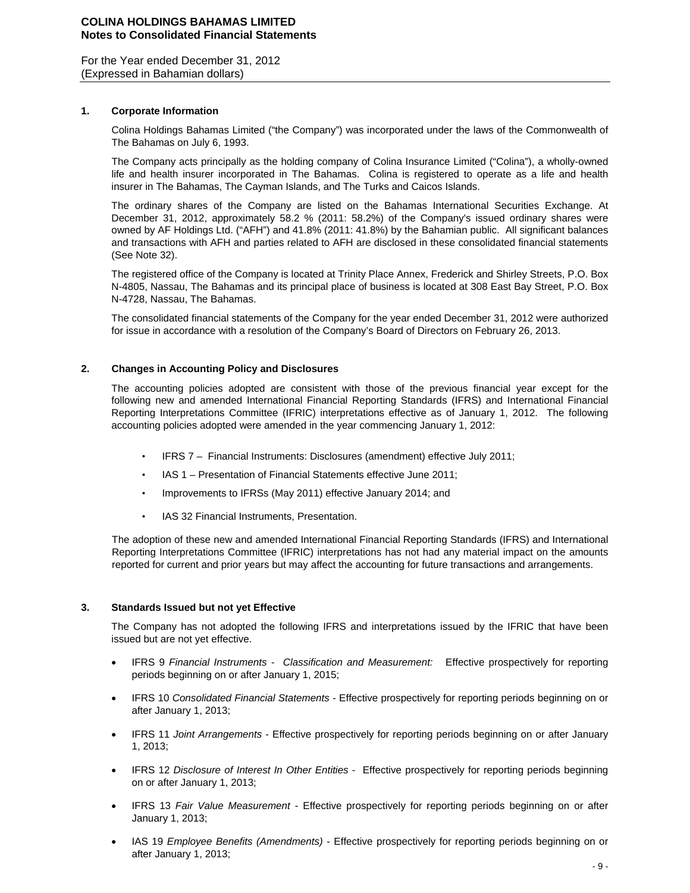## 1. Corporate Information

Colina Holdings Bahamas Limited ("the Company") was incorporated under the laws of the Commonwealth of The Bahamas on July 6, 1993.

The Company acts principally as the holding company of Colina Insurance Limited ("Colina"), a wholly-owned life and health insurer incorporated in The Bahamas. Colina is registered to operate as a life and health insurer in The Bahamas, The Cayman Islands, and The Turks and Caicos Islands.

The ordinary shares of the Company are listed on the Bahamas International Securities Exchange. At December 31, 2012, approximately 58.2 % (2011: 58.2%) of the Company's issued ordinary shares were owned by AF Holdings Ltd. ("AFH") and 41.8% (2011: 41.8%) by the Bahamian public. All significant balances and transactions with AFH and parties related to AFH are disclosed in these consolidated financial statements (See Note 32).

The registered office of the Company is located at Trinity Place Annex, Frederick and Shirley Streets, P.O. Box N-4805, Nassau, The Bahamas and its principal place of business is located at 308 East Bay Street, P.O. Box N-4728, Nassau, The Bahamas.

The consolidated financial statements of the Company for the year ended December 31, 2012 were authorized for issue in accordance with a resolution of the Company's Board of Directors on February 26, 2013.

## 2. Changes in Accounting Policy and Disclosures

The accounting policies adopted are consistent with those of the previous financial year except for the following new and amended International Financial Reporting Standards (IFRS) and International Financial Reporting Interpretations Committee (IFRIC) interpretations effective as of January 1, 2012. The following accounting policies adopted were amended in the year commencing January 1, 2012:

- IFRS 7 – Financial Instruments: Disclosures (amendment) effective July 2011;
- IAS 1 – Presentation of Financial Statements effective June 2011;
- Improvements to IFRSs (May 2011) effective January 2014; and
- IAS 32 Financial Instruments, Presentation.

The adoption of these new and amended International Financial Reporting Standards (IFRS) and International Reporting Interpretations Committee (IFRIC) interpretations has not had any material impact on the amounts reported for current and prior years but may affect the accounting for future transactions and arrangements.

## 3. Standards Issued but not yet Effective

The Company has not adopted the following IFRS and interpretations issued by the IFRIC that have been issued but are not yet effective.

- IFRS 9 *Financial Instruments - Classification and Measurement:* Effective prospectively for reporting periods beginning on or after January 1, 2015;
- IFRS 10 *Consolidated Financial Statements* - Effective prospectively for reporting periods beginning on or after January 1, 2013;
- IFRS 11 *Joint Arrangements* - Effective prospectively for reporting periods beginning on or after January 1, 2013;
- IFRS 12 *Disclosure of Interest In Other Entities* - Effective prospectively for reporting periods beginning on or after January 1, 2013;
- IFRS 13 *Fair Value Measurement* - Effective prospectively for reporting periods beginning on or after January 1, 2013;
- IAS 19 *Employee Benefits (Amendments)* - Effective prospectively for reporting periods beginning on or after January 1, 2013;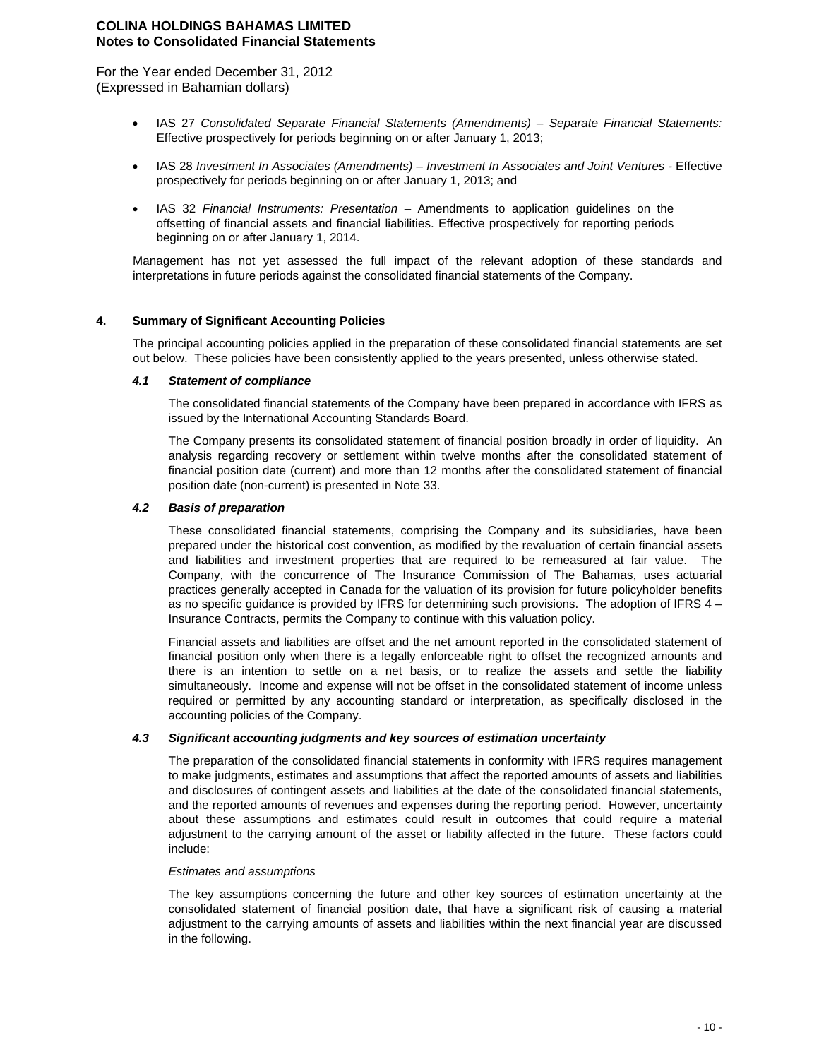- IAS 27 *Consolidated Separate Financial Statements (Amendments) – Separate Financial Statements:* Effective prospectively for periods beginning on or after January 1, 2013;

- IAS 28 *Investment In Associates (Amendments) – Investment In Associates and Joint Ventures* - Effective prospectively for periods beginning on or after January 1, 2013; and

- IAS 32 *Financial Instruments: Presentation* – Amendments to application guidelines on the offsetting of financial assets and financial liabilities. Effective prospectively for reporting periods beginning on or after January 1, 2014.

Management has not yet assessed the full impact of the relevant adoption of these standards and interpretations in future periods against the consolidated financial statements of the Company.

## 4. Summary of Significant Accounting Policies

The principal accounting policies applied in the preparation of these consolidated financial statements are set out below. These policies have been consistently applied to the years presented, unless otherwise stated.

### *4.1 Statement of compliance*

The consolidated financial statements of the Company have been prepared in accordance with IFRS as issued by the International Accounting Standards Board.

The Company presents its consolidated statement of financial position broadly in order of liquidity. An analysis regarding recovery or settlement within twelve months after the consolidated statement of financial position date (current) and more than 12 months after the consolidated statement of financial position date (non-current) is presented in Note 33.

### *4.2 Basis of preparation*

These consolidated financial statements, comprising the Company and its subsidiaries, have been prepared under the historical cost convention, as modified by the revaluation of certain financial assets and liabilities and investment properties that are required to be remeasured at fair value. The Company, with the concurrence of The Insurance Commission of The Bahamas, uses actuarial practices generally accepted in Canada for the valuation of its provision for future policyholder benefits as no specific guidance is provided by IFRS for determining such provisions. The adoption of IFRS 4 – Insurance Contracts, permits the Company to continue with this valuation policy.

Financial assets and liabilities are offset and the net amount reported in the consolidated statement of financial position only when there is a legally enforceable right to offset the recognized amounts and there is an intention to settle on a net basis, or to realize the assets and settle the liability simultaneously. Income and expense will not be offset in the consolidated statement of income unless required or permitted by any accounting standard or interpretation, as specifically disclosed in the accounting policies of the Company.

### *4.3 Significant accounting judgments and key sources of estimation uncertainty*

The preparation of the consolidated financial statements in conformity with IFRS requires management to make judgments, estimates and assumptions that affect the reported amounts of assets and liabilities and disclosures of contingent assets and liabilities at the date of the consolidated financial statements, and the reported amounts of revenues and expenses during the reporting period. However, uncertainty about these assumptions and estimates could result in outcomes that could require a material adjustment to the carrying amount of the asset or liability affected in the future. These factors could include:

*Estimates and assumptions*

The key assumptions concerning the future and other key sources of estimation uncertainty at the consolidated statement of financial position date, that have a significant risk of causing a material adjustment to the carrying amounts of assets and liabilities within the next financial year are discussed in the following.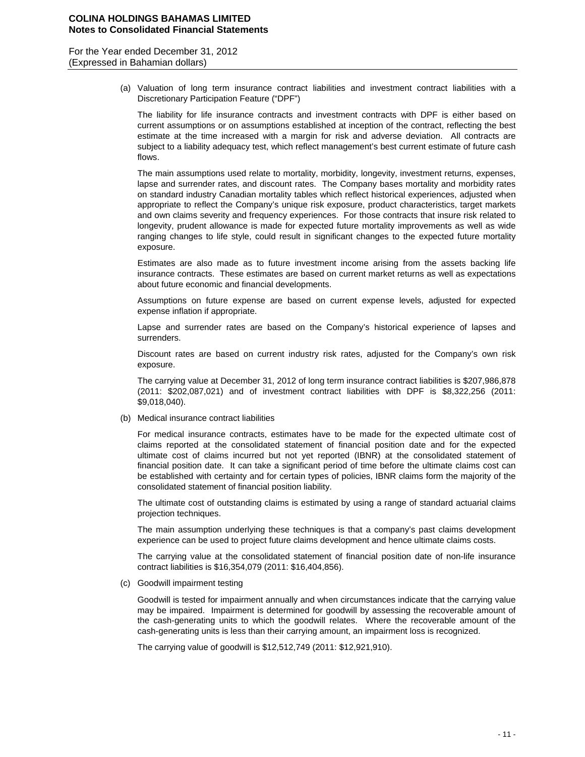(a) Valuation of long term insurance contract liabilities and investment contract liabilities with a Discretionary Participation Feature ("DPF")

The liability for life insurance contracts and investment contracts with DPF is either based on current assumptions or on assumptions established at inception of the contract, reflecting the best estimate at the time increased with a margin for risk and adverse deviation. All contracts are subject to a liability adequacy test, which reflect management's best current estimate of future cash flows.

The main assumptions used relate to mortality, morbidity, longevity, investment returns, expenses, lapse and surrender rates, and discount rates. The Company bases mortality and morbidity rates on standard industry Canadian mortality tables which reflect historical experiences, adjusted when appropriate to reflect the Company's unique risk exposure, product characteristics, target markets and own claims severity and frequency experiences. For those contracts that insure risk related to longevity, prudent allowance is made for expected future mortality improvements as well as wide ranging changes to life style, could result in significant changes to the expected future mortality exposure.

Estimates are also made as to future investment income arising from the assets backing life insurance contracts. These estimates are based on current market returns as well as expectations about future economic and financial developments.

Assumptions on future expense are based on current expense levels, adjusted for expected expense inflation if appropriate.

Lapse and surrender rates are based on the Company's historical experience of lapses and surrenders.

Discount rates are based on current industry risk rates, adjusted for the Company's own risk exposure.

The carrying value at December 31, 2012 of long term insurance contract liabilities is $207,986,878 (2011: $202,087,021) and of investment contract liabilities with DPF is $8,322,256 (2011: $9,018,040).

(b) Medical insurance contract liabilities

For medical insurance contracts, estimates have to be made for the expected ultimate cost of claims reported at the consolidated statement of financial position date and for the expected ultimate cost of claims incurred but not yet reported (IBNR) at the consolidated statement of financial position date. It can take a significant period of time before the ultimate claims cost can be established with certainty and for certain types of policies, IBNR claims form the majority of the consolidated statement of financial position liability.

The ultimate cost of outstanding claims is estimated by using a range of standard actuarial claims projection techniques.

The main assumption underlying these techniques is that a company's past claims development experience can be used to project future claims development and hence ultimate claims costs.

The carrying value at the consolidated statement of financial position date of non-life insurance contract liabilities is $16,354,079 (2011: $16,404,856).

(c) Goodwill impairment testing

Goodwill is tested for impairment annually and when circumstances indicate that the carrying value may be impaired. Impairment is determined for goodwill by assessing the recoverable amount of the cash-generating units to which the goodwill relates. Where the recoverable amount of the cash-generating units is less than their carrying amount, an impairment loss is recognized.

The carrying value of goodwill is $12,512,749 (2011: $12,921,910).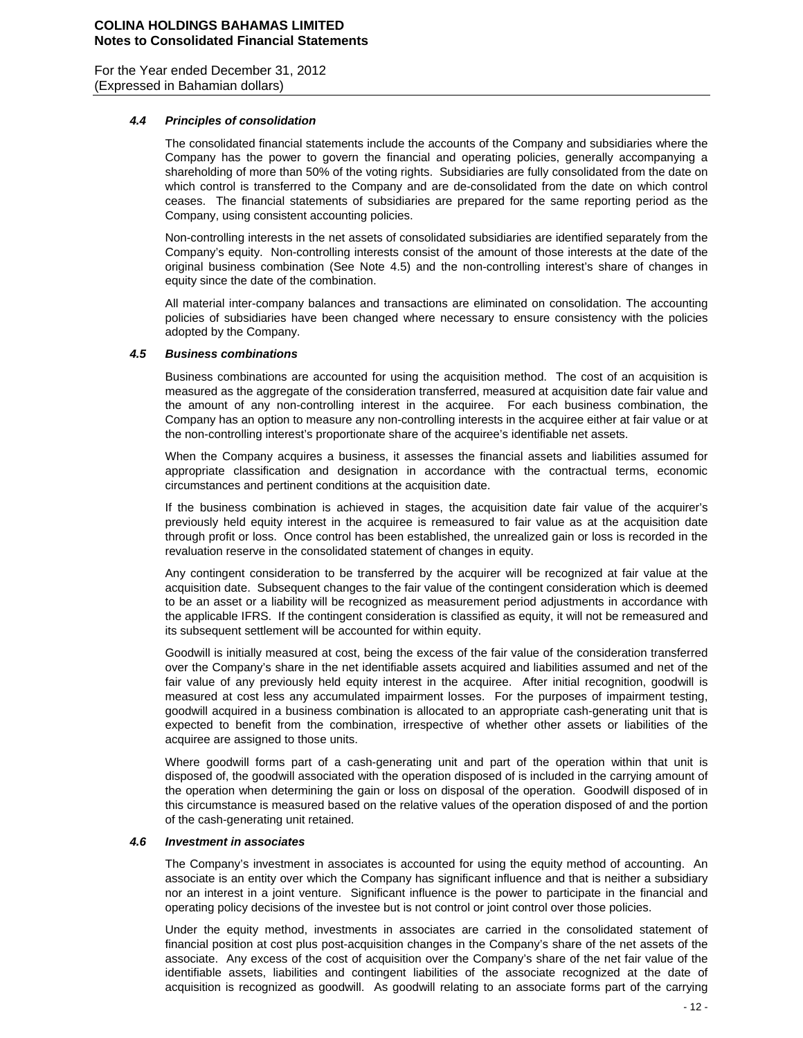### *4.4 Principles of consolidation*

The consolidated financial statements include the accounts of the Company and subsidiaries where the Company has the power to govern the financial and operating policies, generally accompanying a shareholding of more than 50% of the voting rights. Subsidiaries are fully consolidated from the date on which control is transferred to the Company and are de-consolidated from the date on which control ceases. The financial statements of subsidiaries are prepared for the same reporting period as the Company, using consistent accounting policies.

Non-controlling interests in the net assets of consolidated subsidiaries are identified separately from the Company's equity. Non-controlling interests consist of the amount of those interests at the date of the original business combination (See Note 4.5) and the non-controlling interest's share of changes in equity since the date of the combination.

All material inter-company balances and transactions are eliminated on consolidation. The accounting policies of subsidiaries have been changed where necessary to ensure consistency with the policies adopted by the Company.

### *4.5 Business combinations*

Business combinations are accounted for using the acquisition method. The cost of an acquisition is measured as the aggregate of the consideration transferred, measured at acquisition date fair value and the amount of any non-controlling interest in the acquiree. For each business combination, the Company has an option to measure any non-controlling interests in the acquiree either at fair value or at the non-controlling interest's proportionate share of the acquiree's identifiable net assets.

When the Company acquires a business, it assesses the financial assets and liabilities assumed for appropriate classification and designation in accordance with the contractual terms, economic circumstances and pertinent conditions at the acquisition date.

If the business combination is achieved in stages, the acquisition date fair value of the acquirer's previously held equity interest in the acquiree is remeasured to fair value as at the acquisition date through profit or loss. Once control has been established, the unrealized gain or loss is recorded in the revaluation reserve in the consolidated statement of changes in equity.

Any contingent consideration to be transferred by the acquirer will be recognized at fair value at the acquisition date. Subsequent changes to the fair value of the contingent consideration which is deemed to be an asset or a liability will be recognized as measurement period adjustments in accordance with the applicable IFRS. If the contingent consideration is classified as equity, it will not be remeasured and its subsequent settlement will be accounted for within equity.

Goodwill is initially measured at cost, being the excess of the fair value of the consideration transferred over the Company's share in the net identifiable assets acquired and liabilities assumed and net of the fair value of any previously held equity interest in the acquiree. After initial recognition, goodwill is measured at cost less any accumulated impairment losses. For the purposes of impairment testing, goodwill acquired in a business combination is allocated to an appropriate cash-generating unit that is expected to benefit from the combination, irrespective of whether other assets or liabilities of the acquiree are assigned to those units.

Where goodwill forms part of a cash-generating unit and part of the operation within that unit is disposed of, the goodwill associated with the operation disposed of is included in the carrying amount of the operation when determining the gain or loss on disposal of the operation. Goodwill disposed of in this circumstance is measured based on the relative values of the operation disposed of and the portion of the cash-generating unit retained.

### *4.6 Investment in associates*

The Company's investment in associates is accounted for using the equity method of accounting. An associate is an entity over which the Company has significant influence and that is neither a subsidiary nor an interest in a joint venture. Significant influence is the power to participate in the financial and operating policy decisions of the investee but is not control or joint control over those policies.

Under the equity method, investments in associates are carried in the consolidated statement of financial position at cost plus post-acquisition changes in the Company's share of the net assets of the associate. Any excess of the cost of acquisition over the Company's share of the net fair value of the identifiable assets, liabilities and contingent liabilities of the associate recognized at the date of acquisition is recognized as goodwill. As goodwill relating to an associate forms part of the carrying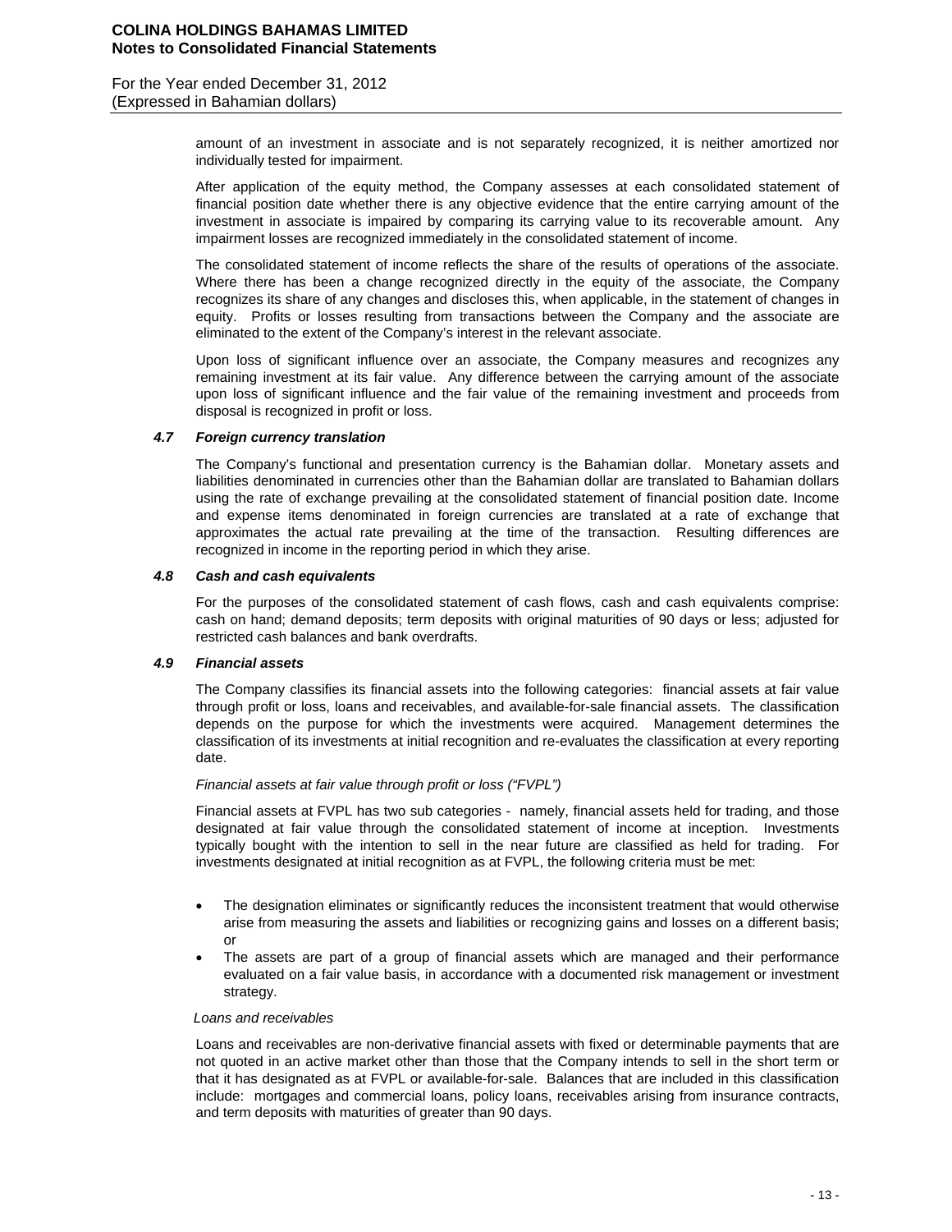amount of an investment in associate and is not separately recognized, it is neither amortized nor individually tested for impairment.

After application of the equity method, the Company assesses at each consolidated statement of financial position date whether there is any objective evidence that the entire carrying amount of the investment in associate is impaired by comparing its carrying value to its recoverable amount. Any impairment losses are recognized immediately in the consolidated statement of income.

The consolidated statement of income reflects the share of the results of operations of the associate. Where there has been a change recognized directly in the equity of the associate, the Company recognizes its share of any changes and discloses this, when applicable, in the statement of changes in equity. Profits or losses resulting from transactions between the Company and the associate are eliminated to the extent of the Company's interest in the relevant associate.

Upon loss of significant influence over an associate, the Company measures and recognizes any remaining investment at its fair value. Any difference between the carrying amount of the associate upon loss of significant influence and the fair value of the remaining investment and proceeds from disposal is recognized in profit or loss.

### *4.7 Foreign currency translation*

The Company's functional and presentation currency is the Bahamian dollar. Monetary assets and liabilities denominated in currencies other than the Bahamian dollar are translated to Bahamian dollars using the rate of exchange prevailing at the consolidated statement of financial position date. Income and expense items denominated in foreign currencies are translated at a rate of exchange that approximates the actual rate prevailing at the time of the transaction. Resulting differences are recognized in income in the reporting period in which they arise.

### *4.8 Cash and cash equivalents*

For the purposes of the consolidated statement of cash flows, cash and cash equivalents comprise: cash on hand; demand deposits; term deposits with original maturities of 90 days or less; adjusted for restricted cash balances and bank overdrafts.

### *4.9 Financial assets*

The Company classifies its financial assets into the following categories: financial assets at fair value through profit or loss, loans and receivables, and available-for-sale financial assets. The classification depends on the purpose for which the investments were acquired. Management determines the classification of its investments at initial recognition and re-evaluates the classification at every reporting date.

*Financial assets at fair value through profit or loss ("FVPL")*

Financial assets at FVPL has two sub categories - namely, financial assets held for trading, and those designated at fair value through the consolidated statement of income at inception. Investments typically bought with the intention to sell in the near future are classified as held for trading. For investments designated at initial recognition as at FVPL, the following criteria must be met:

- The designation eliminates or significantly reduces the inconsistent treatment that would otherwise arise from measuring the assets and liabilities or recognizing gains and losses on a different basis; or
- The assets are part of a group of financial assets which are managed and their performance evaluated on a fair value basis, in accordance with a documented risk management or investment strategy.

*Loans and receivables*

Loans and receivables are non-derivative financial assets with fixed or determinable payments that are not quoted in an active market other than those that the Company intends to sell in the short term or that it has designated as at FVPL or available-for-sale. Balances that are included in this classification include: mortgages and commercial loans, policy loans, receivables arising from insurance contracts, and term deposits with maturities of greater than 90 days.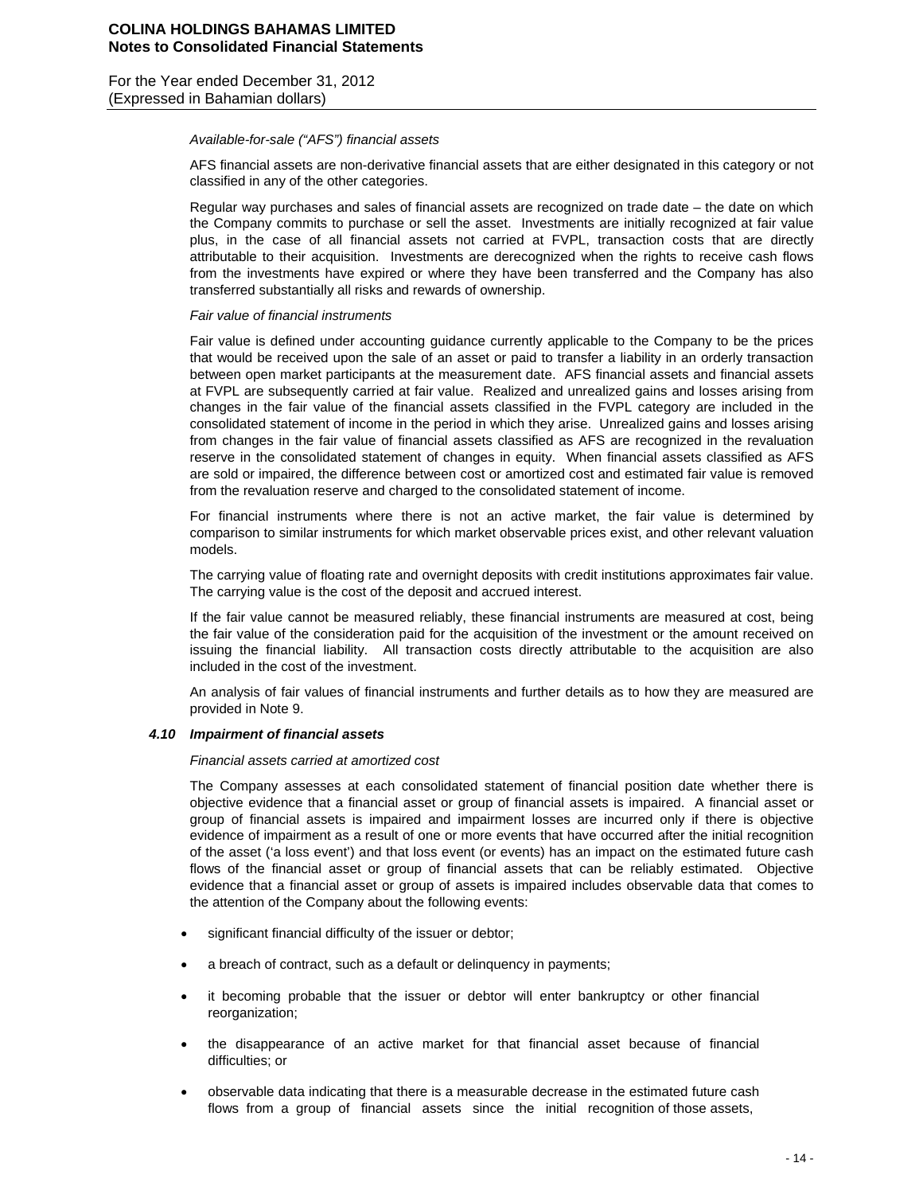*Available-for-sale ("AFS") financial assets*

AFS financial assets are non-derivative financial assets that are either designated in this category or not classified in any of the other categories.

Regular way purchases and sales of financial assets are recognized on trade date – the date on which the Company commits to purchase or sell the asset. Investments are initially recognized at fair value plus, in the case of all financial assets not carried at FVPL, transaction costs that are directly attributable to their acquisition. Investments are derecognized when the rights to receive cash flows from the investments have expired or where they have been transferred and the Company has also transferred substantially all risks and rewards of ownership.

*Fair value of financial instruments*

Fair value is defined under accounting guidance currently applicable to the Company to be the prices that would be received upon the sale of an asset or paid to transfer a liability in an orderly transaction between open market participants at the measurement date. AFS financial assets and financial assets at FVPL are subsequently carried at fair value. Realized and unrealized gains and losses arising from changes in the fair value of the financial assets classified in the FVPL category are included in the consolidated statement of income in the period in which they arise. Unrealized gains and losses arising from changes in the fair value of financial assets classified as AFS are recognized in the revaluation reserve in the consolidated statement of changes in equity. When financial assets classified as AFS are sold or impaired, the difference between cost or amortized cost and estimated fair value is removed from the revaluation reserve and charged to the consolidated statement of income.

For financial instruments where there is not an active market, the fair value is determined by comparison to similar instruments for which market observable prices exist, and other relevant valuation models.

The carrying value of floating rate and overnight deposits with credit institutions approximates fair value. The carrying value is the cost of the deposit and accrued interest.

If the fair value cannot be measured reliably, these financial instruments are measured at cost, being the fair value of the consideration paid for the acquisition of the investment or the amount received on issuing the financial liability. All transaction costs directly attributable to the acquisition are also included in the cost of the investment.

An analysis of fair values of financial instruments and further details as to how they are measured are provided in Note 9.

### *4.10 Impairment of financial assets*

*Financial assets carried at amortized cost*

The Company assesses at each consolidated statement of financial position date whether there is objective evidence that a financial asset or group of financial assets is impaired. A financial asset or group of financial assets is impaired and impairment losses are incurred only if there is objective evidence of impairment as a result of one or more events that have occurred after the initial recognition of the asset ('a loss event') and that loss event (or events) has an impact on the estimated future cash flows of the financial asset or group of financial assets that can be reliably estimated. Objective evidence that a financial asset or group of assets is impaired includes observable data that comes to the attention of the Company about the following events:

- significant financial difficulty of the issuer or debtor;
- a breach of contract, such as a default or delinquency in payments;
- it becoming probable that the issuer or debtor will enter bankruptcy or other financial reorganization;
- the disappearance of an active market for that financial asset because of financial difficulties; or
- observable data indicating that there is a measurable decrease in the estimated future cash flows from a group of financial assets since the initial recognition of those assets,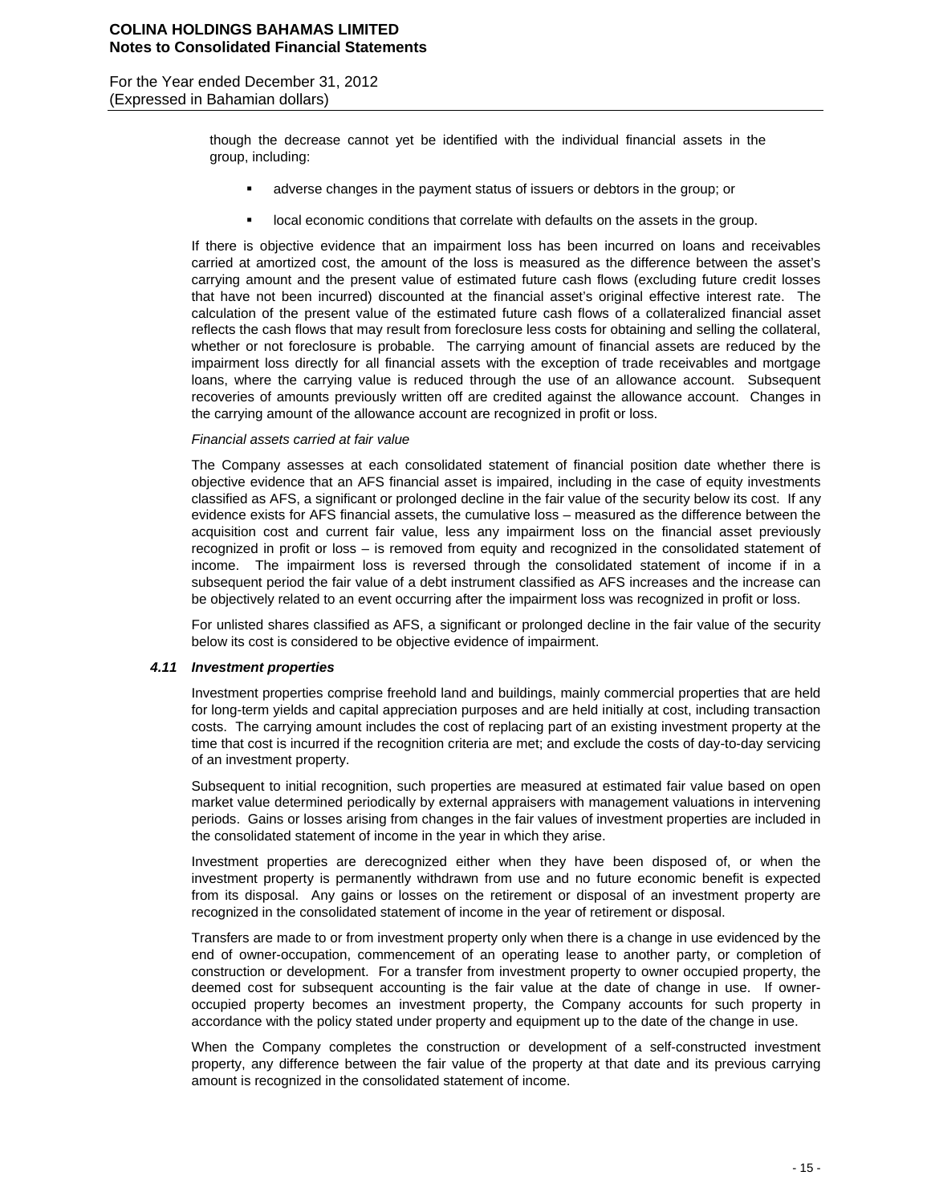though the decrease cannot yet be identified with the individual financial assets in the group, including:

- adverse changes in the payment status of issuers or debtors in the group; or
- local economic conditions that correlate with defaults on the assets in the group.

If there is objective evidence that an impairment loss has been incurred on loans and receivables carried at amortized cost, the amount of the loss is measured as the difference between the asset's carrying amount and the present value of estimated future cash flows (excluding future credit losses that have not been incurred) discounted at the financial asset's original effective interest rate. The calculation of the present value of the estimated future cash flows of a collateralized financial asset reflects the cash flows that may result from foreclosure less costs for obtaining and selling the collateral, whether or not foreclosure is probable. The carrying amount of financial assets are reduced by the impairment loss directly for all financial assets with the exception of trade receivables and mortgage loans, where the carrying value is reduced through the use of an allowance account. Subsequent recoveries of amounts previously written off are credited against the allowance account. Changes in the carrying amount of the allowance account are recognized in profit or loss.

*Financial assets carried at fair value*

The Company assesses at each consolidated statement of financial position date whether there is objective evidence that an AFS financial asset is impaired, including in the case of equity investments classified as AFS, a significant or prolonged decline in the fair value of the security below its cost. If any evidence exists for AFS financial assets, the cumulative loss – measured as the difference between the acquisition cost and current fair value, less any impairment loss on the financial asset previously recognized in profit or loss – is removed from equity and recognized in the consolidated statement of income. The impairment loss is reversed through the consolidated statement of income if in a subsequent period the fair value of a debt instrument classified as AFS increases and the increase can be objectively related to an event occurring after the impairment loss was recognized in profit or loss.

For unlisted shares classified as AFS, a significant or prolonged decline in the fair value of the security below its cost is considered to be objective evidence of impairment.

### *4.11 Investment properties*

Investment properties comprise freehold land and buildings, mainly commercial properties that are held for long-term yields and capital appreciation purposes and are held initially at cost, including transaction costs. The carrying amount includes the cost of replacing part of an existing investment property at the time that cost is incurred if the recognition criteria are met; and exclude the costs of day-to-day servicing of an investment property.

Subsequent to initial recognition, such properties are measured at estimated fair value based on open market value determined periodically by external appraisers with management valuations in intervening periods. Gains or losses arising from changes in the fair values of investment properties are included in the consolidated statement of income in the year in which they arise.

Investment properties are derecognized either when they have been disposed of, or when the investment property is permanently withdrawn from use and no future economic benefit is expected from its disposal. Any gains or losses on the retirement or disposal of an investment property are recognized in the consolidated statement of income in the year of retirement or disposal.

Transfers are made to or from investment property only when there is a change in use evidenced by the end of owner-occupation, commencement of an operating lease to another party, or completion of construction or development. For a transfer from investment property to owner occupied property, the deemed cost for subsequent accounting is the fair value at the date of change in use. If owner-occupied property becomes an investment property, the Company accounts for such property in accordance with the policy stated under property and equipment up to the date of the change in use.

When the Company completes the construction or development of a self-constructed investment property, any difference between the fair value of the property at that date and its previous carrying amount is recognized in the consolidated statement of income.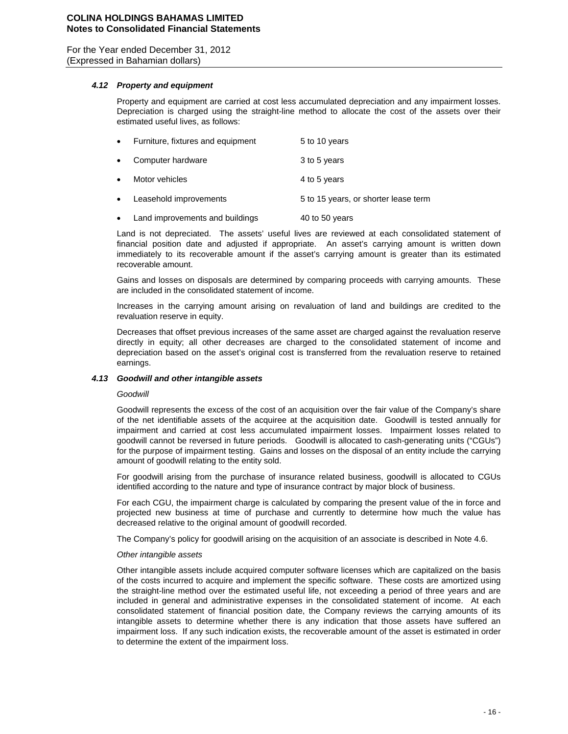### 4.12 *Property and equipment*

Property and equipment are carried at cost less accumulated depreciation and any impairment losses. Depreciation is charged using the straight-line method to allocate the cost of the assets over their estimated useful lives, as follows:

- Furniture, fixtures and equipment — 5 to 10 years
- Computer hardware — 3 to 5 years
- Motor vehicles — 4 to 5 years
- Leasehold improvements — 5 to 15 years, or shorter lease term
- Land improvements and buildings — 40 to 50 years

Land is not depreciated. The assets' useful lives are reviewed at each consolidated statement of financial position date and adjusted if appropriate. An asset's carrying amount is written down immediately to its recoverable amount if the asset's carrying amount is greater than its estimated recoverable amount.

Gains and losses on disposals are determined by comparing proceeds with carrying amounts. These are included in the consolidated statement of income.

Increases in the carrying amount arising on revaluation of land and buildings are credited to the revaluation reserve in equity.

Decreases that offset previous increases of the same asset are charged against the revaluation reserve directly in equity; all other decreases are charged to the consolidated statement of income and depreciation based on the asset's original cost is transferred from the revaluation reserve to retained earnings.

### 4.13 *Goodwill and other intangible assets*

*Goodwill*

Goodwill represents the excess of the cost of an acquisition over the fair value of the Company's share of the net identifiable assets of the acquiree at the acquisition date. Goodwill is tested annually for impairment and carried at cost less accumulated impairment losses. Impairment losses related to goodwill cannot be reversed in future periods. Goodwill is allocated to cash-generating units ("CGUs") for the purpose of impairment testing. Gains and losses on the disposal of an entity include the carrying amount of goodwill relating to the entity sold.

For goodwill arising from the purchase of insurance related business, goodwill is allocated to CGUs identified according to the nature and type of insurance contract by major block of business.

For each CGU, the impairment charge is calculated by comparing the present value of the in force and projected new business at time of purchase and currently to determine how much the value has decreased relative to the original amount of goodwill recorded.

The Company's policy for goodwill arising on the acquisition of an associate is described in Note 4.6.

*Other intangible assets*

Other intangible assets include acquired computer software licenses which are capitalized on the basis of the costs incurred to acquire and implement the specific software. These costs are amortized using the straight-line method over the estimated useful life, not exceeding a period of three years and are included in general and administrative expenses in the consolidated statement of income. At each consolidated statement of financial position date, the Company reviews the carrying amounts of its intangible assets to determine whether there is any indication that those assets have suffered an impairment loss. If any such indication exists, the recoverable amount of the asset is estimated in order to determine the extent of the impairment loss.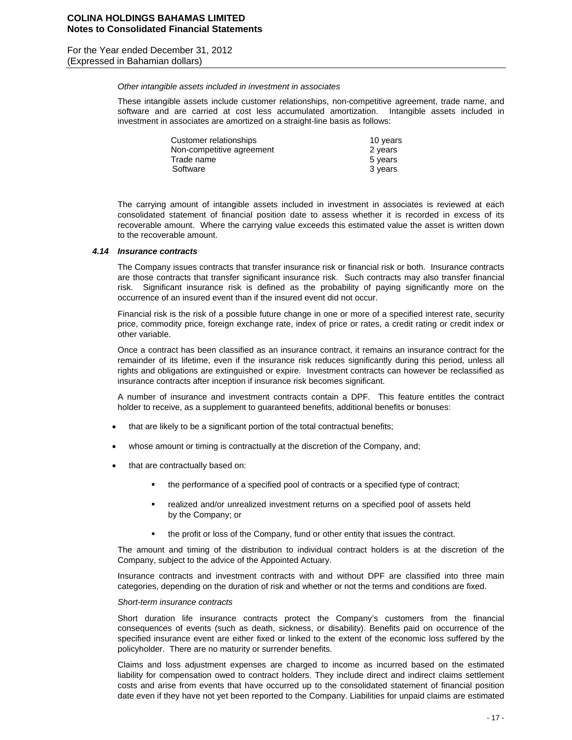*Other intangible assets included in investment in associates*

These intangible assets include customer relationships, non-competitive agreement, trade name, and software and are carried at cost less accumulated amortization. Intangible assets included in investment in associates are amortized on a straight-line basis as follows:

| | |
|---|---|
| Customer relationships | 10 years |
| Non-competitive agreement | 2 years |
| Trade name | 5 years |
| Software | 3 years |

The carrying amount of intangible assets included in investment in associates is reviewed at each consolidated statement of financial position date to assess whether it is recorded in excess of its recoverable amount. Where the carrying value exceeds this estimated value the asset is written down to the recoverable amount.

### *4.14 Insurance contracts*

The Company issues contracts that transfer insurance risk or financial risk or both. Insurance contracts are those contracts that transfer significant insurance risk. Such contracts may also transfer financial risk. Significant insurance risk is defined as the probability of paying significantly more on the occurrence of an insured event than if the insured event did not occur.

Financial risk is the risk of a possible future change in one or more of a specified interest rate, security price, commodity price, foreign exchange rate, index of price or rates, a credit rating or credit index or other variable.

Once a contract has been classified as an insurance contract, it remains an insurance contract for the remainder of its lifetime, even if the insurance risk reduces significantly during this period, unless all rights and obligations are extinguished or expire. Investment contracts can however be reclassified as insurance contracts after inception if insurance risk becomes significant.

A number of insurance and investment contracts contain a DPF. This feature entitles the contract holder to receive, as a supplement to guaranteed benefits, additional benefits or bonuses:

- that are likely to be a significant portion of the total contractual benefits;
- whose amount or timing is contractually at the discretion of the Company, and;
- that are contractually based on:
  - the performance of a specified pool of contracts or a specified type of contract;
  - realized and/or unrealized investment returns on a specified pool of assets held by the Company; or
  - the profit or loss of the Company, fund or other entity that issues the contract.

The amount and timing of the distribution to individual contract holders is at the discretion of the Company, subject to the advice of the Appointed Actuary.

Insurance contracts and investment contracts with and without DPF are classified into three main categories, depending on the duration of risk and whether or not the terms and conditions are fixed.

*Short-term insurance contracts*

Short duration life insurance contracts protect the Company's customers from the financial consequences of events (such as death, sickness, or disability). Benefits paid on occurrence of the specified insurance event are either fixed or linked to the extent of the economic loss suffered by the policyholder. There are no maturity or surrender benefits.

Claims and loss adjustment expenses are charged to income as incurred based on the estimated liability for compensation owed to contract holders. They include direct and indirect claims settlement costs and arise from events that have occurred up to the consolidated statement of financial position date even if they have not yet been reported to the Company. Liabilities for unpaid claims are estimated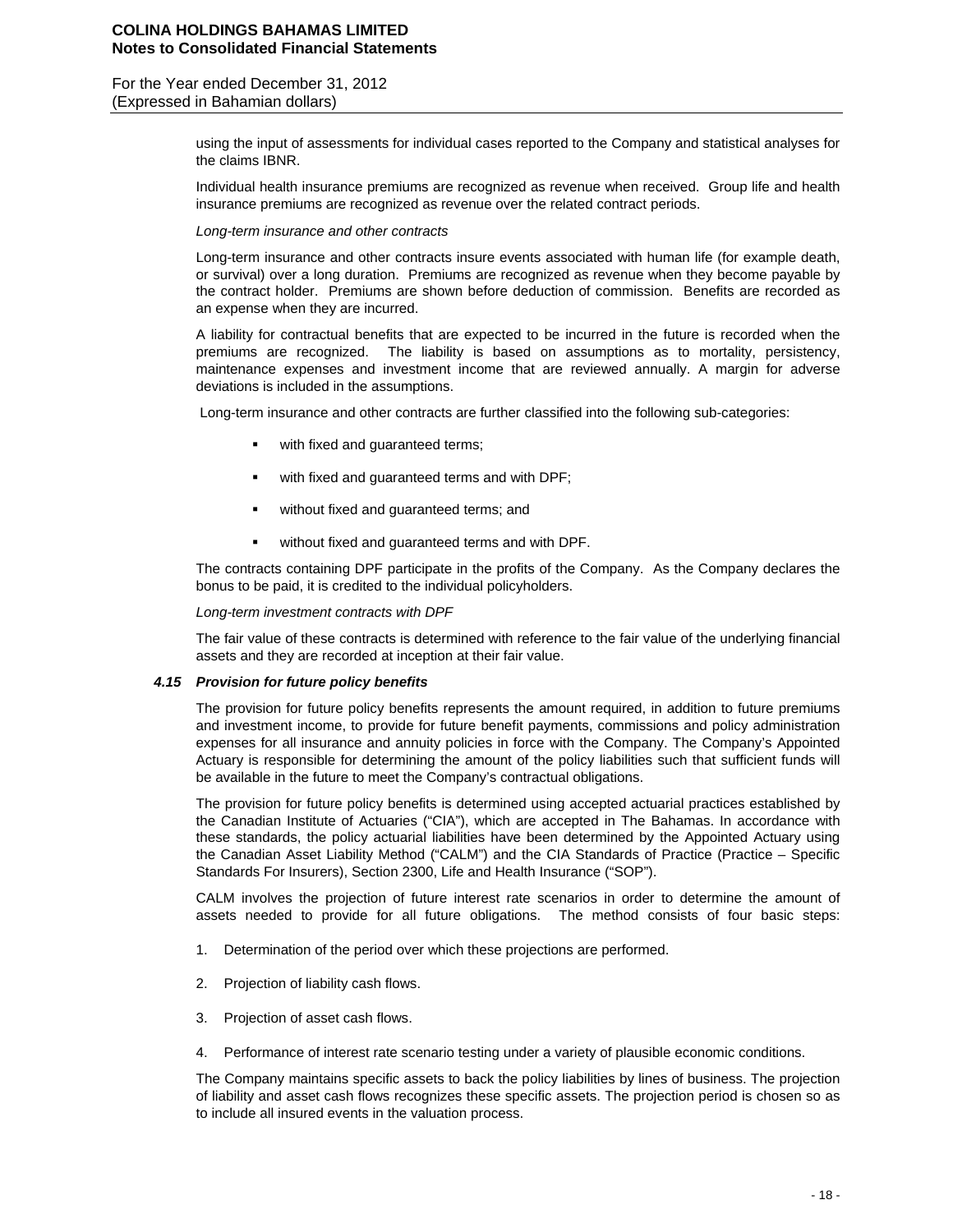using the input of assessments for individual cases reported to the Company and statistical analyses for the claims IBNR.

Individual health insurance premiums are recognized as revenue when received. Group life and health insurance premiums are recognized as revenue over the related contract periods.

*Long-term insurance and other contracts*

Long-term insurance and other contracts insure events associated with human life (for example death, or survival) over a long duration. Premiums are recognized as revenue when they become payable by the contract holder. Premiums are shown before deduction of commission. Benefits are recorded as an expense when they are incurred.

A liability for contractual benefits that are expected to be incurred in the future is recorded when the premiums are recognized. The liability is based on assumptions as to mortality, persistency, maintenance expenses and investment income that are reviewed annually. A margin for adverse deviations is included in the assumptions.

Long-term insurance and other contracts are further classified into the following sub-categories:

- with fixed and guaranteed terms;
- with fixed and guaranteed terms and with DPF;
- without fixed and guaranteed terms; and
- without fixed and guaranteed terms and with DPF.

The contracts containing DPF participate in the profits of the Company. As the Company declares the bonus to be paid, it is credited to the individual policyholders.

*Long-term investment contracts with DPF*

The fair value of these contracts is determined with reference to the fair value of the underlying financial assets and they are recorded at inception at their fair value.

### *4.15 Provision for future policy benefits*

The provision for future policy benefits represents the amount required, in addition to future premiums and investment income, to provide for future benefit payments, commissions and policy administration expenses for all insurance and annuity policies in force with the Company. The Company's Appointed Actuary is responsible for determining the amount of the policy liabilities such that sufficient funds will be available in the future to meet the Company's contractual obligations.

The provision for future policy benefits is determined using accepted actuarial practices established by the Canadian Institute of Actuaries ("CIA"), which are accepted in The Bahamas. In accordance with these standards, the policy actuarial liabilities have been determined by the Appointed Actuary using the Canadian Asset Liability Method ("CALM") and the CIA Standards of Practice (Practice – Specific Standards For Insurers), Section 2300, Life and Health Insurance ("SOP").

CALM involves the projection of future interest rate scenarios in order to determine the amount of assets needed to provide for all future obligations. The method consists of four basic steps:

1. Determination of the period over which these projections are performed.
2. Projection of liability cash flows.
3. Projection of asset cash flows.
4. Performance of interest rate scenario testing under a variety of plausible economic conditions.

The Company maintains specific assets to back the policy liabilities by lines of business. The projection of liability and asset cash flows recognizes these specific assets. The projection period is chosen so as to include all insured events in the valuation process.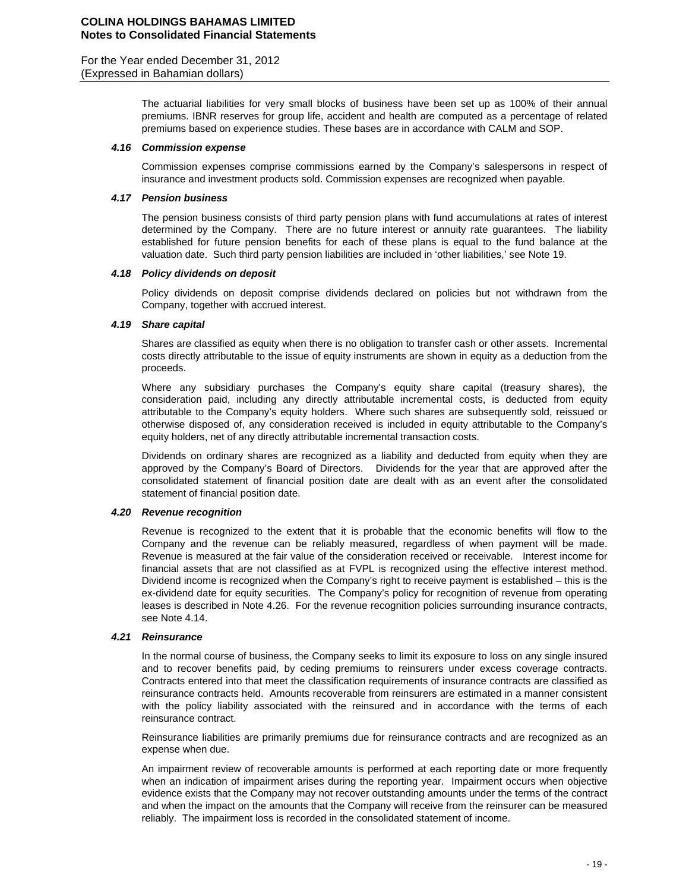The actuarial liabilities for very small blocks of business have been set up as 100% of their annual premiums. IBNR reserves for group life, accident and health are computed as a percentage of related premiums based on experience studies. These bases are in accordance with CALM and SOP.

### *4.16 Commission expense*

Commission expenses comprise commissions earned by the Company's salespersons in respect of insurance and investment products sold. Commission expenses are recognized when payable.

### *4.17 Pension business*

The pension business consists of third party pension plans with fund accumulations at rates of interest determined by the Company. There are no future interest or annuity rate guarantees. The liability established for future pension benefits for each of these plans is equal to the fund balance at the valuation date. Such third party pension liabilities are included in 'other liabilities,' see Note 19.

### *4.18 Policy dividends on deposit*

Policy dividends on deposit comprise dividends declared on policies but not withdrawn from the Company, together with accrued interest.

### *4.19 Share capital*

Shares are classified as equity when there is no obligation to transfer cash or other assets. Incremental costs directly attributable to the issue of equity instruments are shown in equity as a deduction from the proceeds.

Where any subsidiary purchases the Company's equity share capital (treasury shares), the consideration paid, including any directly attributable incremental costs, is deducted from equity attributable to the Company's equity holders. Where such shares are subsequently sold, reissued or otherwise disposed of, any consideration received is included in equity attributable to the Company's equity holders, net of any directly attributable incremental transaction costs.

Dividends on ordinary shares are recognized as a liability and deducted from equity when they are approved by the Company's Board of Directors. Dividends for the year that are approved after the consolidated statement of financial position date are dealt with as an event after the consolidated statement of financial position date.

### *4.20 Revenue recognition*

Revenue is recognized to the extent that it is probable that the economic benefits will flow to the Company and the revenue can be reliably measured, regardless of when payment will be made. Revenue is measured at the fair value of the consideration received or receivable. Interest income for financial assets that are not classified as at FVPL is recognized using the effective interest method. Dividend income is recognized when the Company's right to receive payment is established – this is the ex-dividend date for equity securities. The Company's policy for recognition of revenue from operating leases is described in Note 4.26. For the revenue recognition policies surrounding insurance contracts, see Note 4.14.

### *4.21 Reinsurance*

In the normal course of business, the Company seeks to limit its exposure to loss on any single insured and to recover benefits paid, by ceding premiums to reinsurers under excess coverage contracts. Contracts entered into that meet the classification requirements of insurance contracts are classified as reinsurance contracts held. Amounts recoverable from reinsurers are estimated in a manner consistent with the policy liability associated with the reinsured and in accordance with the terms of each reinsurance contract.

Reinsurance liabilities are primarily premiums due for reinsurance contracts and are recognized as an expense when due.

An impairment review of recoverable amounts is performed at each reporting date or more frequently when an indication of impairment arises during the reporting year. Impairment occurs when objective evidence exists that the Company may not recover outstanding amounts under the terms of the contract and when the impact on the amounts that the Company will receive from the reinsurer can be measured reliably. The impairment loss is recorded in the consolidated statement of income.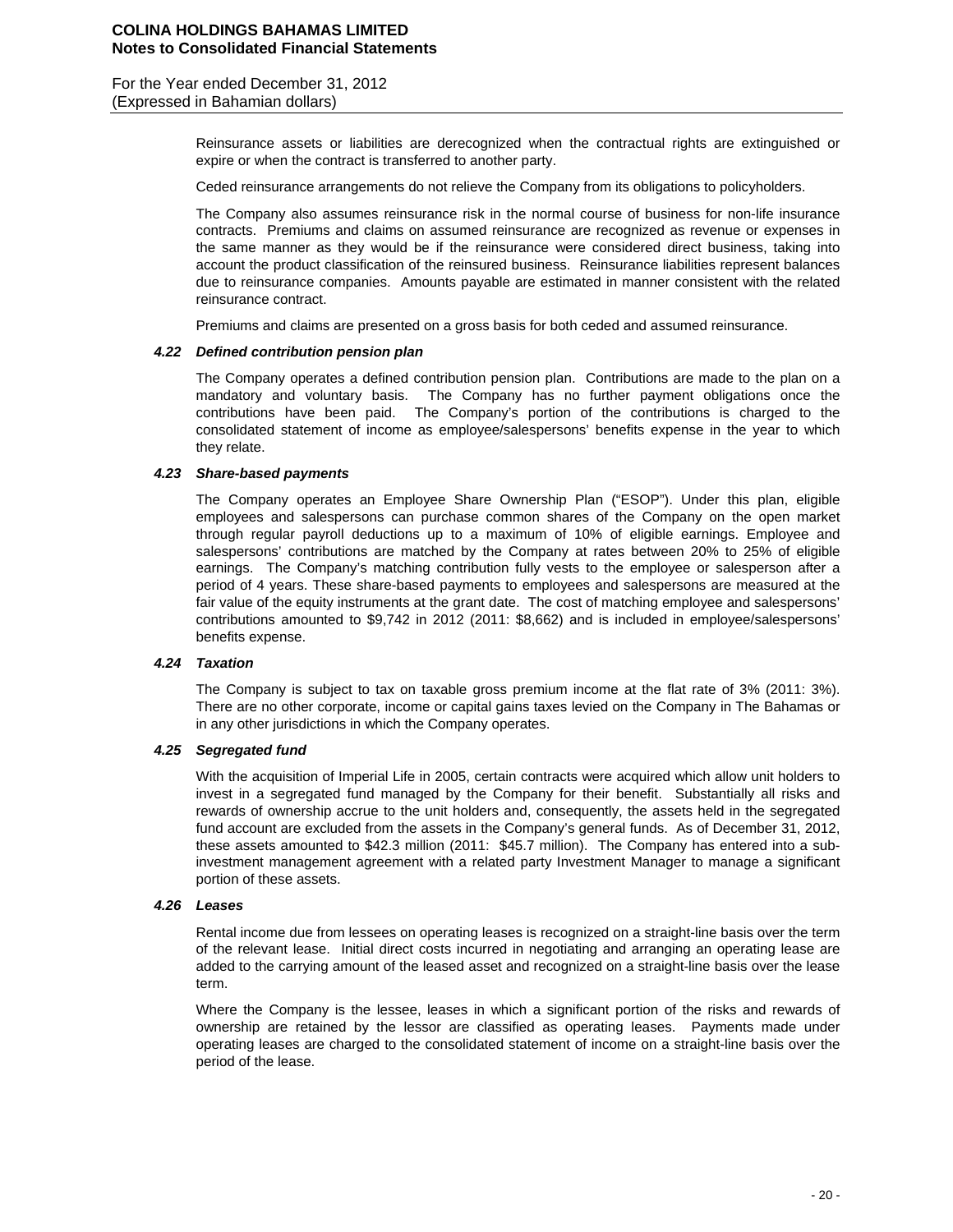Reinsurance assets or liabilities are derecognized when the contractual rights are extinguished or expire or when the contract is transferred to another party.

Ceded reinsurance arrangements do not relieve the Company from its obligations to policyholders.

The Company also assumes reinsurance risk in the normal course of business for non-life insurance contracts. Premiums and claims on assumed reinsurance are recognized as revenue or expenses in the same manner as they would be if the reinsurance were considered direct business, taking into account the product classification of the reinsured business. Reinsurance liabilities represent balances due to reinsurance companies. Amounts payable are estimated in manner consistent with the related reinsurance contract.

Premiums and claims are presented on a gross basis for both ceded and assumed reinsurance.

### *4.22 Defined contribution pension plan*

The Company operates a defined contribution pension plan. Contributions are made to the plan on a mandatory and voluntary basis. The Company has no further payment obligations once the contributions have been paid. The Company's portion of the contributions is charged to the consolidated statement of income as employee/salespersons' benefits expense in the year to which they relate.

### *4.23 Share-based payments*

The Company operates an Employee Share Ownership Plan ("ESOP"). Under this plan, eligible employees and salespersons can purchase common shares of the Company on the open market through regular payroll deductions up to a maximum of 10% of eligible earnings. Employee and salespersons' contributions are matched by the Company at rates between 20% to 25% of eligible earnings. The Company's matching contribution fully vests to the employee or salesperson after a period of 4 years. These share-based payments to employees and salespersons are measured at the fair value of the equity instruments at the grant date. The cost of matching employee and salespersons' contributions amounted to $9,742 in 2012 (2011: $8,662) and is included in employee/salespersons' benefits expense.

### *4.24 Taxation*

The Company is subject to tax on taxable gross premium income at the flat rate of 3% (2011: 3%). There are no other corporate, income or capital gains taxes levied on the Company in The Bahamas or in any other jurisdictions in which the Company operates.

### *4.25 Segregated fund*

With the acquisition of Imperial Life in 2005, certain contracts were acquired which allow unit holders to invest in a segregated fund managed by the Company for their benefit. Substantially all risks and rewards of ownership accrue to the unit holders and, consequently, the assets held in the segregated fund account are excluded from the assets in the Company's general funds. As of December 31, 2012, these assets amounted to $42.3 million (2011: $45.7 million). The Company has entered into a sub-investment management agreement with a related party Investment Manager to manage a significant portion of these assets.

### *4.26 Leases*

Rental income due from lessees on operating leases is recognized on a straight-line basis over the term of the relevant lease. Initial direct costs incurred in negotiating and arranging an operating lease are added to the carrying amount of the leased asset and recognized on a straight-line basis over the lease term.

Where the Company is the lessee, leases in which a significant portion of the risks and rewards of ownership are retained by the lessor are classified as operating leases. Payments made under operating leases are charged to the consolidated statement of income on a straight-line basis over the period of the lease.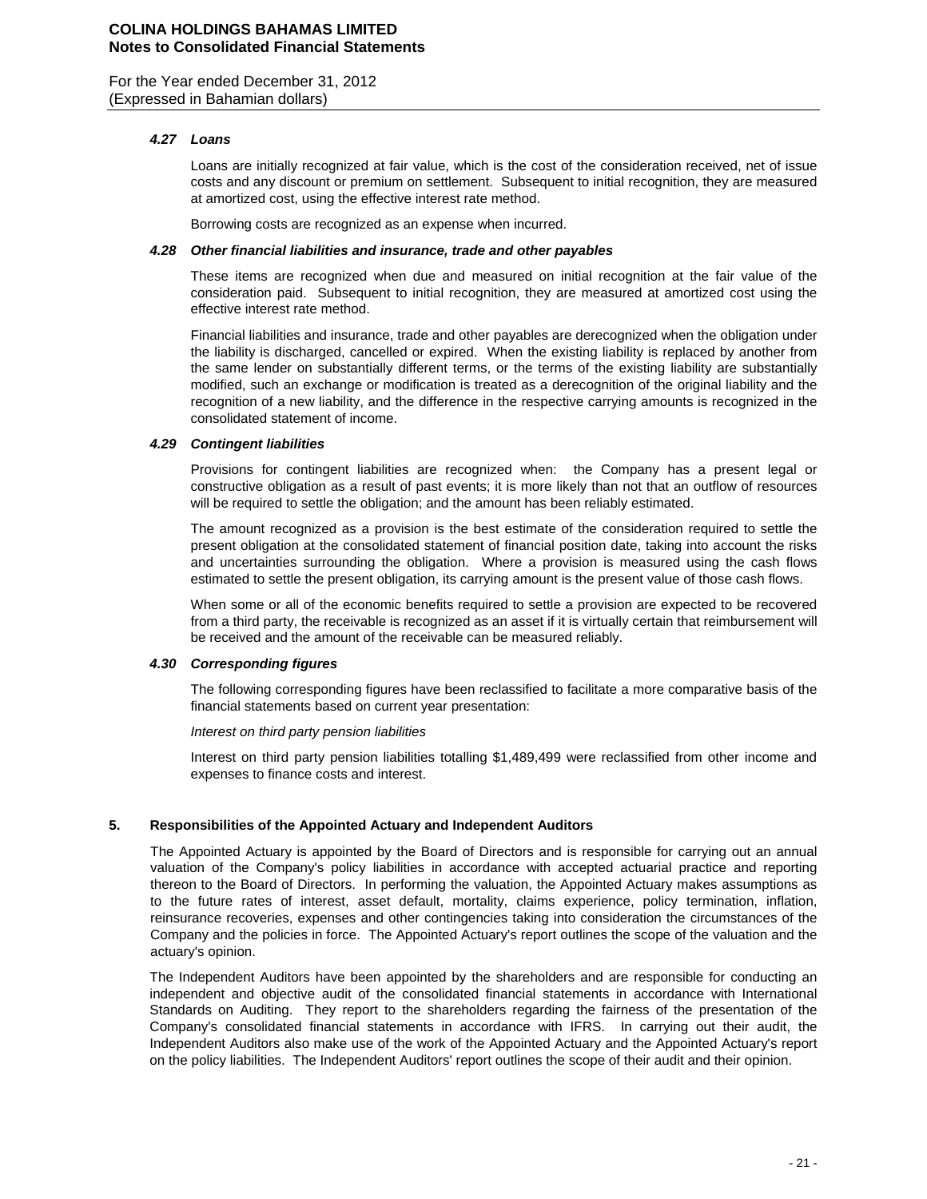### *4.27 Loans*

Loans are initially recognized at fair value, which is the cost of the consideration received, net of issue costs and any discount or premium on settlement. Subsequent to initial recognition, they are measured at amortized cost, using the effective interest rate method.

Borrowing costs are recognized as an expense when incurred.

### *4.28 Other financial liabilities and insurance, trade and other payables*

These items are recognized when due and measured on initial recognition at the fair value of the consideration paid. Subsequent to initial recognition, they are measured at amortized cost using the effective interest rate method.

Financial liabilities and insurance, trade and other payables are derecognized when the obligation under the liability is discharged, cancelled or expired. When the existing liability is replaced by another from the same lender on substantially different terms, or the terms of the existing liability are substantially modified, such an exchange or modification is treated as a derecognition of the original liability and the recognition of a new liability, and the difference in the respective carrying amounts is recognized in the consolidated statement of income.

### *4.29 Contingent liabilities*

Provisions for contingent liabilities are recognized when: the Company has a present legal or constructive obligation as a result of past events; it is more likely than not that an outflow of resources will be required to settle the obligation; and the amount has been reliably estimated.

The amount recognized as a provision is the best estimate of the consideration required to settle the present obligation at the consolidated statement of financial position date, taking into account the risks and uncertainties surrounding the obligation. Where a provision is measured using the cash flows estimated to settle the present obligation, its carrying amount is the present value of those cash flows.

When some or all of the economic benefits required to settle a provision are expected to be recovered from a third party, the receivable is recognized as an asset if it is virtually certain that reimbursement will be received and the amount of the receivable can be measured reliably.

### *4.30 Corresponding figures*

The following corresponding figures have been reclassified to facilitate a more comparative basis of the financial statements based on current year presentation:

*Interest on third party pension liabilities*

Interest on third party pension liabilities totalling $1,489,499 were reclassified from other income and expenses to finance costs and interest.

## 5. Responsibilities of the Appointed Actuary and Independent Auditors

The Appointed Actuary is appointed by the Board of Directors and is responsible for carrying out an annual valuation of the Company's policy liabilities in accordance with accepted actuarial practice and reporting thereon to the Board of Directors. In performing the valuation, the Appointed Actuary makes assumptions as to the future rates of interest, asset default, mortality, claims experience, policy termination, inflation, reinsurance recoveries, expenses and other contingencies taking into consideration the circumstances of the Company and the policies in force. The Appointed Actuary's report outlines the scope of the valuation and the actuary's opinion.

The Independent Auditors have been appointed by the shareholders and are responsible for conducting an independent and objective audit of the consolidated financial statements in accordance with International Standards on Auditing. They report to the shareholders regarding the fairness of the presentation of the Company's consolidated financial statements in accordance with IFRS. In carrying out their audit, the Independent Auditors also make use of the work of the Appointed Actuary and the Appointed Actuary's report on the policy liabilities. The Independent Auditors' report outlines the scope of their audit and their opinion.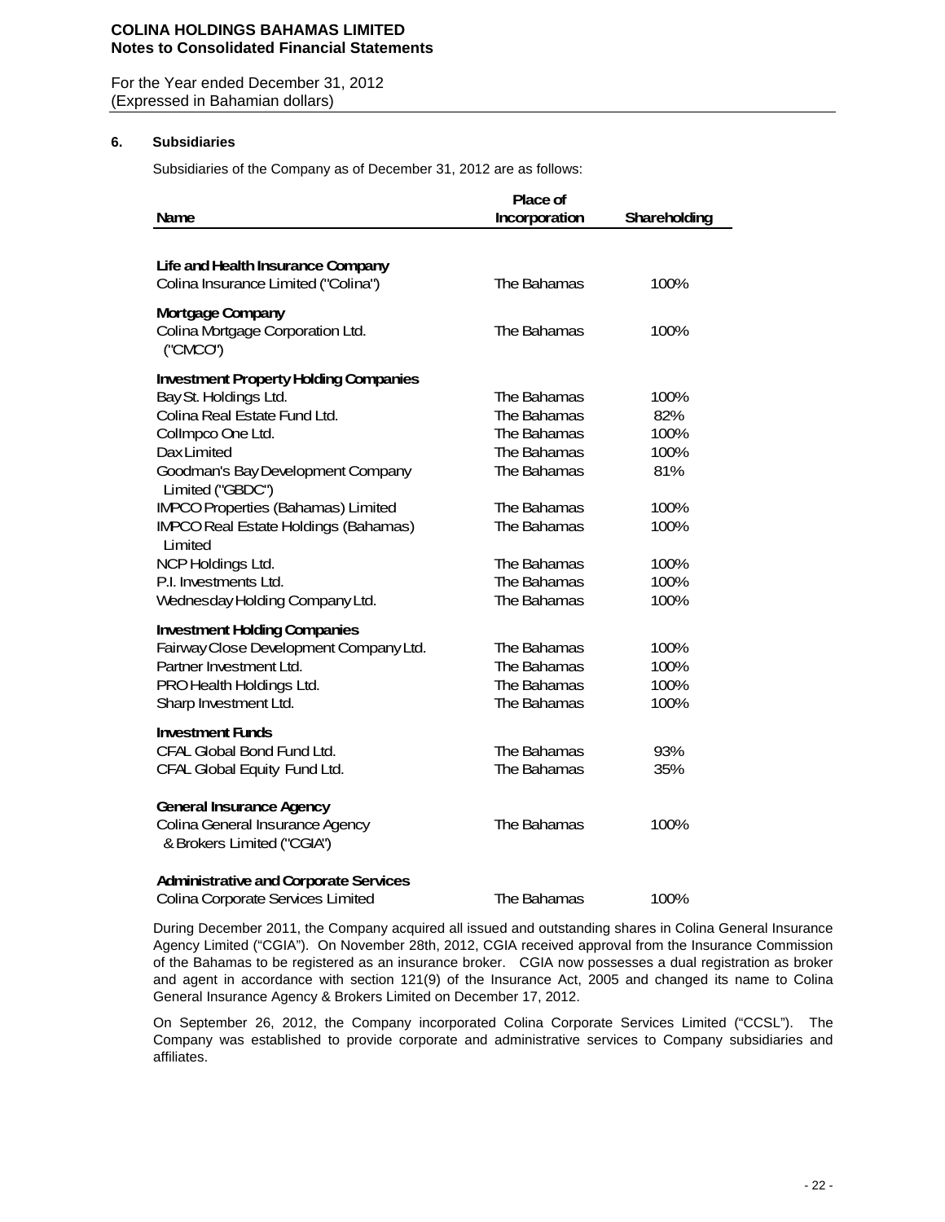## 6. Subsidiaries

Subsidiaries of the Company as of December 31, 2012 are as follows:

| Name | Place of Incorporation | Shareholding |
|---|---|---|
| **Life and Health Insurance Company** | | |
| Colina Insurance Limited ("Colina") | The Bahamas | 100% |
| **Mortgage Company** | | |
| Colina Mortgage Corporation Ltd. ("CMCO") | The Bahamas | 100% |
| **Investment Property Holding Companies** | | |
| Bay St. Holdings Ltd. | The Bahamas | 100% |
| Colina Real Estate Fund Ltd. | The Bahamas | 82% |
| Collmpco One Ltd. | The Bahamas | 100% |
| Dax Limited | The Bahamas | 100% |
| Goodman's Bay Development Company Limited ("GBDC") | The Bahamas | 81% |
| IMPCO Properties (Bahamas) Limited | The Bahamas | 100% |
| IMPCO Real Estate Holdings (Bahamas) Limited | The Bahamas | 100% |
| NCP Holdings Ltd. | The Bahamas | 100% |
| P.I. Investments Ltd. | The Bahamas | 100% |
| Wednesday Holding Company Ltd. | The Bahamas | 100% |
| **Investment Holding Companies** | | |
| Fairway Close Development Company Ltd. | The Bahamas | 100% |
| Partner Investment Ltd. | The Bahamas | 100% |
| PRO Health Holdings Ltd. | The Bahamas | 100% |
| Sharp Investment Ltd. | The Bahamas | 100% |
| **Investment Funds** | | |
| CFAL Global Bond Fund Ltd. | The Bahamas | 93% |
| CFAL Global Equity Fund Ltd. | The Bahamas | 35% |
| **General Insurance Agency** | | |
| Colina General Insurance Agency & Brokers Limited ("CGIA") | The Bahamas | 100% |
| **Administrative and Corporate Services** | | |
| Colina Corporate Services Limited | The Bahamas | 100% |

During December 2011, the Company acquired all issued and outstanding shares in Colina General Insurance Agency Limited ("CGIA"). On November 28th, 2012, CGIA received approval from the Insurance Commission of the Bahamas to be registered as an insurance broker. CGIA now possesses a dual registration as broker and agent in accordance with section 121(9) of the Insurance Act, 2005 and changed its name to Colina General Insurance Agency & Brokers Limited on December 17, 2012.

On September 26, 2012, the Company incorporated Colina Corporate Services Limited ("CCSL"). The Company was established to provide corporate and administrative services to Company subsidiaries and affiliates.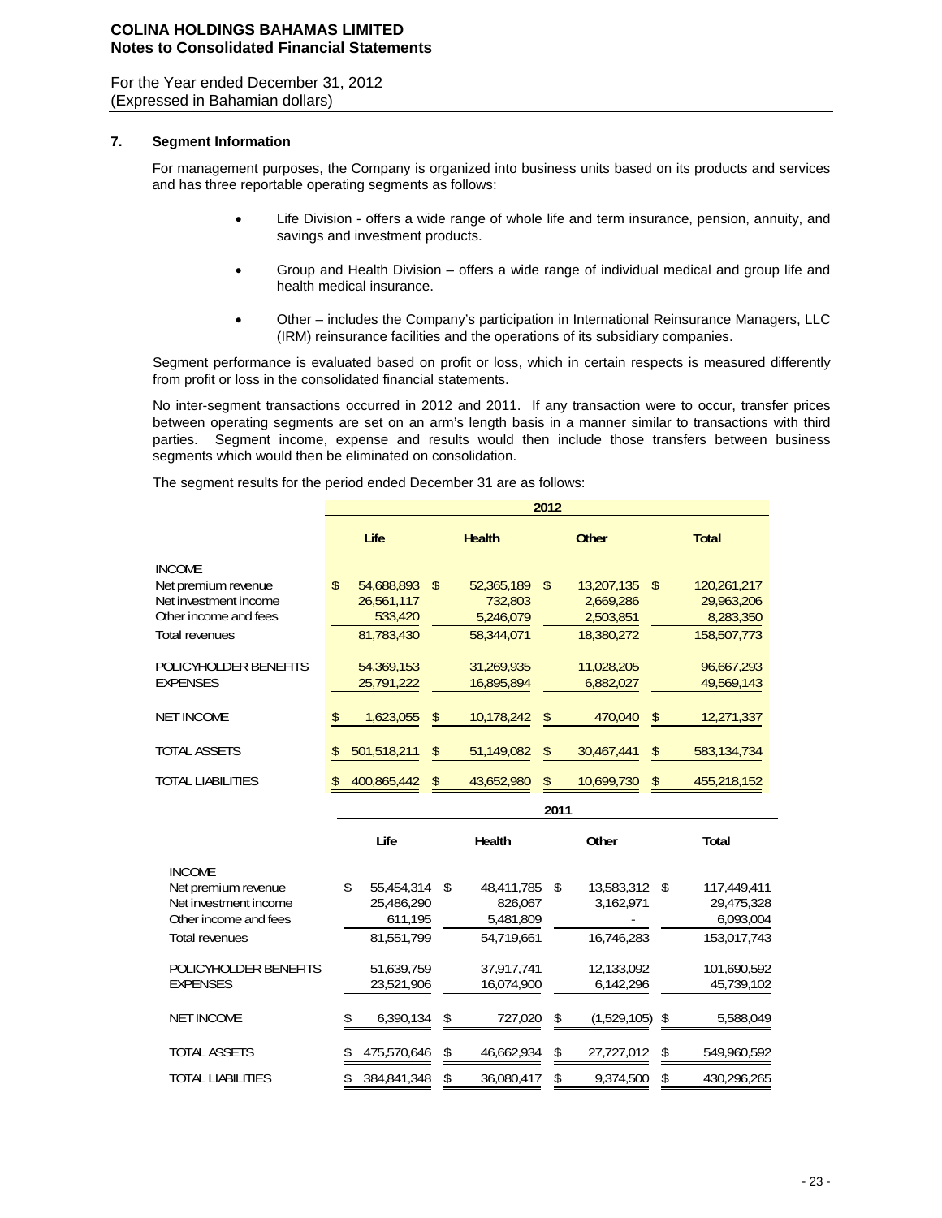## 7. Segment Information

For management purposes, the Company is organized into business units based on its products and services and has three reportable operating segments as follows:

- Life Division - offers a wide range of whole life and term insurance, pension, annuity, and savings and investment products.
- Group and Health Division – offers a wide range of individual medical and group life and health medical insurance.
- Other – includes the Company's participation in International Reinsurance Managers, LLC (IRM) reinsurance facilities and the operations of its subsidiary companies.

Segment performance is evaluated based on profit or loss, which in certain respects is measured differently from profit or loss in the consolidated financial statements.

No inter-segment transactions occurred in 2012 and 2011. If any transaction were to occur, transfer prices between operating segments are set on an arm's length basis in a manner similar to transactions with third parties. Segment income, expense and results would then include those transfers between business segments which would then be eliminated on consolidation.

The segment results for the period ended December 31 are as follows:

| | 2012 | | | |
|---|---|---|---|---|
| | Life | Health | Other | Total |
| INCOME | | | | |
| Net premium revenue | $ 54,688,893 | $ 52,365,189 | $ 13,207,135 | $ 120,261,217 |
| Net investment income | 26,561,117 | 732,803 | 2,669,286 | 29,963,206 |
| Other income and fees | 533,420 | 5,246,079 | 2,503,851 | 8,283,350 |
| Total revenues | 81,783,430 | 58,344,071 | 18,380,272 | 158,507,773 |
| POLICYHOLDER BENEFITS | 54,369,153 | 31,269,935 | 11,028,205 | 96,667,293 |
| EXPENSES | 25,791,222 | 16,895,894 | 6,882,027 | 49,569,143 |
| NET INCOME | $ 1,623,055 | $ 10,178,242 | $ 470,040 | $ 12,271,337 |
| TOTAL ASSETS | $ 501,518,211 | $ 51,149,082 | $ 30,467,441 | $ 583,134,734 |
| TOTAL LIABILITIES | $ 400,865,442 | $ 43,652,980 | $ 10,699,730 | $ 455,218,152 |

| | 2011 | | | |
|---|---|---|---|---|
| | Life | Health | Other | Total |
| INCOME | | | | |
| Net premium revenue | $ 55,454,314 | $ 48,411,785 | $ 13,583,312 | $ 117,449,411 |
| Net investment income | 25,486,290 | 826,067 | 3,162,971 | 29,475,328 |
| Other income and fees | 611,195 | 5,481,809 | - | 6,093,004 |
| Total revenues | 81,551,799 | 54,719,661 | 16,746,283 | 153,017,743 |
| POLICYHOLDER BENEFITS | 51,639,759 | 37,917,741 | 12,133,092 | 101,690,592 |
| EXPENSES | 23,521,906 | 16,074,900 | 6,142,296 | 45,739,102 |
| NET INCOME | $ 6,390,134 | $ 727,020 | $ (1,529,105) | $ 5,588,049 |
| TOTAL ASSETS | $ 475,570,646 | $ 46,662,934 | $ 27,727,012 | $ 549,960,592 |
| TOTAL LIABILITIES | $ 384,841,348 | $ 36,080,417 | $ 9,374,500 | $ 430,296,265 |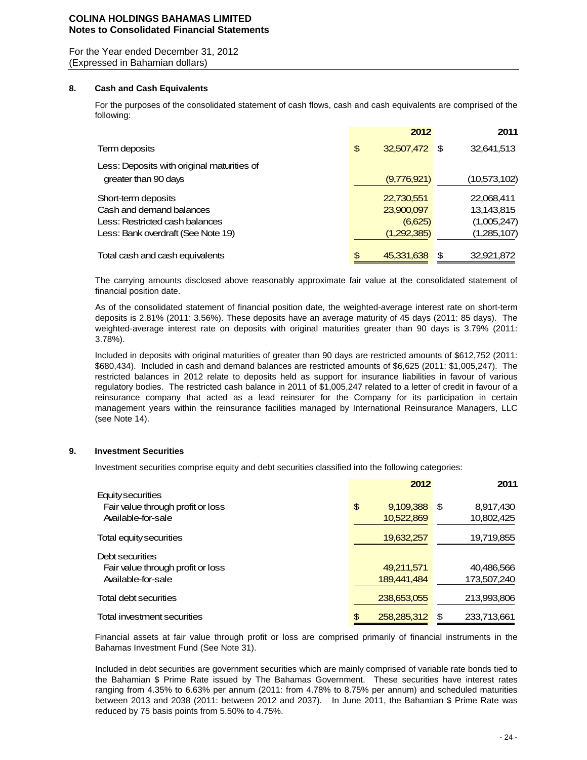**COLINA HOLDINGS BAHAMAS LIMITED**
**Notes to Consolidated Financial Statements**

For the Year ended December 31, 2012
(Expressed in Bahamian dollars)

## 8. Cash and Cash Equivalents

For the purposes of the consolidated statement of cash flows, cash and cash equivalents are comprised of the following:

| | 2012 | 2011 |
|---|---|---|
| Term deposits | $ 32,507,472 | $ 32,641,513 |
| Less: Deposits with original maturities of greater than 90 days | (9,776,921) | (10,573,102) |
| Short-term deposits | 22,730,551 | 22,068,411 |
| Cash and demand balances | 23,900,097 | 13,143,815 |
| Less: Restricted cash balances | (6,625) | (1,005,247) |
| Less: Bank overdraft (See Note 19) | (1,292,385) | (1,285,107) |
| Total cash and cash equivalents | $ 45,331,638 | $ 32,921,872 |

The carrying amounts disclosed above reasonably approximate fair value at the consolidated statement of financial position date.

As of the consolidated statement of financial position date, the weighted-average interest rate on short-term deposits is 2.81% (2011: 3.56%). These deposits have an average maturity of 45 days (2011: 85 days). The weighted-average interest rate on deposits with original maturities greater than 90 days is 3.79% (2011: 3.78%).

Included in deposits with original maturities of greater than 90 days are restricted amounts of $612,752 (2011: $680,434). Included in cash and demand balances are restricted amounts of $6,625 (2011: $1,005,247). The restricted balances in 2012 relate to deposits held as support for insurance liabilities in favour of various regulatory bodies. The restricted cash balance in 2011 of $1,005,247 related to a letter of credit in favour of a reinsurance company that acted as a lead reinsurer for the Company for its participation in certain management years within the reinsurance facilities managed by International Reinsurance Managers, LLC (see Note 14).

## 9. Investment Securities

Investment securities comprise equity and debt securities classified into the following categories:

| | 2012 | 2011 |
|---|---|---|
| Equity securities | | |
| Fair value through profit or loss | $ 9,109,388 | $ 8,917,430 |
| Available-for-sale | 10,522,869 | 10,802,425 |
| Total equity securities | 19,632,257 | 19,719,855 |
| Debt securities | | |
| Fair value through profit or loss | 49,211,571 | 40,486,566 |
| Available-for-sale | 189,441,484 | 173,507,240 |
| Total debt securities | 238,653,055 | 213,993,806 |
| Total investment securities | $ 258,285,312 | $ 233,713,661 |

Financial assets at fair value through profit or loss are comprised primarily of financial instruments in the Bahamas Investment Fund (See Note 31).

Included in debt securities are government securities which are mainly comprised of variable rate bonds tied to the Bahamian $ Prime Rate issued by The Bahamas Government. These securities have interest rates ranging from 4.35% to 6.63% per annum (2011: from 4.78% to 8.75% per annum) and scheduled maturities between 2013 and 2038 (2011: between 2012 and 2037). In June 2011, the Bahamian $ Prime Rate was reduced by 75 basis points from 5.50% to 4.75%.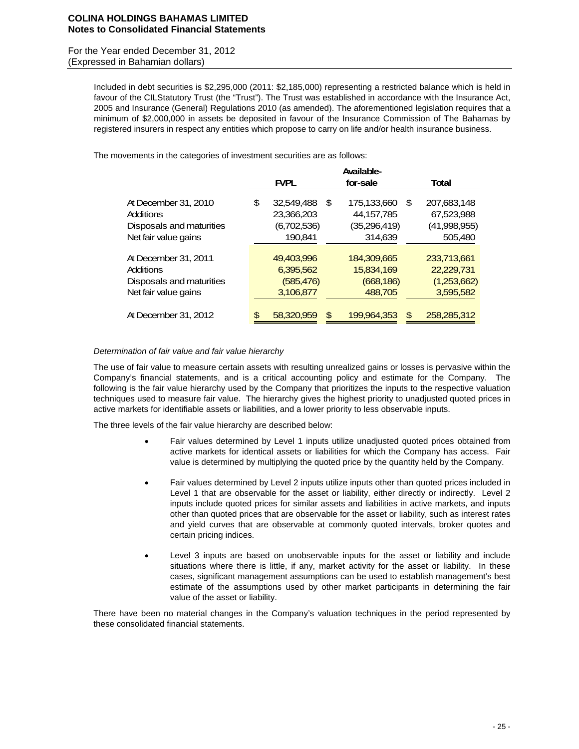Included in debt securities is $2,295,000 (2011: $2,185,000) representing a restricted balance which is held in favour of the CILStatutory Trust (the "Trust"). The Trust was established in accordance with the Insurance Act, 2005 and Insurance (General) Regulations 2010 (as amended). The aforementioned legislation requires that a minimum of $2,000,000 in assets be deposited in favour of the Insurance Commission of The Bahamas by registered insurers in respect any entities which propose to carry on life and/or health insurance business.

The movements in the categories of investment securities are as follows:

| | FVPL | Available-for-sale | Total |
|---|---|---|---|
| At December 31, 2010 | $ 32,549,488 | $ 175,133,660 | $ 207,683,148 |
| Additions | 23,366,203 | 44,157,785 | 67,523,988 |
| Disposals and maturities | (6,702,536) | (35,296,419) | (41,998,955) |
| Net fair value gains | 190,841 | 314,639 | 505,480 |
| At December 31, 2011 | 49,403,996 | 184,309,665 | 233,713,661 |
| Additions | 6,395,562 | 15,834,169 | 22,229,731 |
| Disposals and maturities | (585,476) | (668,186) | (1,253,662) |
| Net fair value gains | 3,106,877 | 488,705 | 3,595,582 |
| At December 31, 2012 | $ 58,320,959 | $ 199,964,353 | $ 258,285,312 |

*Determination of fair value and fair value hierarchy*

The use of fair value to measure certain assets with resulting unrealized gains or losses is pervasive within the Company's financial statements, and is a critical accounting policy and estimate for the Company. The following is the fair value hierarchy used by the Company that prioritizes the inputs to the respective valuation techniques used to measure fair value. The hierarchy gives the highest priority to unadjusted quoted prices in active markets for identifiable assets or liabilities, and a lower priority to less observable inputs.

The three levels of the fair value hierarchy are described below:

- Fair values determined by Level 1 inputs utilize unadjusted quoted prices obtained from active markets for identical assets or liabilities for which the Company has access. Fair value is determined by multiplying the quoted price by the quantity held by the Company.
- Fair values determined by Level 2 inputs utilize inputs other than quoted prices included in Level 1 that are observable for the asset or liability, either directly or indirectly. Level 2 inputs include quoted prices for similar assets and liabilities in active markets, and inputs other than quoted prices that are observable for the asset or liability, such as interest rates and yield curves that are observable at commonly quoted intervals, broker quotes and certain pricing indices.
- Level 3 inputs are based on unobservable inputs for the asset or liability and include situations where there is little, if any, market activity for the asset or liability. In these cases, significant management assumptions can be used to establish management's best estimate of the assumptions used by other market participants in determining the fair value of the asset or liability.

There have been no material changes in the Company's valuation techniques in the period represented by these consolidated financial statements.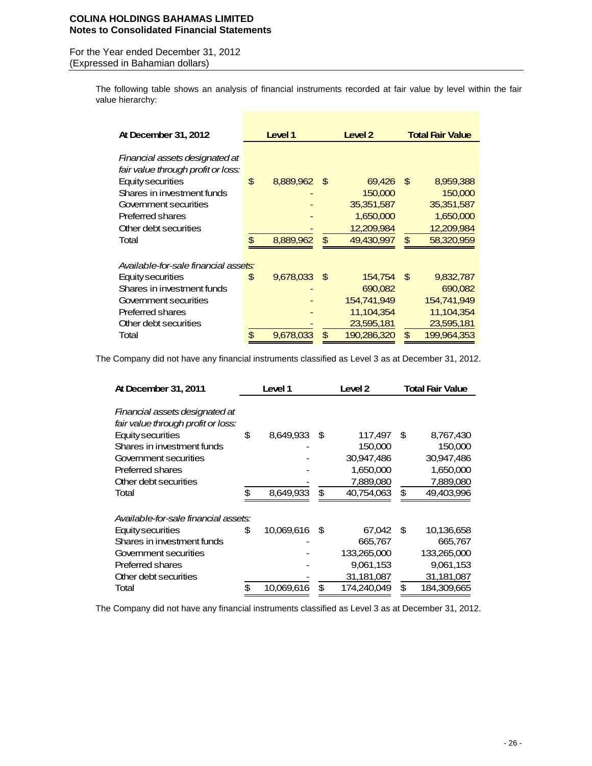The following table shows an analysis of financial instruments recorded at fair value by level within the fair value hierarchy:

| At December 31, 2012 | Level 1 | Level 2 | Total Fair Value |
|---|---|---|---|
| *Financial assets designated at fair value through profit or loss:* | | | |
| Equity securities | $ 8,889,962 | $ 69,426 | $ 8,959,388 |
| Shares in investment funds | - | 150,000 | 150,000 |
| Government securities | - | 35,351,587 | 35,351,587 |
| Preferred shares | - | 1,650,000 | 1,650,000 |
| Other debt securities | - | 12,209,984 | 12,209,984 |
| Total | $ 8,889,962 | $ 49,430,997 | $ 58,320,959 |
| *Available-for-sale financial assets:* | | | |
| Equity securities | $ 9,678,033 | $ 154,754 | $ 9,832,787 |
| Shares in investment funds | - | 690,082 | 690,082 |
| Government securities | - | 154,741,949 | 154,741,949 |
| Preferred shares | - | 11,104,354 | 11,104,354 |
| Other debt securities | - | 23,595,181 | 23,595,181 |
| Total | $ 9,678,033 | $ 190,286,320 | $ 199,964,353 |

The Company did not have any financial instruments classified as Level 3 as at December 31, 2012.

| At December 31, 2011 | Level 1 | Level 2 | Total Fair Value |
|---|---|---|---|
| *Financial assets designated at fair value through profit or loss:* | | | |
| Equity securities | $ 8,649,933 | $ 117,497 | $ 8,767,430 |
| Shares in investment funds | - | 150,000 | 150,000 |
| Government securities | - | 30,947,486 | 30,947,486 |
| Preferred shares | - | 1,650,000 | 1,650,000 |
| Other debt securities | - | 7,889,080 | 7,889,080 |
| Total | $ 8,649,933 | $ 40,754,063 | $ 49,403,996 |
| *Available-for-sale financial assets:* | | | |
| Equity securities | $ 10,069,616 | $ 67,042 | $ 10,136,658 |
| Shares in investment funds | - | 665,767 | 665,767 |
| Government securities | - | 133,265,000 | 133,265,000 |
| Preferred shares | - | 9,061,153 | 9,061,153 |
| Other debt securities | - | 31,181,087 | 31,181,087 |
| Total | $ 10,069,616 | $ 174,240,049 | $ 184,309,665 |

The Company did not have any financial instruments classified as Level 3 as at December 31, 2012.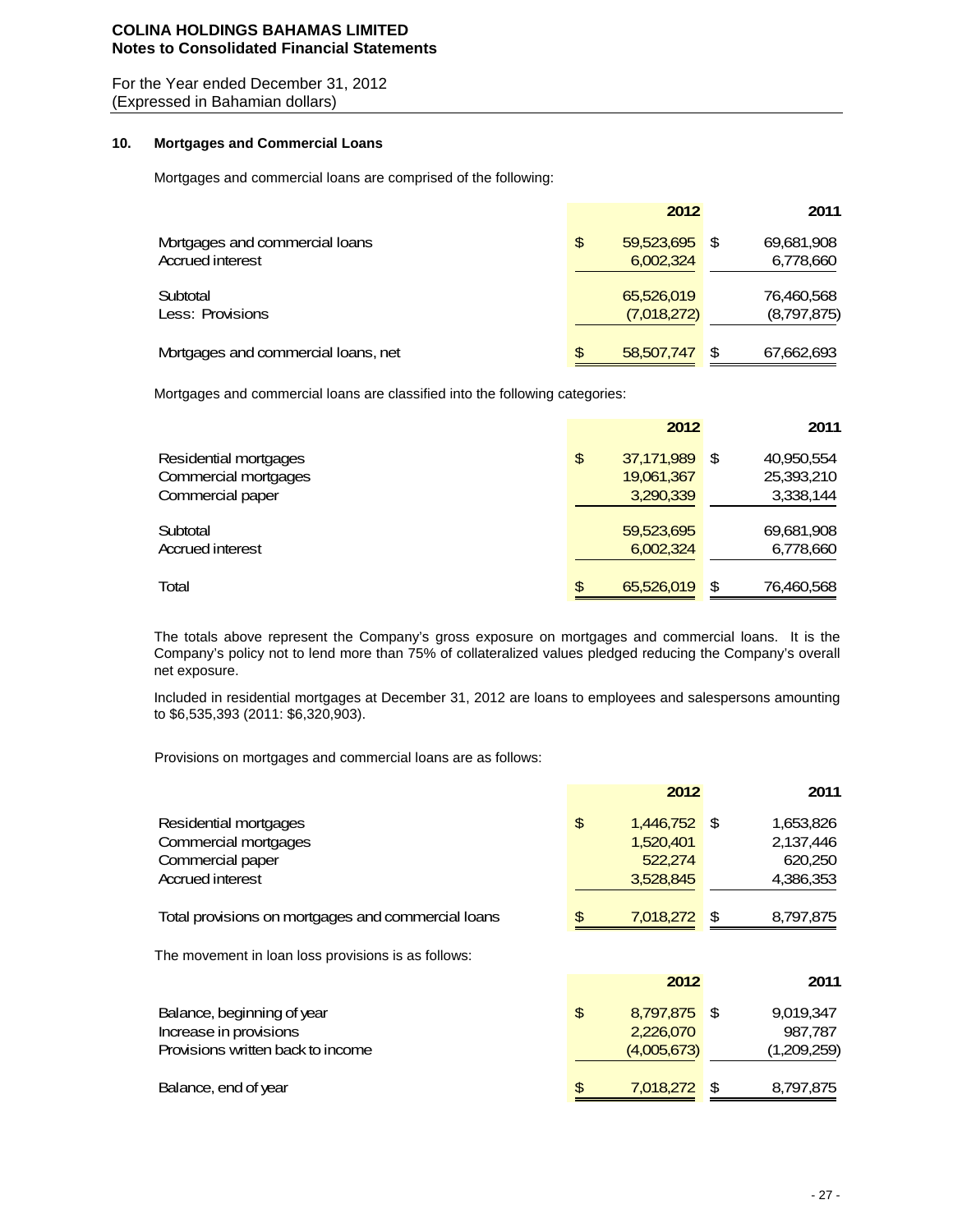**COLINA HOLDINGS BAHAMAS LIMITED**
**Notes to Consolidated Financial Statements**

For the Year ended December 31, 2012
(Expressed in Bahamian dollars)

## 10. Mortgages and Commercial Loans

Mortgages and commercial loans are comprised of the following:

| | 2012 | 2011 |
|---|---|---|
| Mortgages and commercial loans | $ 59,523,695 | $ 69,681,908 |
| Accrued interest | 6,002,324 | 6,778,660 |
| Subtotal | 65,526,019 | 76,460,568 |
| Less: Provisions | (7,018,272) | (8,797,875) |
| Mortgages and commercial loans, net | $ 58,507,747 | $ 67,662,693 |

Mortgages and commercial loans are classified into the following categories:

| | 2012 | 2011 |
|---|---|---|
| Residential mortgages | $ 37,171,989 | $ 40,950,554 |
| Commercial mortgages | 19,061,367 | 25,393,210 |
| Commercial paper | 3,290,339 | 3,338,144 |
| Subtotal | 59,523,695 | 69,681,908 |
| Accrued interest | 6,002,324 | 6,778,660 |
| Total | $ 65,526,019 | $ 76,460,568 |

The totals above represent the Company's gross exposure on mortgages and commercial loans. It is the Company's policy not to lend more than 75% of collateralized values pledged reducing the Company's overall net exposure.

Included in residential mortgages at December 31, 2012 are loans to employees and salespersons amounting to $6,535,393 (2011: $6,320,903).

Provisions on mortgages and commercial loans are as follows:

| | 2012 | 2011 |
|---|---|---|
| Residential mortgages | $ 1,446,752 | $ 1,653,826 |
| Commercial mortgages | 1,520,401 | 2,137,446 |
| Commercial paper | 522,274 | 620,250 |
| Accrued interest | 3,528,845 | 4,386,353 |
| Total provisions on mortgages and commercial loans | $ 7,018,272 | $ 8,797,875 |

The movement in loan loss provisions is as follows:

| | 2012 | 2011 |
|---|---|---|
| Balance, beginning of year | $ 8,797,875 | $ 9,019,347 |
| Increase in provisions | 2,226,070 | 987,787 |
| Provisions written back to income | (4,005,673) | (1,209,259) |
| Balance, end of year | $ 7,018,272 | $ 8,797,875 |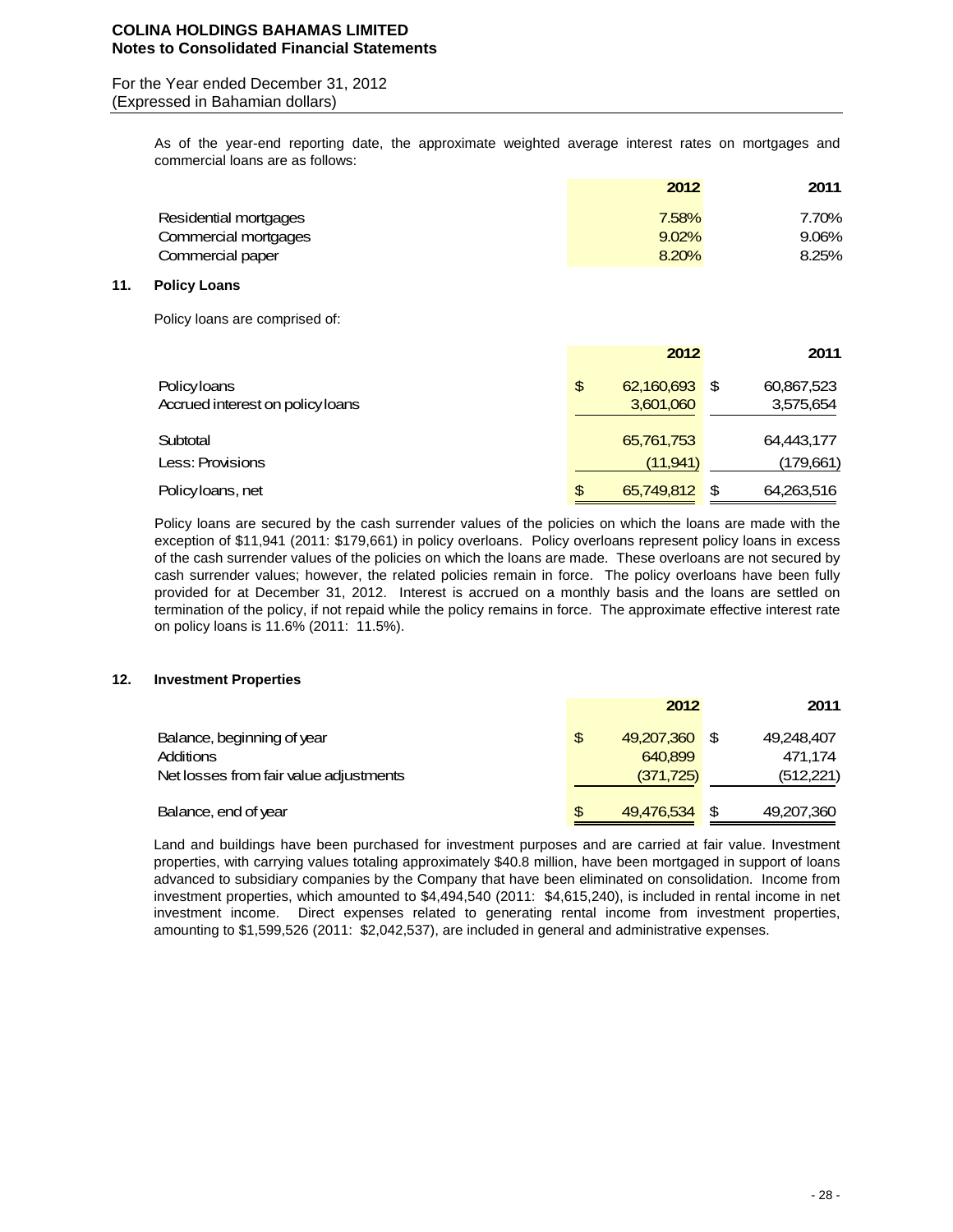As of the year-end reporting date, the approximate weighted average interest rates on mortgages and commercial loans are as follows:

| | 2012 | 2011 |
|---|---|---|
| Residential mortgages | 7.58% | 7.70% |
| Commercial mortgages | 9.02% | 9.06% |
| Commercial paper | 8.20% | 8.25% |

## 11. Policy Loans

Policy loans are comprised of:

| | 2012 | 2011 |
|---|---|---|
| Policy loans | $ 62,160,693 | $ 60,867,523 |
| Accrued interest on policy loans | 3,601,060 | 3,575,654 |
| Subtotal | 65,761,753 | 64,443,177 |
| Less: Provisions | (11,941) | (179,661) |
| Policy loans, net | $ 65,749,812 | $ 64,263,516 |

Policy loans are secured by the cash surrender values of the policies on which the loans are made with the exception of $11,941 (2011: $179,661) in policy overloans. Policy overloans represent policy loans in excess of the cash surrender values of the policies on which the loans are made. These overloans are not secured by cash surrender values; however, the related policies remain in force. The policy overloans have been fully provided for at December 31, 2012. Interest is accrued on a monthly basis and the loans are settled on termination of the policy, if not repaid while the policy remains in force. The approximate effective interest rate on policy loans is 11.6% (2011: 11.5%).

## 12. Investment Properties

| | 2012 | 2011 |
|---|---|---|
| Balance, beginning of year | $ 49,207,360 | $ 49,248,407 |
| Additions | 640,899 | 471,174 |
| Net losses from fair value adjustments | (371,725) | (512,221) |
| Balance, end of year | $ 49,476,534 | $ 49,207,360 |

Land and buildings have been purchased for investment purposes and are carried at fair value. Investment properties, with carrying values totaling approximately $40.8 million, have been mortgaged in support of loans advanced to subsidiary companies by the Company that have been eliminated on consolidation. Income from investment properties, which amounted to $4,494,540 (2011: $4,615,240), is included in rental income in net investment income. Direct expenses related to generating rental income from investment properties, amounting to $1,599,526 (2011: $2,042,537), are included in general and administrative expenses.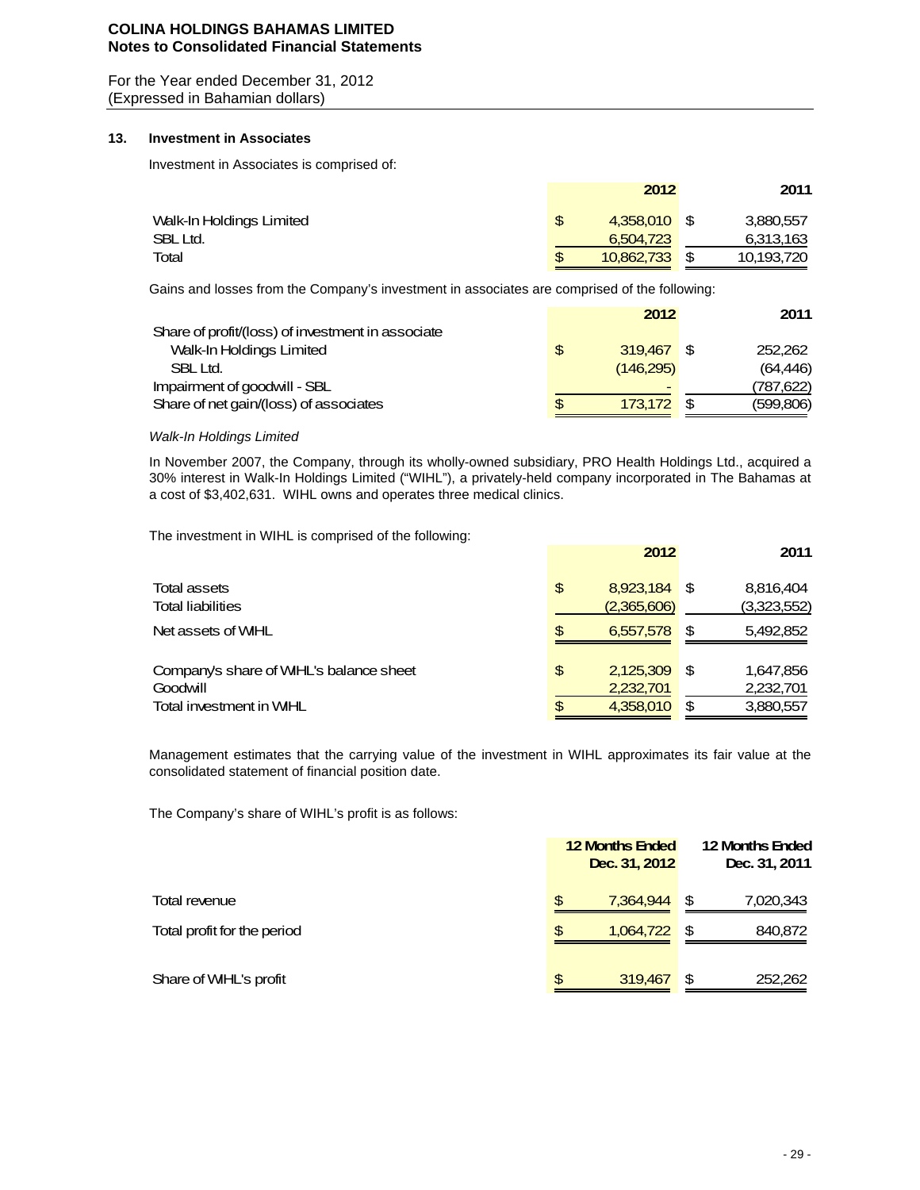## 13. Investment in Associates

Investment in Associates is comprised of:

| | 2012 | 2011 |
|---|---|---|
| Walk-In Holdings Limited | $ 4,358,010 | $ 3,880,557 |
| SBL Ltd. | 6,504,723 | 6,313,163 |
| Total | $ 10,862,733 | $ 10,193,720 |

Gains and losses from the Company's investment in associates are comprised of the following:

| | 2012 | 2011 |
|---|---|---|
| Share of profit/(loss) of investment in associate | | |
| Walk-In Holdings Limited | $ 319,467 | $ 252,262 |
| SBL Ltd. | (146,295) | (64,446) |
| Impairment of goodwill - SBL | - | (787,622) |
| Share of net gain/(loss) of associates | $ 173,172 | $ (599,806) |

*Walk-In Holdings Limited*

In November 2007, the Company, through its wholly-owned subsidiary, PRO Health Holdings Ltd., acquired a 30% interest in Walk-In Holdings Limited ("WIHL"), a privately-held company incorporated in The Bahamas at a cost of $3,402,631. WIHL owns and operates three medical clinics.

The investment in WIHL is comprised of the following:

| | 2012 | 2011 |
|---|---|---|
| Total assets | $ 8,923,184 | $ 8,816,404 |
| Total liabilities | (2,365,606) | (3,323,552) |
| Net assets of WIHL | $ 6,557,578 | $ 5,492,852 |
| Company's share of WIHL's balance sheet | $ 2,125,309 | $ 1,647,856 |
| Goodwill | 2,232,701 | 2,232,701 |
| Total investment in WIHL | $ 4,358,010 | $ 3,880,557 |

Management estimates that the carrying value of the investment in WIHL approximates its fair value at the consolidated statement of financial position date.

The Company's share of WIHL's profit is as follows:

| | 12 Months Ended Dec. 31, 2012 | 12 Months Ended Dec. 31, 2011 |
|---|---|---|
| Total revenue | $ 7,364,944 | $ 7,020,343 |
| Total profit for the period | $ 1,064,722 | $ 840,872 |
| Share of WIHL's profit | $ 319,467 | $ 252,262 |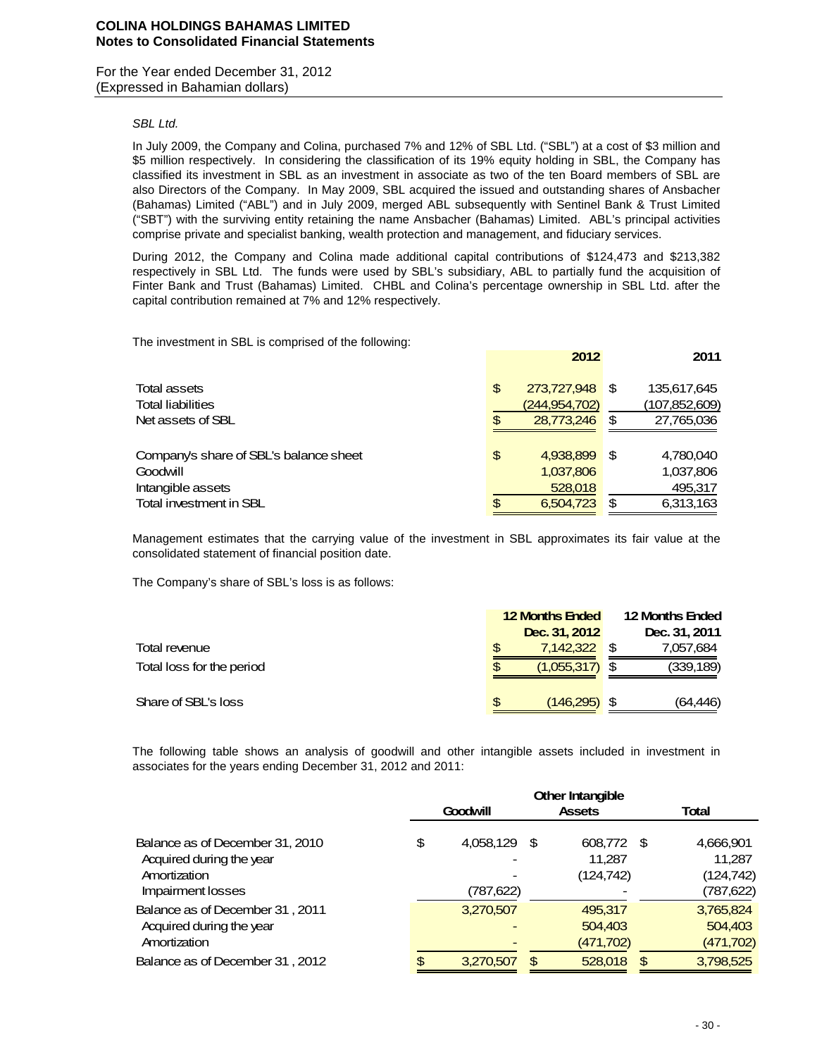*SBL Ltd.*

In July 2009, the Company and Colina, purchased 7% and 12% of SBL Ltd. ("SBL") at a cost of $3 million and $5 million respectively. In considering the classification of its 19% equity holding in SBL, the Company has classified its investment in SBL as an investment in associate as two of the ten Board members of SBL are also Directors of the Company. In May 2009, SBL acquired the issued and outstanding shares of Ansbacher (Bahamas) Limited ("ABL") and in July 2009, merged ABL subsequently with Sentinel Bank & Trust Limited ("SBT") with the surviving entity retaining the name Ansbacher (Bahamas) Limited. ABL's principal activities comprise private and specialist banking, wealth protection and management, and fiduciary services.

During 2012, the Company and Colina made additional capital contributions of $124,473 and $213,382 respectively in SBL Ltd. The funds were used by SBL's subsidiary, ABL to partially fund the acquisition of Finter Bank and Trust (Bahamas) Limited. CHBL and Colina's percentage ownership in SBL Ltd. after the capital contribution remained at 7% and 12% respectively.

The investment in SBL is comprised of the following:

| | 2012 | 2011 |
|---|---|---|
| Total assets | $ 273,727,948 | $ 135,617,645 |
| Total liabilities | (244,954,702) | (107,852,609) |
| Net assets of SBL | $ 28,773,246 | $ 27,765,036 |
| | | |
| Company's share of SBL's balance sheet | $ 4,938,899 | $ 4,780,040 |
| Goodwill | 1,037,806 | 1,037,806 |
| Intangible assets | 528,018 | 495,317 |
| Total investment in SBL | $ 6,504,723 | $ 6,313,163 |

Management estimates that the carrying value of the investment in SBL approximates its fair value at the consolidated statement of financial position date.

The Company's share of SBL's loss is as follows:

| | 12 Months Ended Dec. 31, 2012 | 12 Months Ended Dec. 31, 2011 |
|---|---|---|
| Total revenue | $ 7,142,322 | $ 7,057,684 |
| Total loss for the period | $ (1,055,317) | $ (339,189) |
| | | |
| Share of SBL's loss | $ (146,295) | $ (64,446) |

The following table shows an analysis of goodwill and other intangible assets included in investment in associates for the years ending December 31, 2012 and 2011:

| | Goodwill | Other Intangible Assets | Total |
|---|---|---|---|
| Balance as of December 31, 2010 | $ 4,058,129 | $ 608,772 | $ 4,666,901 |
| Acquired during the year | - | 11,287 | 11,287 |
| Amortization | - | (124,742) | (124,742) |
| Impairment losses | (787,622) | - | (787,622) |
| Balance as of December 31 , 2011 | 3,270,507 | 495,317 | 3,765,824 |
| Acquired during the year | - | 504,403 | 504,403 |
| Amortization | - | (471,702) | (471,702) |
| Balance as of December 31 , 2012 | $ 3,270,507 | $ 528,018 | $ 3,798,525 |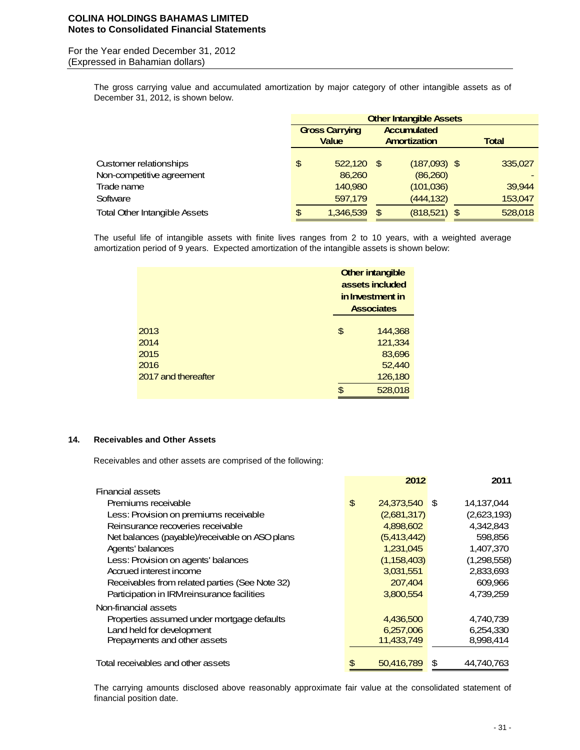The gross carrying value and accumulated amortization by major category of other intangible assets as of December 31, 2012, is shown below.

| | Other Intangible Assets | | |
|---|---|---|---|
| | Gross Carrying Value | Accumulated Amortization | Total |
| Customer relationships | $ 522,120 | $ (187,093) | $ 335,027 |
| Non-competitive agreement | 86,260 | (86,260) | - |
| Trade name | 140,980 | (101,036) | 39,944 |
| Software | 597,179 | (444,132) | 153,047 |
| Total Other Intangible Assets | $ 1,346,539 | $ (818,521) | $ 528,018 |

The useful life of intangible assets with finite lives ranges from 2 to 10 years, with a weighted average amortization period of 9 years. Expected amortization of the intangible assets is shown below:

| | Other intangible assets included in Investment in Associates |
|---|---|
| 2013 | $ 144,368 |
| 2014 | 121,334 |
| 2015 | 83,696 |
| 2016 | 52,440 |
| 2017 and thereafter | 126,180 |
| | $ 528,018 |

## 14. Receivables and Other Assets

Receivables and other assets are comprised of the following:

| | 2012 | 2011 |
|---|---|---|
| Financial assets | | |
| Premiums receivable | $ 24,373,540 | $ 14,137,044 |
| Less: Provision on premiums receivable | (2,681,317) | (2,623,193) |
| Reinsurance recoveries receivable | 4,898,602 | 4,342,843 |
| Net balances (payable)/receivable on ASO plans | (5,413,442) | 598,856 |
| Agents' balances | 1,231,045 | 1,407,370 |
| Less: Provision on agents' balances | (1,158,403) | (1,298,558) |
| Accrued interest income | 3,031,551 | 2,833,693 |
| Receivables from related parties (See Note 32) | 207,404 | 609,966 |
| Participation in IRM reinsurance facilities | 3,800,554 | 4,739,259 |
| Non-financial assets | | |
| Properties assumed under mortgage defaults | 4,436,500 | 4,740,739 |
| Land held for development | 6,257,006 | 6,254,330 |
| Prepayments and other assets | 11,433,749 | 8,998,414 |
| Total receivables and other assets | $ 50,416,789 | $ 44,740,763 |

The carrying amounts disclosed above reasonably approximate fair value at the consolidated statement of financial position date.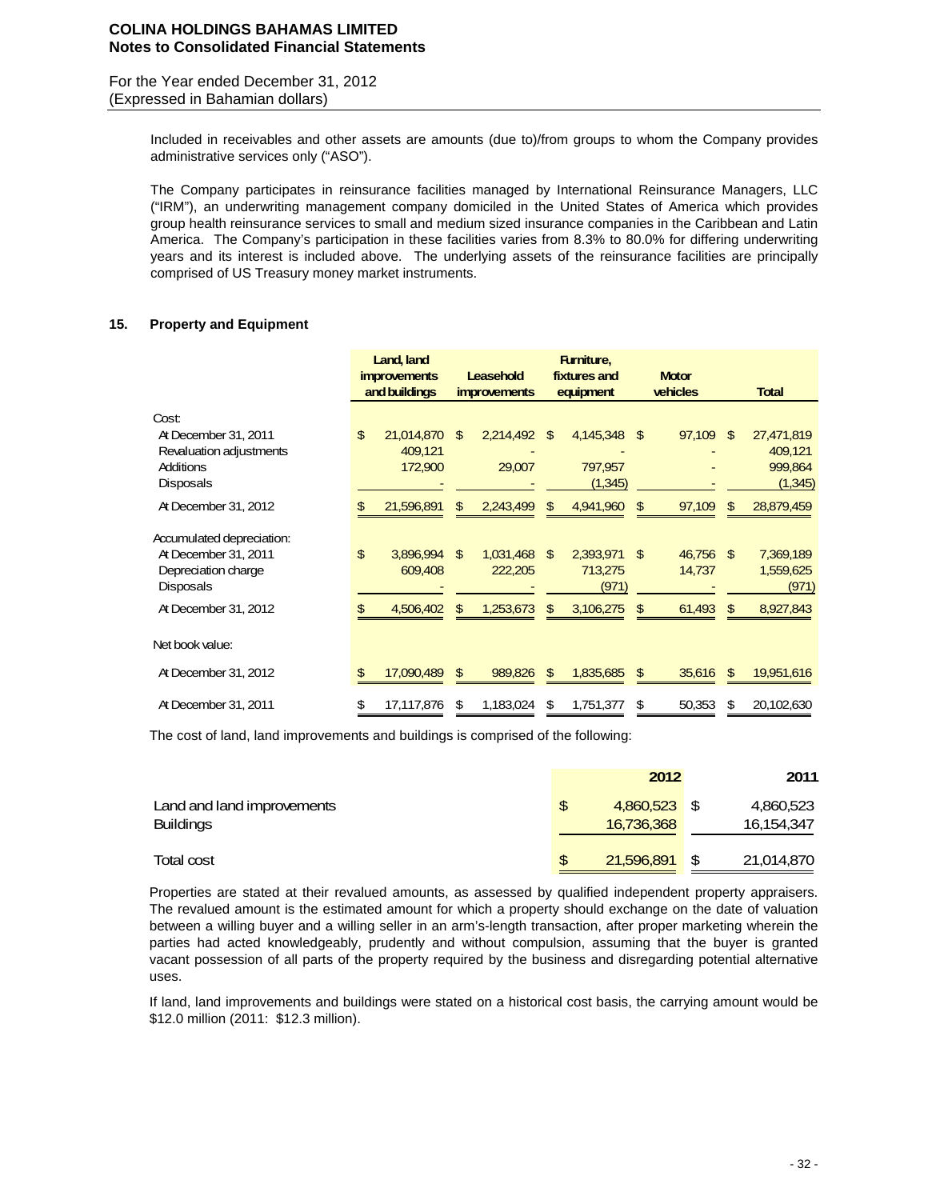Included in receivables and other assets are amounts (due to)/from groups to whom the Company provides administrative services only ("ASO").

The Company participates in reinsurance facilities managed by International Reinsurance Managers, LLC ("IRM"), an underwriting management company domiciled in the United States of America which provides group health reinsurance services to small and medium sized insurance companies in the Caribbean and Latin America. The Company's participation in these facilities varies from 8.3% to 80.0% for differing underwriting years and its interest is included above. The underlying assets of the reinsurance facilities are principally comprised of US Treasury money market instruments.

## 15. Property and Equipment

| | Land, land improvements and buildings | Leasehold improvements | Furniture, fixtures and equipment | Motor vehicles | Total |
|---|---|---|---|---|---|
| Cost: | | | | | |
| At December 31, 2011 | $ 21,014,870 | $ 2,214,492 | $ 4,145,348 | $ 97,109 | $ 27,471,819 |
| Revaluation adjustments | 409,121 | - | - | - | 409,121 |
| Additions | 172,900 | 29,007 | 797,957 | - | 999,864 |
| Disposals | - | - | (1,345) | - | (1,345) |
| At December 31, 2012 | $ 21,596,891 | $ 2,243,499 | $ 4,941,960 | $ 97,109 | $ 28,879,459 |
| Accumulated depreciation: | | | | | |
| At December 31, 2011 | $ 3,896,994 | $ 1,031,468 | $ 2,393,971 | $ 46,756 | $ 7,369,189 |
| Depreciation charge | 609,408 | 222,205 | 713,275 | 14,737 | 1,559,625 |
| Disposals | - | - | (971) | - | (971) |
| At December 31, 2012 | $ 4,506,402 | $ 1,253,673 | $ 3,106,275 | $ 61,493 | $ 8,927,843 |
| Net book value: | | | | | |
| At December 31, 2012 | $ 17,090,489 | $ 989,826 | $ 1,835,685 | $ 35,616 | $ 19,951,616 |
| At December 31, 2011 | $ 17,117,876 | $ 1,183,024 | $ 1,751,377 | $ 50,353 | $ 20,102,630 |

The cost of land, land improvements and buildings is comprised of the following:

| | 2012 | 2011 |
|---|---|---|
| Land and land improvements | $ 4,860,523 | $ 4,860,523 |
| Buildings | 16,736,368 | 16,154,347 |
| Total cost | $ 21,596,891 | $ 21,014,870 |

Properties are stated at their revalued amounts, as assessed by qualified independent property appraisers. The revalued amount is the estimated amount for which a property should exchange on the date of valuation between a willing buyer and a willing seller in an arm's-length transaction, after proper marketing wherein the parties had acted knowledgeably, prudently and without compulsion, assuming that the buyer is granted vacant possession of all parts of the property required by the business and disregarding potential alternative uses.

If land, land improvements and buildings were stated on a historical cost basis, the carrying amount would be \$12.0 million (2011: \$12.3 million).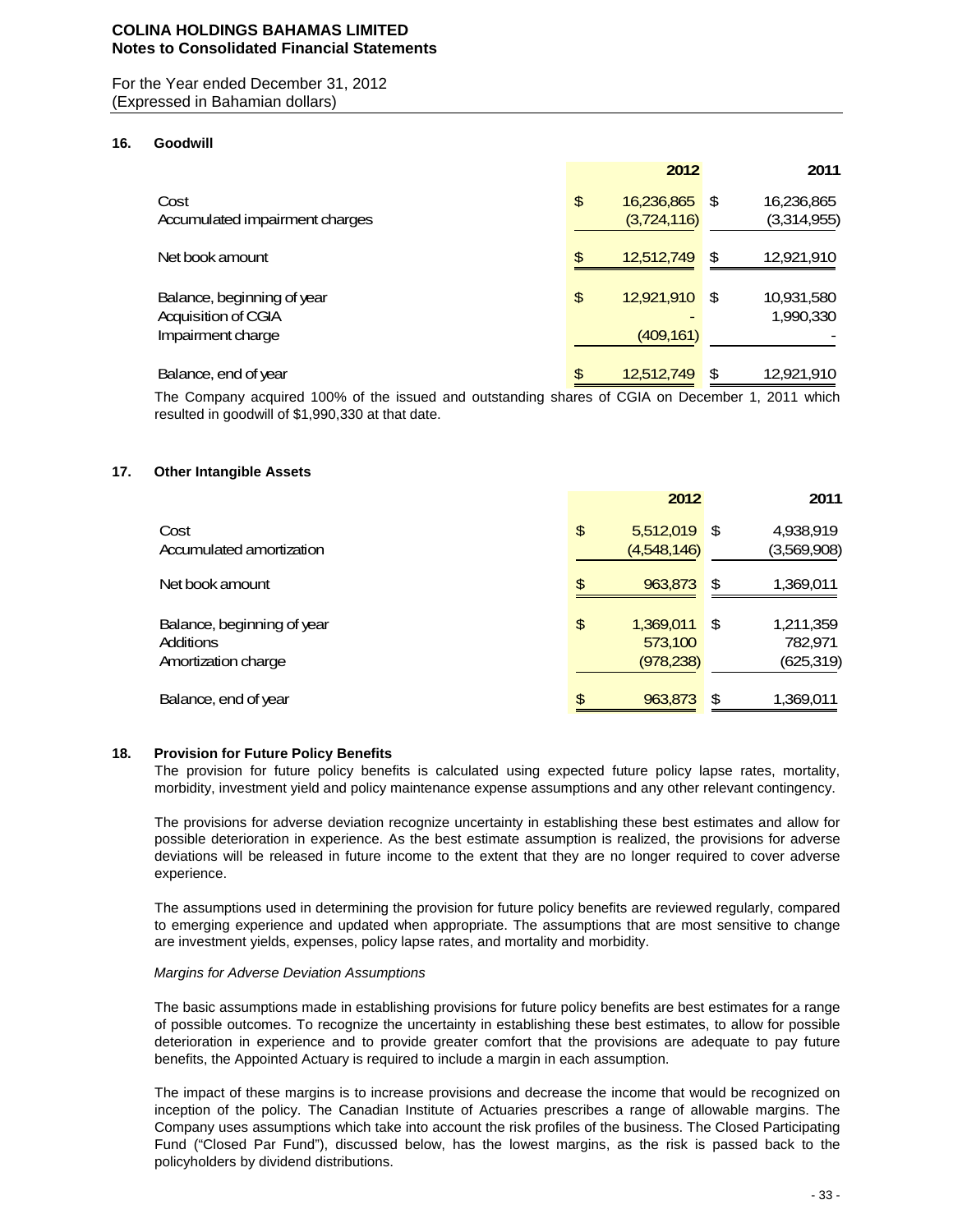**COLINA HOLDINGS BAHAMAS LIMITED**
**Notes to Consolidated Financial Statements**

For the Year ended December 31, 2012
(Expressed in Bahamian dollars)

## 16. Goodwill

| | 2012 | 2011 |
|---|---|---|
| Cost | $ 16,236,865 | $ 16,236,865 |
| Accumulated impairment charges | (3,724,116) | (3,314,955) |
| Net book amount | $ 12,512,749 | $ 12,921,910 |
| Balance, beginning of year | $ 12,921,910 | $ 10,931,580 |
| Acquisition of CGIA | - | 1,990,330 |
| Impairment charge | (409,161) | - |
| Balance, end of year | $ 12,512,749 | $ 12,921,910 |

The Company acquired 100% of the issued and outstanding shares of CGIA on December 1, 2011 which resulted in goodwill of $1,990,330 at that date.

## 17. Other Intangible Assets

| | 2012 | 2011 |
|---|---|---|
| Cost | $ 5,512,019 | $ 4,938,919 |
| Accumulated amortization | (4,548,146) | (3,569,908) |
| Net book amount | $ 963,873 | $ 1,369,011 |
| Balance, beginning of year | $ 1,369,011 | $ 1,211,359 |
| Additions | 573,100 | 782,971 |
| Amortization charge | (978,238) | (625,319) |
| Balance, end of year | $ 963,873 | $ 1,369,011 |

## 18. Provision for Future Policy Benefits

The provision for future policy benefits is calculated using expected future policy lapse rates, mortality, morbidity, investment yield and policy maintenance expense assumptions and any other relevant contingency.

The provisions for adverse deviation recognize uncertainty in establishing these best estimates and allow for possible deterioration in experience. As the best estimate assumption is realized, the provisions for adverse deviations will be released in future income to the extent that they are no longer required to cover adverse experience.

The assumptions used in determining the provision for future policy benefits are reviewed regularly, compared to emerging experience and updated when appropriate. The assumptions that are most sensitive to change are investment yields, expenses, policy lapse rates, and mortality and morbidity.

*Margins for Adverse Deviation Assumptions*

The basic assumptions made in establishing provisions for future policy benefits are best estimates for a range of possible outcomes. To recognize the uncertainty in establishing these best estimates, to allow for possible deterioration in experience and to provide greater comfort that the provisions are adequate to pay future benefits, the Appointed Actuary is required to include a margin in each assumption.

The impact of these margins is to increase provisions and decrease the income that would be recognized on inception of the policy. The Canadian Institute of Actuaries prescribes a range of allowable margins. The Company uses assumptions which take into account the risk profiles of the business. The Closed Participating Fund ("Closed Par Fund"), discussed below, has the lowest margins, as the risk is passed back to the policyholders by dividend distributions.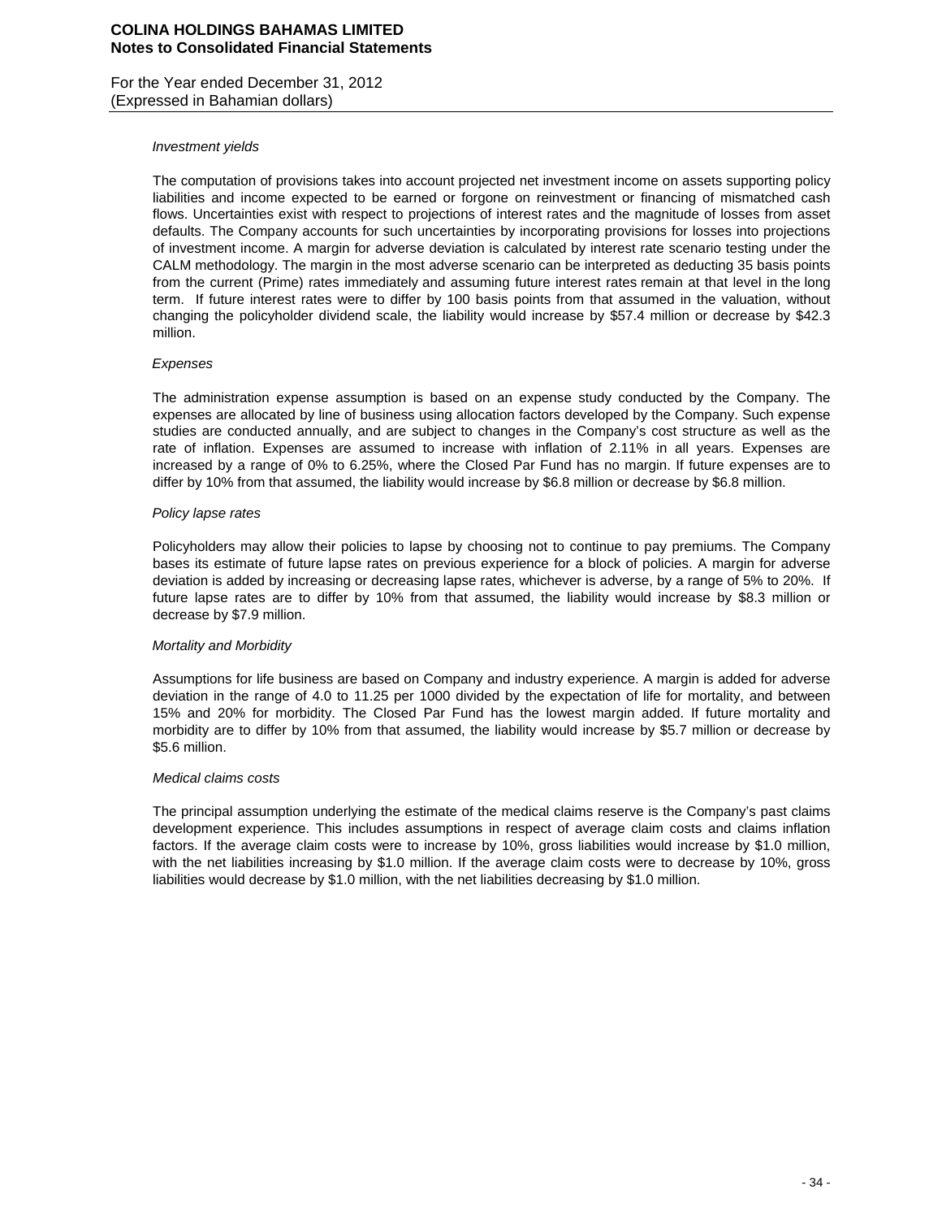*Investment yields*

The computation of provisions takes into account projected net investment income on assets supporting policy liabilities and income expected to be earned or forgone on reinvestment or financing of mismatched cash flows. Uncertainties exist with respect to projections of interest rates and the magnitude of losses from asset defaults. The Company accounts for such uncertainties by incorporating provisions for losses into projections of investment income. A margin for adverse deviation is calculated by interest rate scenario testing under the CALM methodology. The margin in the most adverse scenario can be interpreted as deducting 35 basis points from the current (Prime) rates immediately and assuming future interest rates remain at that level in the long term. If future interest rates were to differ by 100 basis points from that assumed in the valuation, without changing the policyholder dividend scale, the liability would increase by $57.4 million or decrease by $42.3 million.

*Expenses*

The administration expense assumption is based on an expense study conducted by the Company. The expenses are allocated by line of business using allocation factors developed by the Company. Such expense studies are conducted annually, and are subject to changes in the Company's cost structure as well as the rate of inflation. Expenses are assumed to increase with inflation of 2.11% in all years. Expenses are increased by a range of 0% to 6.25%, where the Closed Par Fund has no margin. If future expenses are to differ by 10% from that assumed, the liability would increase by $6.8 million or decrease by $6.8 million.

*Policy lapse rates*

Policyholders may allow their policies to lapse by choosing not to continue to pay premiums. The Company bases its estimate of future lapse rates on previous experience for a block of policies. A margin for adverse deviation is added by increasing or decreasing lapse rates, whichever is adverse, by a range of 5% to 20%. If future lapse rates are to differ by 10% from that assumed, the liability would increase by $8.3 million or decrease by $7.9 million.

*Mortality and Morbidity*

Assumptions for life business are based on Company and industry experience. A margin is added for adverse deviation in the range of 4.0 to 11.25 per 1000 divided by the expectation of life for mortality, and between 15% and 20% for morbidity. The Closed Par Fund has the lowest margin added. If future mortality and morbidity are to differ by 10% from that assumed, the liability would increase by $5.7 million or decrease by $5.6 million.

*Medical claims costs*

The principal assumption underlying the estimate of the medical claims reserve is the Company's past claims development experience. This includes assumptions in respect of average claim costs and claims inflation factors. If the average claim costs were to increase by 10%, gross liabilities would increase by $1.0 million, with the net liabilities increasing by $1.0 million. If the average claim costs were to decrease by 10%, gross liabilities would decrease by $1.0 million, with the net liabilities decreasing by $1.0 million.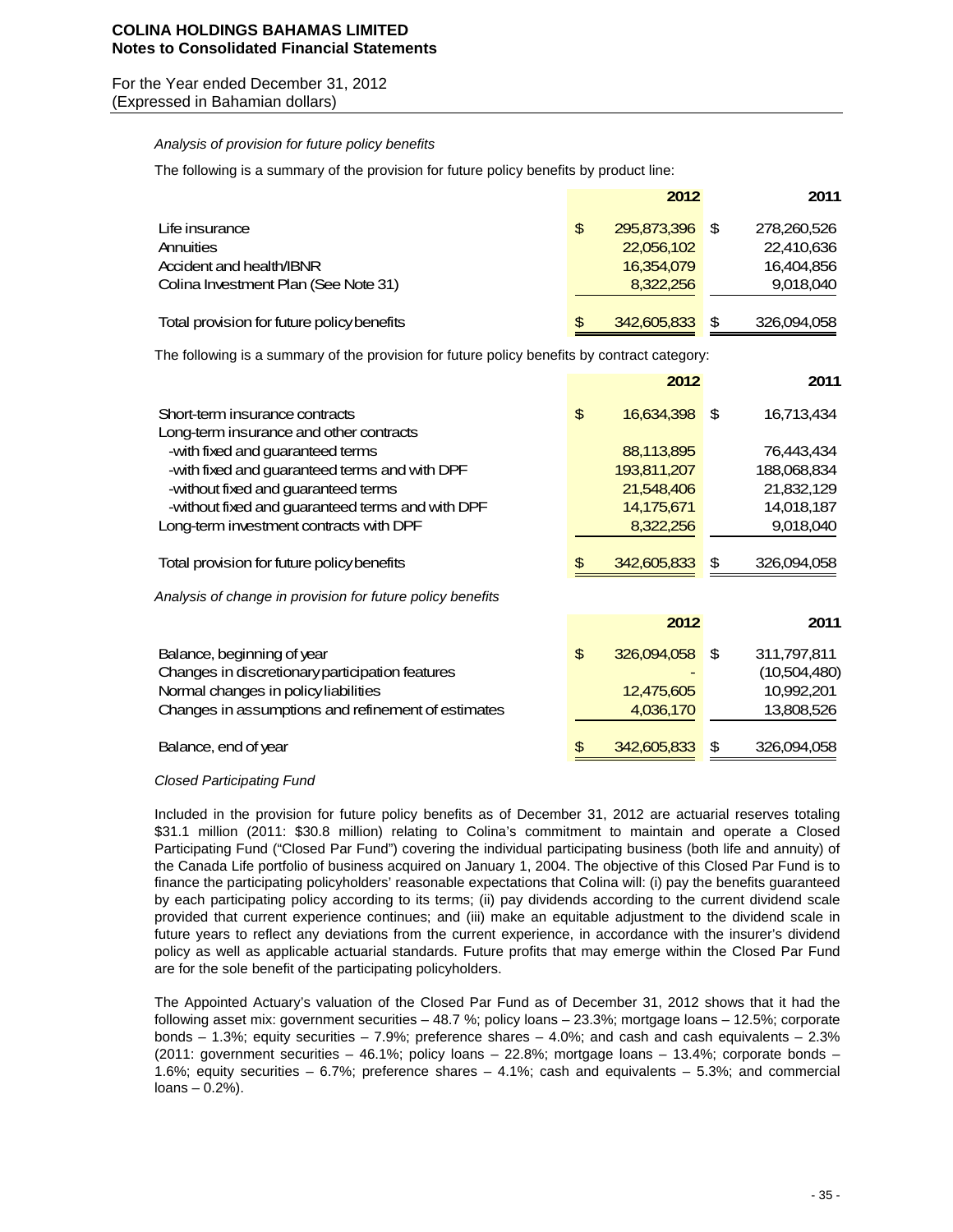*Analysis of provision for future policy benefits*

The following is a summary of the provision for future policy benefits by product line:

| | 2012 | 2011 |
|---|---|---|
| Life insurance | $ 295,873,396 | $ 278,260,526 |
| Annuities | 22,056,102 | 22,410,636 |
| Accident and health/IBNR | 16,354,079 | 16,404,856 |
| Colina Investment Plan (See Note 31) | 8,322,256 | 9,018,040 |
| Total provision for future policy benefits | $ 342,605,833 | $ 326,094,058 |

The following is a summary of the provision for future policy benefits by contract category:

| | 2012 | 2011 |
|---|---|---|
| Short-term insurance contracts | $ 16,634,398 | $ 16,713,434 |
| Long-term insurance and other contracts | | |
| -with fixed and guaranteed terms | 88,113,895 | 76,443,434 |
| -with fixed and guaranteed terms and with DPF | 193,811,207 | 188,068,834 |
| -without fixed and guaranteed terms | 21,548,406 | 21,832,129 |
| -without fixed and guaranteed terms and with DPF | 14,175,671 | 14,018,187 |
| Long-term investment contracts with DPF | 8,322,256 | 9,018,040 |
| Total provision for future policy benefits | $ 342,605,833 | $ 326,094,058 |

*Analysis of change in provision for future policy benefits*

| | 2012 | 2011 |
|---|---|---|
| Balance, beginning of year | $ 326,094,058 | $ 311,797,811 |
| Changes in discretionary participation features | - | (10,504,480) |
| Normal changes in policy liabilities | 12,475,605 | 10,992,201 |
| Changes in assumptions and refinement of estimates | 4,036,170 | 13,808,526 |
| Balance, end of year | $ 342,605,833 | $ 326,094,058 |

*Closed Participating Fund*

Included in the provision for future policy benefits as of December 31, 2012 are actuarial reserves totaling $31.1 million (2011: $30.8 million) relating to Colina's commitment to maintain and operate a Closed Participating Fund ("Closed Par Fund") covering the individual participating business (both life and annuity) of the Canada Life portfolio of business acquired on January 1, 2004. The objective of this Closed Par Fund is to finance the participating policyholders' reasonable expectations that Colina will: (i) pay the benefits guaranteed by each participating policy according to its terms; (ii) pay dividends according to the current dividend scale provided that current experience continues; and (iii) make an equitable adjustment to the dividend scale in future years to reflect any deviations from the current experience, in accordance with the insurer's dividend policy as well as applicable actuarial standards. Future profits that may emerge within the Closed Par Fund are for the sole benefit of the participating policyholders.

The Appointed Actuary's valuation of the Closed Par Fund as of December 31, 2012 shows that it had the following asset mix: government securities – 48.7 %; policy loans – 23.3%; mortgage loans – 12.5%; corporate bonds – 1.3%; equity securities – 7.9%; preference shares – 4.0%; and cash and cash equivalents – 2.3% (2011: government securities – 46.1%; policy loans – 22.8%; mortgage loans – 13.4%; corporate bonds – 1.6%; equity securities – 6.7%; preference shares – 4.1%; cash and equivalents – 5.3%; and commercial loans – 0.2%).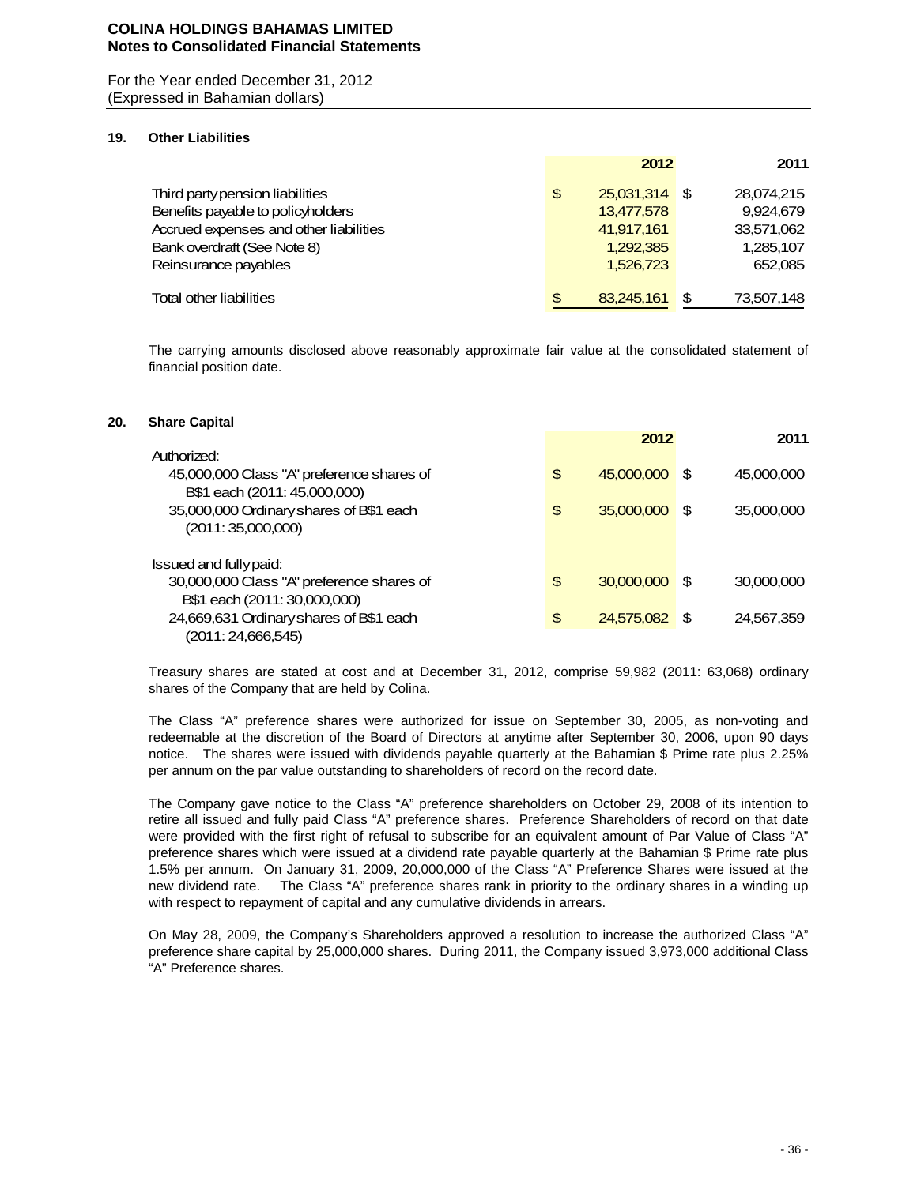## 19. Other Liabilities

| | 2012 | 2011 |
|---|---|---|
| Third party pension liabilities | $ 25,031,314 | $ 28,074,215 |
| Benefits payable to policyholders | 13,477,578 | 9,924,679 |
| Accrued expenses and other liabilities | 41,917,161 | 33,571,062 |
| Bank overdraft (See Note 8) | 1,292,385 | 1,285,107 |
| Reinsurance payables | 1,526,723 | 652,085 |
| Total other liabilities | $ 83,245,161 | $ 73,507,148 |

The carrying amounts disclosed above reasonably approximate fair value at the consolidated statement of financial position date.

## 20. Share Capital

| | 2012 | 2011 |
|---|---|---|
| Authorized: | | |
| 45,000,000 Class "A" preference shares of B$1 each (2011: 45,000,000) | $ 45,000,000 | $ 45,000,000 |
| 35,000,000 Ordinary shares of B$1 each (2011: 35,000,000) | $ 35,000,000 | $ 35,000,000 |
| Issued and fully paid: | | |
| 30,000,000 Class "A" preference shares of B$1 each (2011: 30,000,000) | $ 30,000,000 | $ 30,000,000 |
| 24,669,631 Ordinary shares of B$1 each (2011: 24,666,545) | $ 24,575,082 | $ 24,567,359 |

Treasury shares are stated at cost and at December 31, 2012, comprise 59,982 (2011: 63,068) ordinary shares of the Company that are held by Colina.

The Class "A" preference shares were authorized for issue on September 30, 2005, as non-voting and redeemable at the discretion of the Board of Directors at anytime after September 30, 2006, upon 90 days notice. The shares were issued with dividends payable quarterly at the Bahamian $ Prime rate plus 2.25% per annum on the par value outstanding to shareholders of record on the record date.

The Company gave notice to the Class "A" preference shareholders on October 29, 2008 of its intention to retire all issued and fully paid Class "A" preference shares. Preference Shareholders of record on that date were provided with the first right of refusal to subscribe for an equivalent amount of Par Value of Class "A" preference shares which were issued at a dividend rate payable quarterly at the Bahamian $ Prime rate plus 1.5% per annum. On January 31, 2009, 20,000,000 of the Class "A" Preference Shares were issued at the new dividend rate. The Class "A" preference shares rank in priority to the ordinary shares in a winding up with respect to repayment of capital and any cumulative dividends in arrears.

On May 28, 2009, the Company's Shareholders approved a resolution to increase the authorized Class "A" preference share capital by 25,000,000 shares. During 2011, the Company issued 3,973,000 additional Class "A" Preference shares.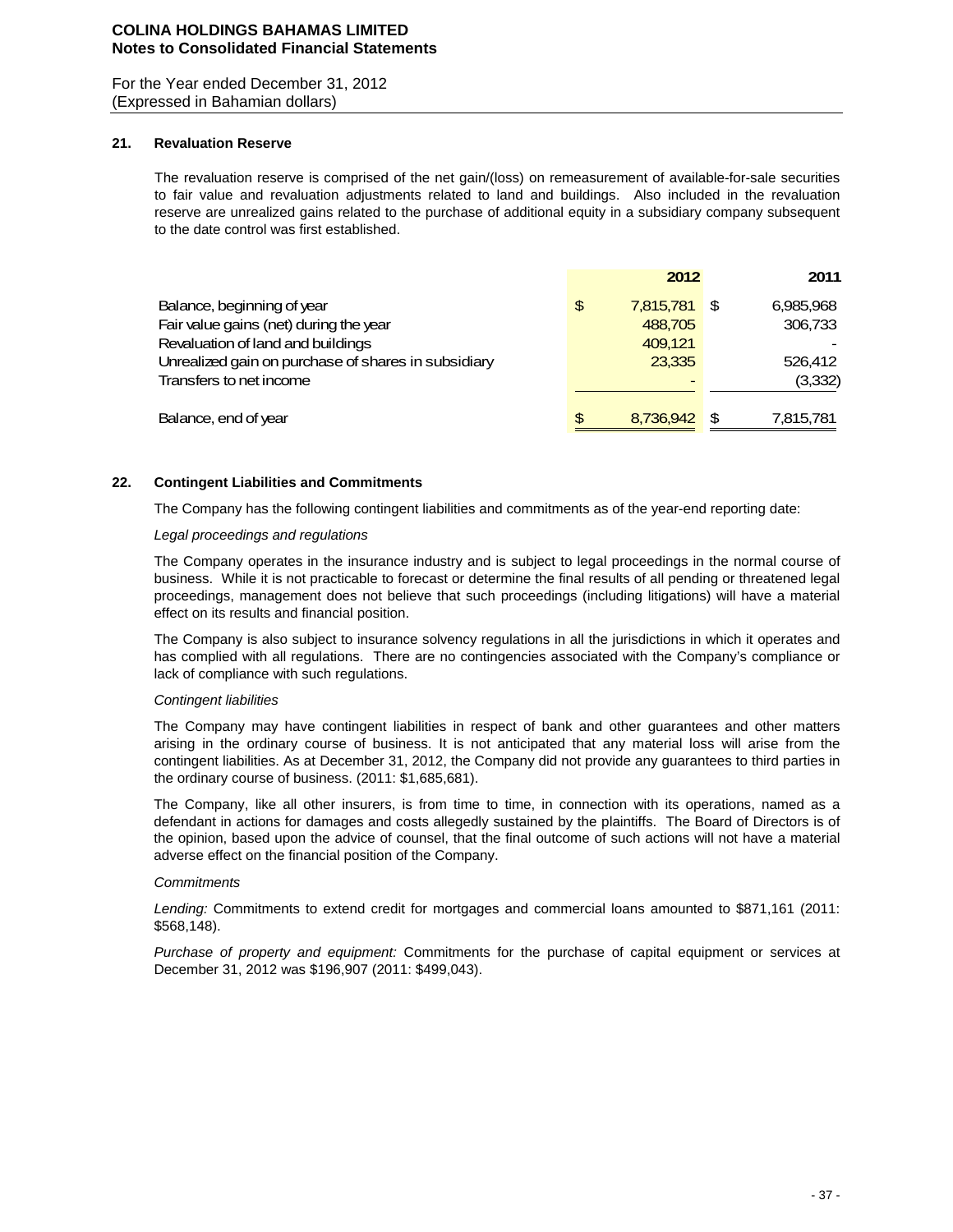**COLINA HOLDINGS BAHAMAS LIMITED**
**Notes to Consolidated Financial Statements**

For the Year ended December 31, 2012
(Expressed in Bahamian dollars)

## 21. Revaluation Reserve

The revaluation reserve is comprised of the net gain/(loss) on remeasurement of available-for-sale securities to fair value and revaluation adjustments related to land and buildings. Also included in the revaluation reserve are unrealized gains related to the purchase of additional equity in a subsidiary company subsequent to the date control was first established.

| | 2012 | 2011 |
|---|---|---|
| Balance, beginning of year | $ 7,815,781 | $ 6,985,968 |
| Fair value gains (net) during the year | 488,705 | 306,733 |
| Revaluation of land and buildings | 409,121 | - |
| Unrealized gain on purchase of shares in subsidiary | 23,335 | 526,412 |
| Transfers to net income | - | (3,332) |
| Balance, end of year | $ 8,736,942 | $ 7,815,781 |

## 22. Contingent Liabilities and Commitments

The Company has the following contingent liabilities and commitments as of the year-end reporting date:

*Legal proceedings and regulations*

The Company operates in the insurance industry and is subject to legal proceedings in the normal course of business. While it is not practicable to forecast or determine the final results of all pending or threatened legal proceedings, management does not believe that such proceedings (including litigations) will have a material effect on its results and financial position.

The Company is also subject to insurance solvency regulations in all the jurisdictions in which it operates and has complied with all regulations. There are no contingencies associated with the Company's compliance or lack of compliance with such regulations.

*Contingent liabilities*

The Company may have contingent liabilities in respect of bank and other guarantees and other matters arising in the ordinary course of business. It is not anticipated that any material loss will arise from the contingent liabilities. As at December 31, 2012, the Company did not provide any guarantees to third parties in the ordinary course of business. (2011: $1,685,681).

The Company, like all other insurers, is from time to time, in connection with its operations, named as a defendant in actions for damages and costs allegedly sustained by the plaintiffs. The Board of Directors is of the opinion, based upon the advice of counsel, that the final outcome of such actions will not have a material adverse effect on the financial position of the Company.

*Commitments*

*Lending:* Commitments to extend credit for mortgages and commercial loans amounted to $871,161 (2011: $568,148).

*Purchase of property and equipment:* Commitments for the purchase of capital equipment or services at December 31, 2012 was $196,907 (2011: $499,043).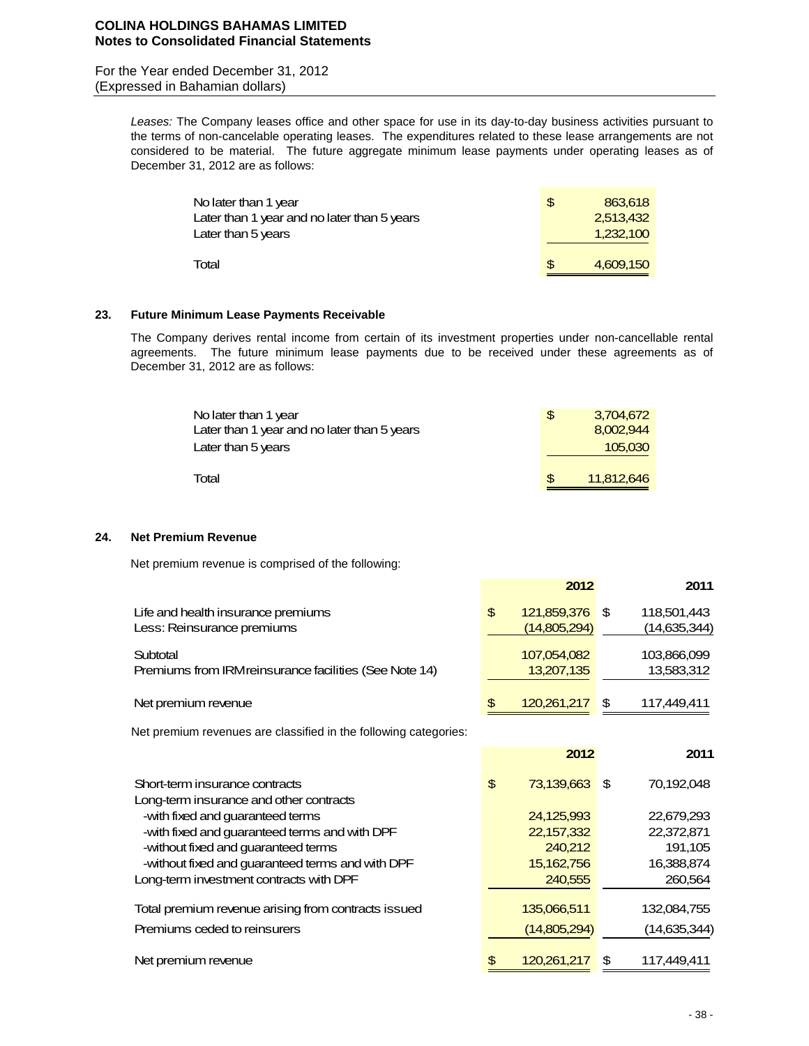*Leases:* The Company leases office and other space for use in its day-to-day business activities pursuant to the terms of non-cancelable operating leases. The expenditures related to these lease arrangements are not considered to be material. The future aggregate minimum lease payments under operating leases as of December 31, 2012 are as follows:

| | |
|---|---|
| No later than 1 year | $ 863,618 |
| Later than 1 year and no later than 5 years | 2,513,432 |
| Later than 5 years | 1,232,100 |
| Total | $ 4,609,150 |

## 23. Future Minimum Lease Payments Receivable

The Company derives rental income from certain of its investment properties under non-cancellable rental agreements. The future minimum lease payments due to be received under these agreements as of December 31, 2012 are as follows:

| | |
|---|---|
| No later than 1 year | $ 3,704,672 |
| Later than 1 year and no later than 5 years | 8,002,944 |
| Later than 5 years | 105,030 |
| Total | $ 11,812,646 |

## 24. Net Premium Revenue

Net premium revenue is comprised of the following:

| | 2012 | 2011 |
|---|---|---|
| Life and health insurance premiums | $ 121,859,376 | $ 118,501,443 |
| Less: Reinsurance premiums | (14,805,294) | (14,635,344) |
| Subtotal | 107,054,082 | 103,866,099 |
| Premiums from IRM reinsurance facilities (See Note 14) | 13,207,135 | 13,583,312 |
| Net premium revenue | $ 120,261,217 | $ 117,449,411 |

Net premium revenues are classified in the following categories:

| | 2012 | 2011 |
|---|---|---|
| Short-term insurance contracts | $ 73,139,663 | $ 70,192,048 |
| Long-term insurance and other contracts | | |
| -with fixed and guaranteed terms | 24,125,993 | 22,679,293 |
| -with fixed and guaranteed terms and with DPF | 22,157,332 | 22,372,871 |
| -without fixed and guaranteed terms | 240,212 | 191,105 |
| -without fixed and guaranteed terms and with DPF | 15,162,756 | 16,388,874 |
| Long-term investment contracts with DPF | 240,555 | 260,564 |
| Total premium revenue arising from contracts issued | 135,066,511 | 132,084,755 |
| Premiums ceded to reinsurers | (14,805,294) | (14,635,344) |
| Net premium revenue | $ 120,261,217 | $ 117,449,411 |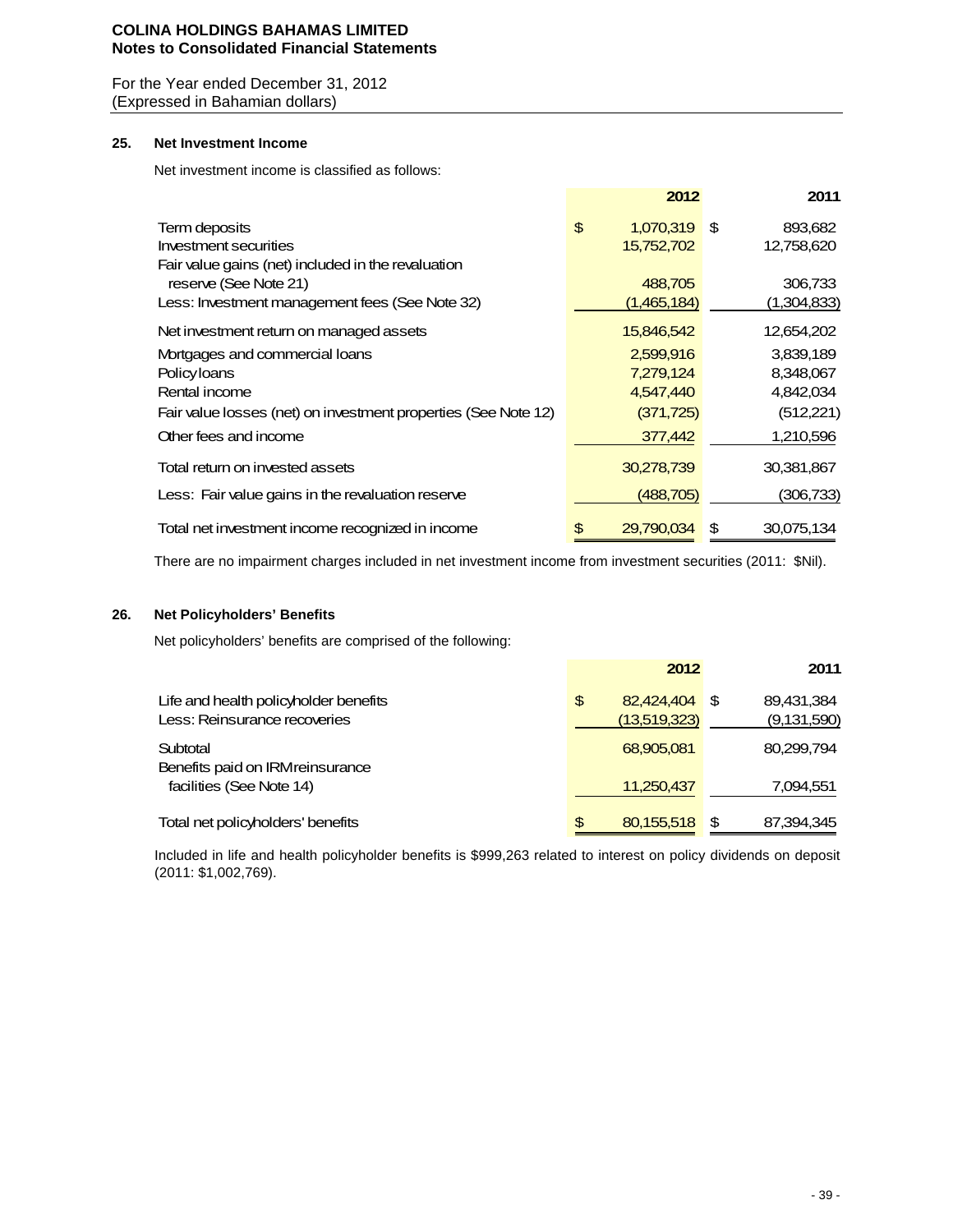**COLINA HOLDINGS BAHAMAS LIMITED**
**Notes to Consolidated Financial Statements**

For the Year ended December 31, 2012
(Expressed in Bahamian dollars)

## 25. Net Investment Income

Net investment income is classified as follows:

| | 2012 | 2011 |
|---|---|---|
| Term deposits | $ 1,070,319 | $ 893,682 |
| Investment securities | 15,752,702 | 12,758,620 |
| Fair value gains (net) included in the revaluation reserve (See Note 21) | 488,705 | 306,733 |
| Less: Investment management fees (See Note 32) | (1,465,184) | (1,304,833) |
| Net investment return on managed assets | 15,846,542 | 12,654,202 |
| Mortgages and commercial loans | 2,599,916 | 3,839,189 |
| Policy loans | 7,279,124 | 8,348,067 |
| Rental income | 4,547,440 | 4,842,034 |
| Fair value losses (net) on investment properties (See Note 12) | (371,725) | (512,221) |
| Other fees and income | 377,442 | 1,210,596 |
| Total return on invested assets | 30,278,739 | 30,381,867 |
| Less: Fair value gains in the revaluation reserve | (488,705) | (306,733) |
| Total net investment income recognized in income | $ 29,790,034 | $ 30,075,134 |

There are no impairment charges included in net investment income from investment securities (2011: $Nil).

## 26. Net Policyholders' Benefits

Net policyholders' benefits are comprised of the following:

| | 2012 | 2011 |
|---|---|---|
| Life and health policyholder benefits | $ 82,424,404 | $ 89,431,384 |
| Less: Reinsurance recoveries | (13,519,323) | (9,131,590) |
| Subtotal | 68,905,081 | 80,299,794 |
| Benefits paid on IRM reinsurance facilities (See Note 14) | 11,250,437 | 7,094,551 |
| Total net policyholders' benefits | $ 80,155,518 | $ 87,394,345 |

Included in life and health policyholder benefits is $999,263 related to interest on policy dividends on deposit (2011: $1,002,769).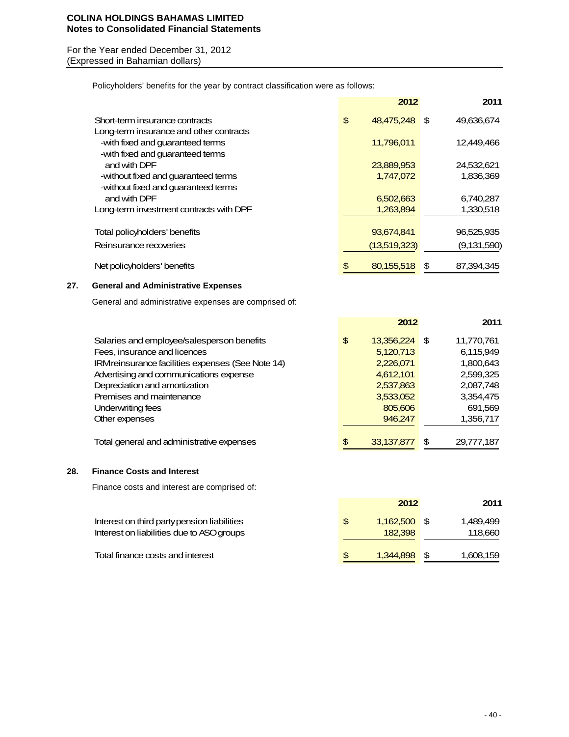Policyholders' benefits for the year by contract classification were as follows:

| | 2012 | 2011 |
|---|---|---|
| Short-term insurance contracts | $ 48,475,248 | $ 49,636,674 |
| Long-term insurance and other contracts | | |
| -with fixed and guaranteed terms | 11,796,011 | 12,449,466 |
| -with fixed and guaranteed terms and with DPF | 23,889,953 | 24,532,621 |
| -without fixed and guaranteed terms | 1,747,072 | 1,836,369 |
| -without fixed and guaranteed terms and with DPF | 6,502,663 | 6,740,287 |
| Long-term investment contracts with DPF | 1,263,894 | 1,330,518 |
| Total policyholders' benefits | 93,674,841 | 96,525,935 |
| Reinsurance recoveries | (13,519,323) | (9,131,590) |
| Net policyholders' benefits | $ 80,155,518 | $ 87,394,345 |

## 27. General and Administrative Expenses

General and administrative expenses are comprised of:

| | 2012 | 2011 |
|---|---|---|
| Salaries and employee/salesperson benefits | $ 13,356,224 | $ 11,770,761 |
| Fees, insurance and licences | 5,120,713 | 6,115,949 |
| IRM reinsurance facilities expenses (See Note 14) | 2,226,071 | 1,800,643 |
| Advertising and communications expense | 4,612,101 | 2,599,325 |
| Depreciation and amortization | 2,537,863 | 2,087,748 |
| Premises and maintenance | 3,533,052 | 3,354,475 |
| Underwriting fees | 805,606 | 691,569 |
| Other expenses | 946,247 | 1,356,717 |
| Total general and administrative expenses | $ 33,137,877 | $ 29,777,187 |

## 28. Finance Costs and Interest

Finance costs and interest are comprised of:

| | 2012 | 2011 |
|---|---|---|
| Interest on third party pension liabilities | $ 1,162,500 | $ 1,489,499 |
| Interest on liabilities due to ASO groups | 182,398 | 118,660 |
| Total finance costs and interest | $ 1,344,898 | $ 1,608,159 |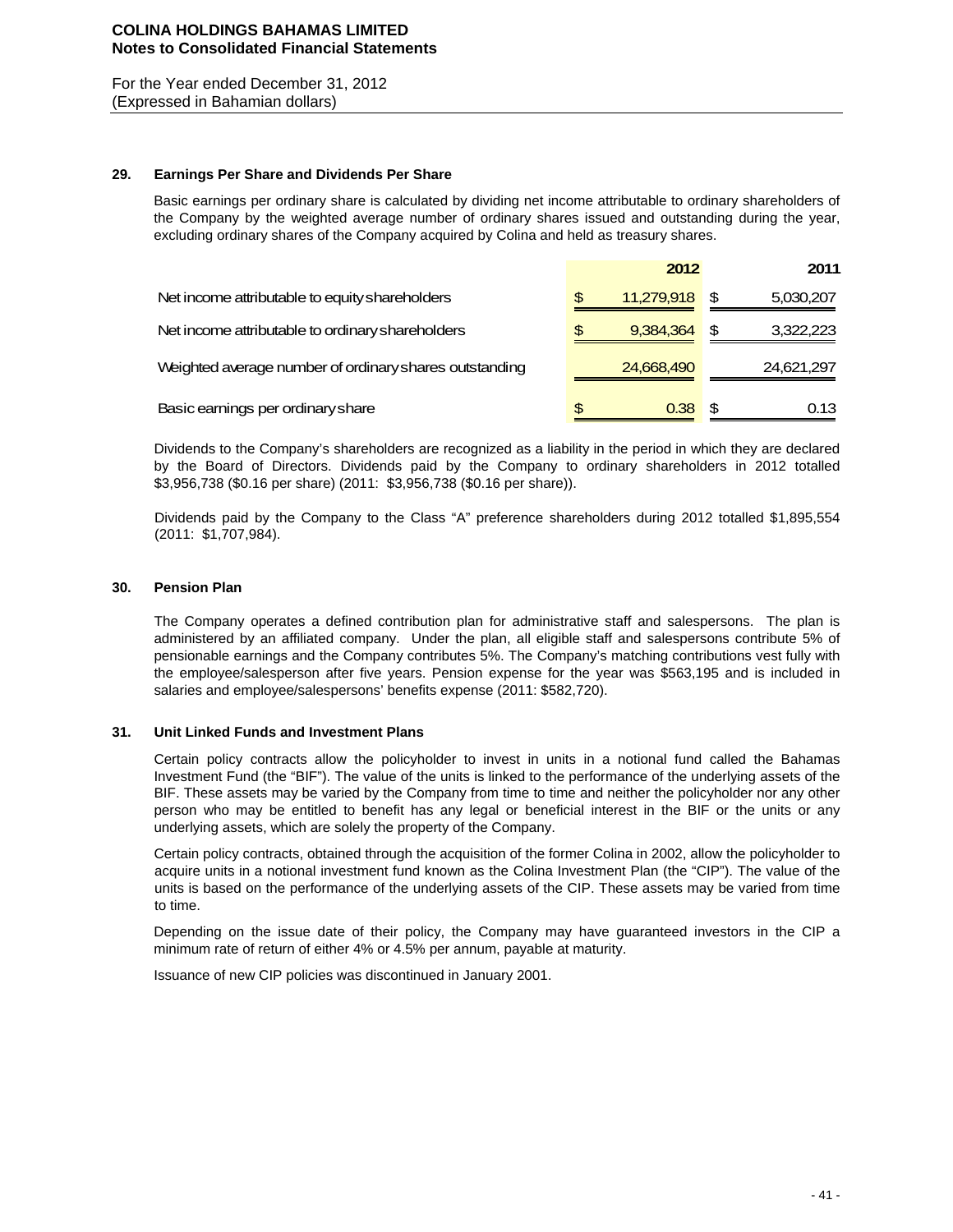**COLINA HOLDINGS BAHAMAS LIMITED**
**Notes to Consolidated Financial Statements**

For the Year ended December 31, 2012
(Expressed in Bahamian dollars)

## 29. Earnings Per Share and Dividends Per Share

Basic earnings per ordinary share is calculated by dividing net income attributable to ordinary shareholders of the Company by the weighted average number of ordinary shares issued and outstanding during the year, excluding ordinary shares of the Company acquired by Colina and held as treasury shares.

| | 2012 | 2011 |
|---|---|---|
| Net income attributable to equity shareholders | $ 11,279,918 | $ 5,030,207 |
| Net income attributable to ordinary shareholders | $ 9,384,364 | $ 3,322,223 |
| Weighted average number of ordinary shares outstanding | 24,668,490 | 24,621,297 |
| Basic earnings per ordinary share | $ 0.38 | $ 0.13 |

Dividends to the Company's shareholders are recognized as a liability in the period in which they are declared by the Board of Directors. Dividends paid by the Company to ordinary shareholders in 2012 totalled $3,956,738 ($0.16 per share) (2011: $3,956,738 ($0.16 per share)).

Dividends paid by the Company to the Class "A" preference shareholders during 2012 totalled $1,895,554 (2011: $1,707,984).

## 30. Pension Plan

The Company operates a defined contribution plan for administrative staff and salespersons. The plan is administered by an affiliated company. Under the plan, all eligible staff and salespersons contribute 5% of pensionable earnings and the Company contributes 5%. The Company's matching contributions vest fully with the employee/salesperson after five years. Pension expense for the year was $563,195 and is included in salaries and employee/salespersons' benefits expense (2011: $582,720).

## 31. Unit Linked Funds and Investment Plans

Certain policy contracts allow the policyholder to invest in units in a notional fund called the Bahamas Investment Fund (the "BIF"). The value of the units is linked to the performance of the underlying assets of the BIF. These assets may be varied by the Company from time to time and neither the policyholder nor any other person who may be entitled to benefit has any legal or beneficial interest in the BIF or the units or any underlying assets, which are solely the property of the Company.

Certain policy contracts, obtained through the acquisition of the former Colina in 2002, allow the policyholder to acquire units in a notional investment fund known as the Colina Investment Plan (the "CIP"). The value of the units is based on the performance of the underlying assets of the CIP. These assets may be varied from time to time.

Depending on the issue date of their policy, the Company may have guaranteed investors in the CIP a minimum rate of return of either 4% or 4.5% per annum, payable at maturity.

Issuance of new CIP policies was discontinued in January 2001.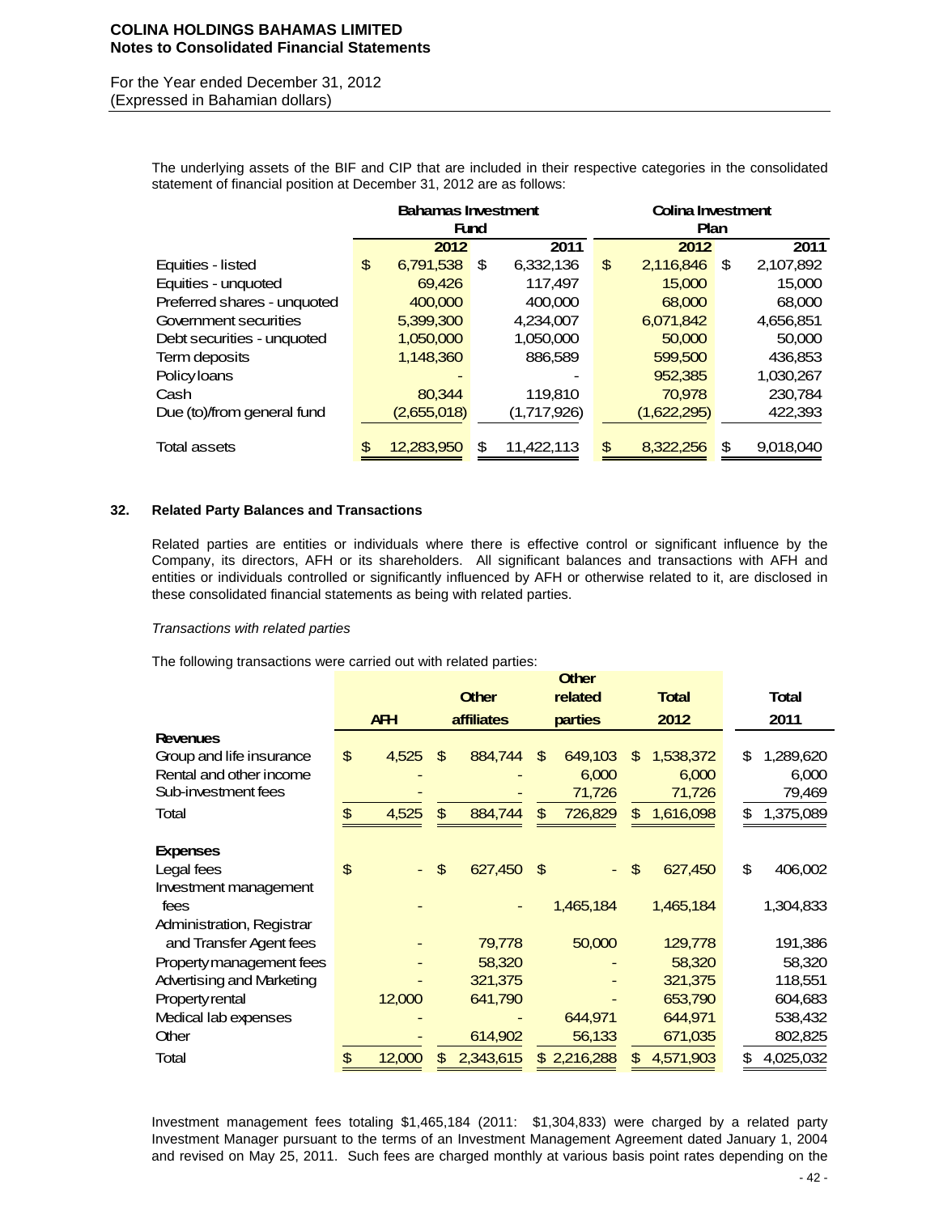The underlying assets of the BIF and CIP that are included in their respective categories in the consolidated statement of financial position at December 31, 2012 are as follows:

| | Bahamas Investment Fund | | Colina Investment Plan | |
|---|---|---|---|---|
| | 2012 | 2011 | 2012 | 2011 |
| Equities - listed | $ 6,791,538 | $ 6,332,136 | $ 2,116,846 | $ 2,107,892 |
| Equities - unquoted | 69,426 | 117,497 | 15,000 | 15,000 |
| Preferred shares - unquoted | 400,000 | 400,000 | 68,000 | 68,000 |
| Government securities | 5,399,300 | 4,234,007 | 6,071,842 | 4,656,851 |
| Debt securities - unquoted | 1,050,000 | 1,050,000 | 50,000 | 50,000 |
| Term deposits | 1,148,360 | 886,589 | 599,500 | 436,853 |
| Policy loans | - | - | 952,385 | 1,030,267 |
| Cash | 80,344 | 119,810 | 70,978 | 230,784 |
| Due (to)/from general fund | (2,655,018) | (1,717,926) | (1,622,295) | 422,393 |
| Total assets | $ 12,283,950 | $ 11,422,113 | $ 8,322,256 | $ 9,018,040 |

## 32. Related Party Balances and Transactions

Related parties are entities or individuals where there is effective control or significant influence by the Company, its directors, AFH or its shareholders. All significant balances and transactions with AFH and entities or individuals controlled or significantly influenced by AFH or otherwise related to it, are disclosed in these consolidated financial statements as being with related parties.

*Transactions with related parties*

The following transactions were carried out with related parties:

| | AFH | Other affiliates | Other related parties | Total 2012 | Total 2011 |
|---|---|---|---|---|---|
| **Revenues** | | | | | |
| Group and life insurance | $ 4,525 | $ 884,744 | $ 649,103 | $ 1,538,372 | $ 1,289,620 |
| Rental and other income | - | - | 6,000 | 6,000 | 6,000 |
| Sub-investment fees | - | - | 71,726 | 71,726 | 79,469 |
| Total | $ 4,525 | $ 884,744 | $ 726,829 | $ 1,616,098 | $ 1,375,089 |
| **Expenses** | | | | | |
| Legal fees | $ - | $ 627,450 | $ - | $ 627,450 | $ 406,002 |
| Investment management fees | - | - | 1,465,184 | 1,465,184 | 1,304,833 |
| Administration, Registrar and Transfer Agent fees | - | 79,778 | 50,000 | 129,778 | 191,386 |
| Property management fees | - | 58,320 | - | 58,320 | 58,320 |
| Advertising and Marketing | - | 321,375 | - | 321,375 | 118,551 |
| Property rental | 12,000 | 641,790 | - | 653,790 | 604,683 |
| Medical lab expenses | - | - | 644,971 | 644,971 | 538,432 |
| Other | - | 614,902 | 56,133 | 671,035 | 802,825 |
| Total | $ 12,000 | $ 2,343,615 | $ 2,216,288 | $ 4,571,903 | $ 4,025,032 |

Investment management fees totaling $1,465,184 (2011: $1,304,833) were charged by a related party Investment Manager pursuant to the terms of an Investment Management Agreement dated January 1, 2004 and revised on May 25, 2011. Such fees are charged monthly at various basis point rates depending on the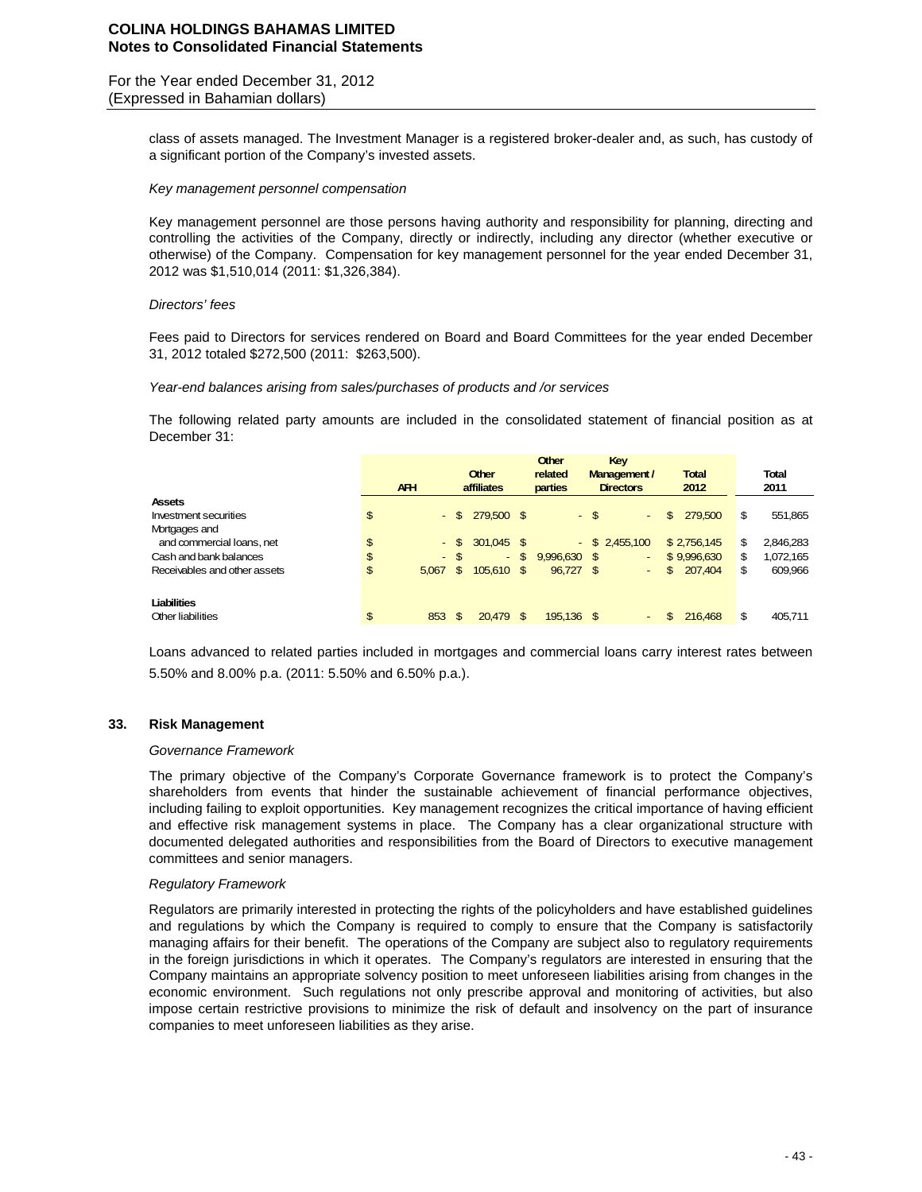class of assets managed. The Investment Manager is a registered broker-dealer and, as such, has custody of a significant portion of the Company's invested assets.

*Key management personnel compensation*

Key management personnel are those persons having authority and responsibility for planning, directing and controlling the activities of the Company, directly or indirectly, including any director (whether executive or otherwise) of the Company. Compensation for key management personnel for the year ended December 31, 2012 was $1,510,014 (2011: $1,326,384).

*Directors' fees*

Fees paid to Directors for services rendered on Board and Board Committees for the year ended December 31, 2012 totaled $272,500 (2011: $263,500).

*Year-end balances arising from sales/purchases of products and /or services*

The following related party amounts are included in the consolidated statement of financial position as at December 31:

| | AFH | Other affiliates | Other related parties | Key Management / Directors | Total 2012 | Total 2011 |
|---|---|---|---|---|---|---|
| **Assets** | | | | | | |
| Investment securities | $ - | $ 279,500 | $ - | $ - | $ 279,500 | $ 551,865 |
| Mortgages and and commercial loans, net | $ - | $ 301,045 | $ - | $ 2,455,100 | $ 2,756,145 | $ 2,846,283 |
| Cash and bank balances | $ - | $ - | $ 9,996,630 | $ - | $ 9,996,630 | $ 1,072,165 |
| Receivables and other assets | $ 5,067 | $ 105,610 | $ 96,727 | $ - | $ 207,404 | $ 609,966 |
| **Liabilities** | | | | | | |
| Other liabilities | $ 853 | $ 20,479 | $ 195,136 | $ - | $ 216,468 | $ 405,711 |

Loans advanced to related parties included in mortgages and commercial loans carry interest rates between 5.50% and 8.00% p.a. (2011: 5.50% and 6.50% p.a.).

## 33. Risk Management

*Governance Framework*

The primary objective of the Company's Corporate Governance framework is to protect the Company's shareholders from events that hinder the sustainable achievement of financial performance objectives, including failing to exploit opportunities. Key management recognizes the critical importance of having efficient and effective risk management systems in place. The Company has a clear organizational structure with documented delegated authorities and responsibilities from the Board of Directors to executive management committees and senior managers.

*Regulatory Framework*

Regulators are primarily interested in protecting the rights of the policyholders and have established guidelines and regulations by which the Company is required to comply to ensure that the Company is satisfactorily managing affairs for their benefit. The operations of the Company are subject also to regulatory requirements in the foreign jurisdictions in which it operates. The Company's regulators are interested in ensuring that the Company maintains an appropriate solvency position to meet unforeseen liabilities arising from changes in the economic environment. Such regulations not only prescribe approval and monitoring of activities, but also impose certain restrictive provisions to minimize the risk of default and insolvency on the part of insurance companies to meet unforeseen liabilities as they arise.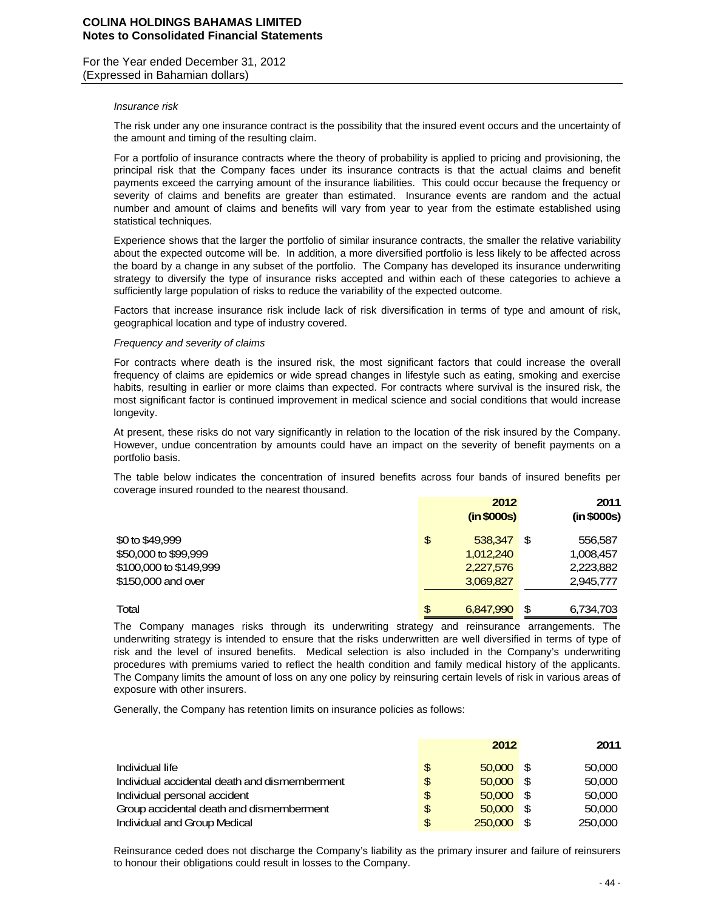*Insurance risk*

The risk under any one insurance contract is the possibility that the insured event occurs and the uncertainty of the amount and timing of the resulting claim.

For a portfolio of insurance contracts where the theory of probability is applied to pricing and provisioning, the principal risk that the Company faces under its insurance contracts is that the actual claims and benefit payments exceed the carrying amount of the insurance liabilities. This could occur because the frequency or severity of claims and benefits are greater than estimated. Insurance events are random and the actual number and amount of claims and benefits will vary from year to year from the estimate established using statistical techniques.

Experience shows that the larger the portfolio of similar insurance contracts, the smaller the relative variability about the expected outcome will be. In addition, a more diversified portfolio is less likely to be affected across the board by a change in any subset of the portfolio. The Company has developed its insurance underwriting strategy to diversify the type of insurance risks accepted and within each of these categories to achieve a sufficiently large population of risks to reduce the variability of the expected outcome.

Factors that increase insurance risk include lack of risk diversification in terms of type and amount of risk, geographical location and type of industry covered.

*Frequency and severity of claims*

For contracts where death is the insured risk, the most significant factors that could increase the overall frequency of claims are epidemics or wide spread changes in lifestyle such as eating, smoking and exercise habits, resulting in earlier or more claims than expected. For contracts where survival is the insured risk, the most significant factor is continued improvement in medical science and social conditions that would increase longevity.

At present, these risks do not vary significantly in relation to the location of the risk insured by the Company. However, undue concentration by amounts could have an impact on the severity of benefit payments on a portfolio basis.

The table below indicates the concentration of insured benefits across four bands of insured benefits per coverage insured rounded to the nearest thousand.

| | 2012 (in $000s) | 2011 (in $000s) |
|---|---|---|
| $0 to $49,999 | $ 538,347 | $ 556,587 |
| $50,000 to $99,999 | 1,012,240 | 1,008,457 |
| $100,000 to $149,999 | 2,227,576 | 2,223,882 |
| $150,000 and over | 3,069,827 | 2,945,777 |
| Total | $ 6,847,990 | $ 6,734,703 |

The Company manages risks through its underwriting strategy and reinsurance arrangements. The underwriting strategy is intended to ensure that the risks underwritten are well diversified in terms of type of risk and the level of insured benefits. Medical selection is also included in the Company's underwriting procedures with premiums varied to reflect the health condition and family medical history of the applicants. The Company limits the amount of loss on any one policy by reinsuring certain levels of risk in various areas of exposure with other insurers.

Generally, the Company has retention limits on insurance policies as follows:

| | 2012 | 2011 |
|---|---|---|
| Individual life | $ 50,000 | $ 50,000 |
| Individual accidental death and dismemberment | $ 50,000 | $ 50,000 |
| Individual personal accident | $ 50,000 | $ 50,000 |
| Group accidental death and dismemberment | $ 50,000 | $ 50,000 |
| Individual and Group Medical | $ 250,000 | $ 250,000 |

Reinsurance ceded does not discharge the Company's liability as the primary insurer and failure of reinsurers to honour their obligations could result in losses to the Company.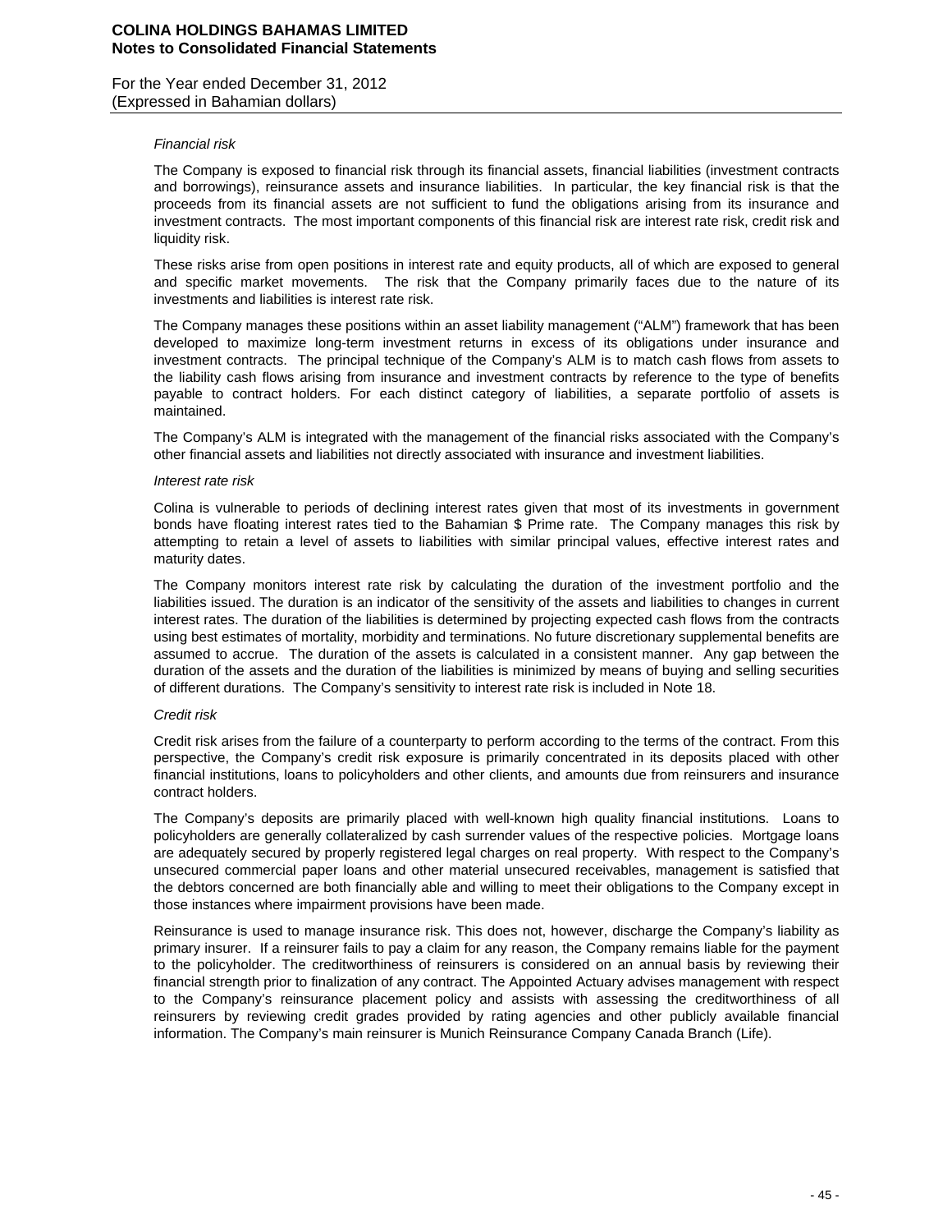*Financial risk*

The Company is exposed to financial risk through its financial assets, financial liabilities (investment contracts and borrowings), reinsurance assets and insurance liabilities. In particular, the key financial risk is that the proceeds from its financial assets are not sufficient to fund the obligations arising from its insurance and investment contracts. The most important components of this financial risk are interest rate risk, credit risk and liquidity risk.

These risks arise from open positions in interest rate and equity products, all of which are exposed to general and specific market movements. The risk that the Company primarily faces due to the nature of its investments and liabilities is interest rate risk.

The Company manages these positions within an asset liability management ("ALM") framework that has been developed to maximize long-term investment returns in excess of its obligations under insurance and investment contracts. The principal technique of the Company's ALM is to match cash flows from assets to the liability cash flows arising from insurance and investment contracts by reference to the type of benefits payable to contract holders. For each distinct category of liabilities, a separate portfolio of assets is maintained.

The Company's ALM is integrated with the management of the financial risks associated with the Company's other financial assets and liabilities not directly associated with insurance and investment liabilities.

*Interest rate risk*

Colina is vulnerable to periods of declining interest rates given that most of its investments in government bonds have floating interest rates tied to the Bahamian $ Prime rate. The Company manages this risk by attempting to retain a level of assets to liabilities with similar principal values, effective interest rates and maturity dates.

The Company monitors interest rate risk by calculating the duration of the investment portfolio and the liabilities issued. The duration is an indicator of the sensitivity of the assets and liabilities to changes in current interest rates. The duration of the liabilities is determined by projecting expected cash flows from the contracts using best estimates of mortality, morbidity and terminations. No future discretionary supplemental benefits are assumed to accrue. The duration of the assets is calculated in a consistent manner. Any gap between the duration of the assets and the duration of the liabilities is minimized by means of buying and selling securities of different durations. The Company's sensitivity to interest rate risk is included in Note 18.

*Credit risk*

Credit risk arises from the failure of a counterparty to perform according to the terms of the contract. From this perspective, the Company's credit risk exposure is primarily concentrated in its deposits placed with other financial institutions, loans to policyholders and other clients, and amounts due from reinsurers and insurance contract holders.

The Company's deposits are primarily placed with well-known high quality financial institutions. Loans to policyholders are generally collateralized by cash surrender values of the respective policies. Mortgage loans are adequately secured by properly registered legal charges on real property. With respect to the Company's unsecured commercial paper loans and other material unsecured receivables, management is satisfied that the debtors concerned are both financially able and willing to meet their obligations to the Company except in those instances where impairment provisions have been made.

Reinsurance is used to manage insurance risk. This does not, however, discharge the Company's liability as primary insurer. If a reinsurer fails to pay a claim for any reason, the Company remains liable for the payment to the policyholder. The creditworthiness of reinsurers is considered on an annual basis by reviewing their financial strength prior to finalization of any contract. The Appointed Actuary advises management with respect to the Company's reinsurance placement policy and assists with assessing the creditworthiness of all reinsurers by reviewing credit grades provided by rating agencies and other publicly available financial information. The Company's main reinsurer is Munich Reinsurance Company Canada Branch (Life).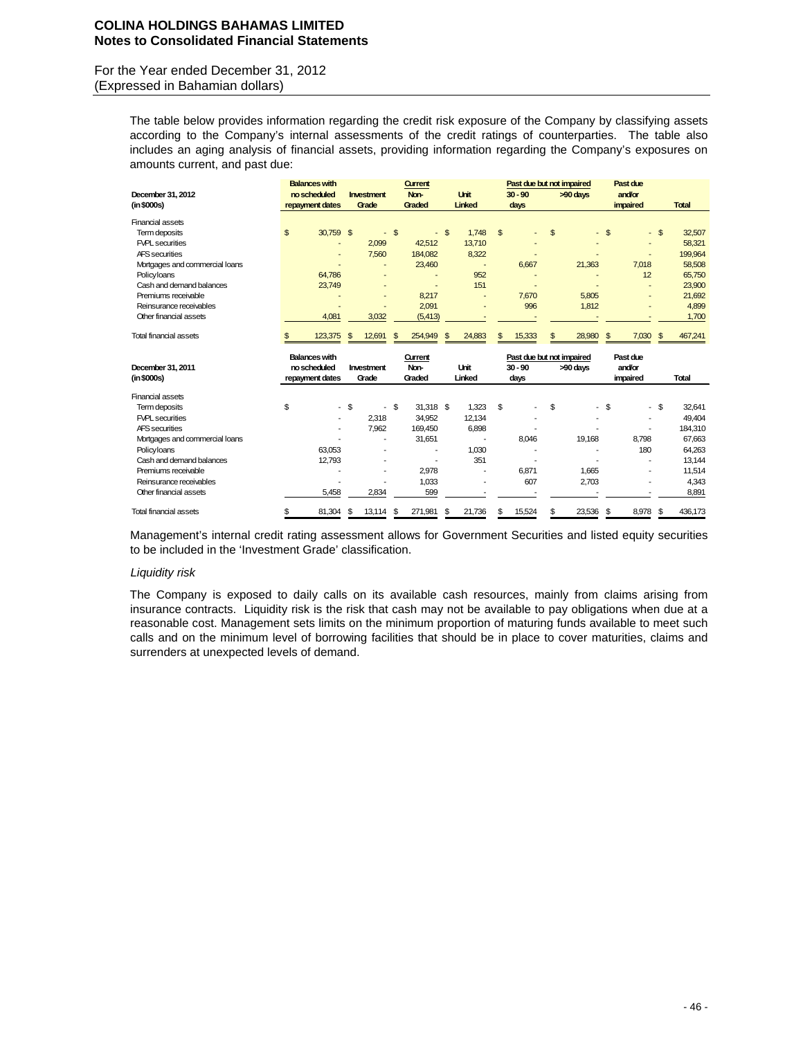The table below provides information regarding the credit risk exposure of the Company by classifying assets according to the Company's internal assessments of the credit ratings of counterparties. The table also includes an aging analysis of financial assets, providing information regarding the Company's exposures on amounts current, and past due:

| December 31, 2012 (in $000s) | Balances with no scheduled repayment dates | Investment Grade | Current Non-Graded | Unit Linked | Past due but not impaired 30 - 90 days | Past due but not impaired >90 days | Past due and/or impaired | Total |
|---|---|---|---|---|---|---|---|---|
| Financial assets | | | | | | | | |
| Term deposits | $ 30,759 | $ - | $ - | $ 1,748 | $ - | $ - | $ - | $ 32,507 |
| FVPL securities | - | 2,099 | 42,512 | 13,710 | - | - | - | 58,321 |
| AFS securities | - | 7,560 | 184,082 | 8,322 | - | - | - | 199,964 |
| Mortgages and commercial loans | - | - | 23,460 | - | 6,667 | 21,363 | 7,018 | 58,508 |
| Policy loans | 64,786 | - | - | 952 | - | - | 12 | 65,750 |
| Cash and demand balances | 23,749 | - | - | 151 | - | - | - | 23,900 |
| Premiums receivable | - | - | 8,217 | - | 7,670 | 5,805 | - | 21,692 |
| Reinsurance receivables | - | - | 2,091 | - | 996 | 1,812 | - | 4,899 |
| Other financial assets | 4,081 | 3,032 | (5,413) | - | - | - | - | 1,700 |
| Total financial assets | $ 123,375 | $ 12,691 | $ 254,949 | $ 24,883 | $ 15,333 | $ 28,980 | $ 7,030 | $ 467,241 |

| December 31, 2011 (in $000s) | Balances with no scheduled repayment dates | Investment Grade | Current Non-Graded | Unit Linked | Past due but not impaired 30 - 90 days | Past due but not impaired >90 days | Past due and/or impaired | Total |
|---|---|---|---|---|---|---|---|---|
| Financial assets | | | | | | | | |
| Term deposits | $ - | $ - | $ 31,318 | $ 1,323 | $ - | $ - | $ - | $ 32,641 |
| FVPL securities | - | 2,318 | 34,952 | 12,134 | - | - | - | 49,404 |
| AFS securities | - | 7,962 | 169,450 | 6,898 | - | - | - | 184,310 |
| Mortgages and commercial loans | - | - | 31,651 | - | 8,046 | 19,168 | 8,798 | 67,663 |
| Policy loans | 63,053 | - | - | 1,030 | - | - | 180 | 64,263 |
| Cash and demand balances | 12,793 | - | - | 351 | - | - | - | 13,144 |
| Premiums receivable | - | - | 2,978 | - | 6,871 | 1,665 | - | 11,514 |
| Reinsurance receivables | - | - | 1,033 | - | 607 | 2,703 | - | 4,343 |
| Other financial assets | 5,458 | 2,834 | 599 | - | - | - | - | 8,891 |
| Total financial assets | $ 81,304 | $ 13,114 | $ 271,981 | $ 21,736 | $ 15,524 | $ 23,536 | $ 8,978 | $ 436,173 |

Management's internal credit rating assessment allows for Government Securities and listed equity securities to be included in the 'Investment Grade' classification.

*Liquidity risk*

The Company is exposed to daily calls on its available cash resources, mainly from claims arising from insurance contracts. Liquidity risk is the risk that cash may not be available to pay obligations when due at a reasonable cost. Management sets limits on the minimum proportion of maturing funds available to meet such calls and on the minimum level of borrowing facilities that should be in place to cover maturities, claims and surrenders at unexpected levels of demand.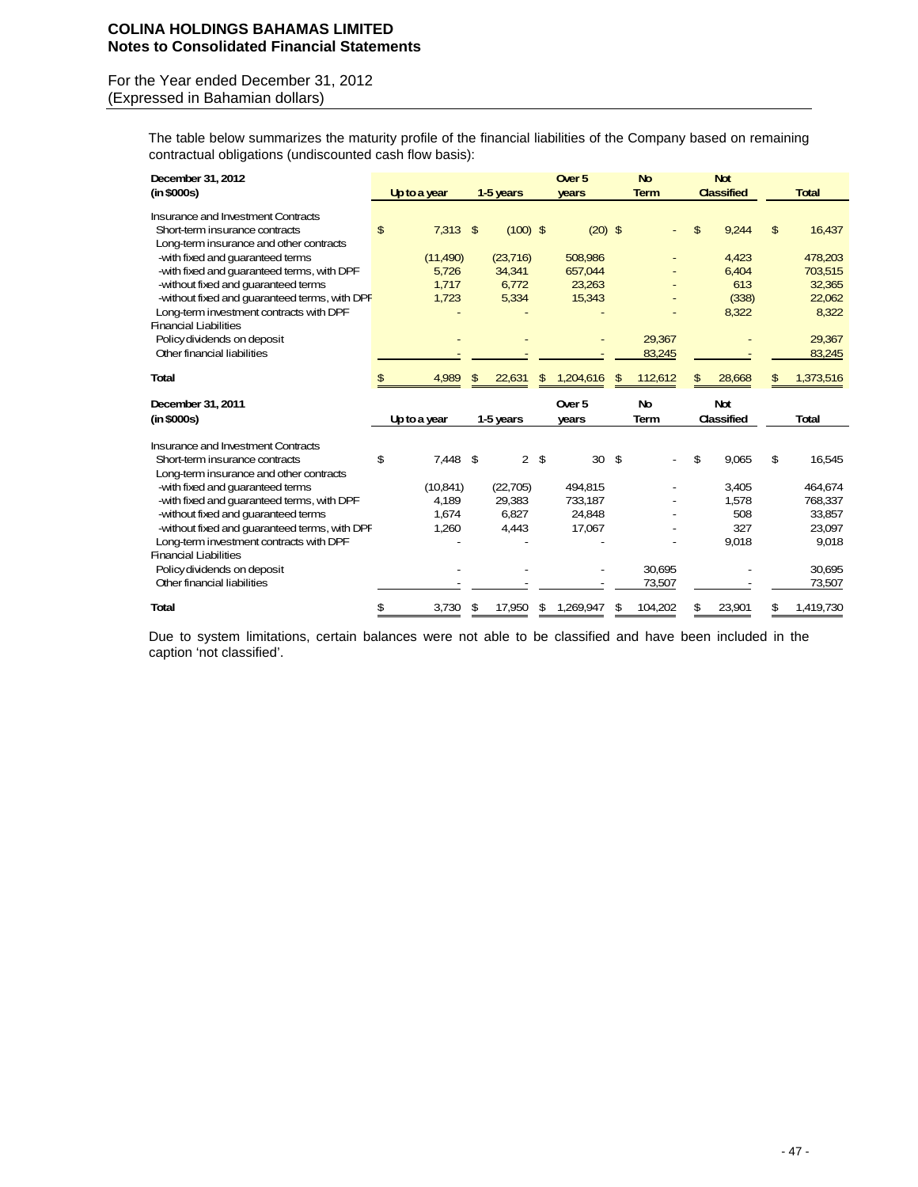The table below summarizes the maturity profile of the financial liabilities of the Company based on remaining contractual obligations (undiscounted cash flow basis):

| December 31, 2012 (in $000s) | Up to a year | 1-5 years | Over 5 years | No Term | Not Classified | Total |
|---|---|---|---|---|---|---|
| Insurance and Investment Contracts | | | | | | |
| Short-term insurance contracts | $ 7,313 | $ (100) | $ (20) | $ - | $ 9,244 | $ 16,437 |
| Long-term insurance and other contracts | | | | | | |
| -with fixed and guaranteed terms | (11,490) | (23,716) | 508,986 | - | 4,423 | 478,203 |
| -with fixed and guaranteed terms, with DPF | 5,726 | 34,341 | 657,044 | - | 6,404 | 703,515 |
| -without fixed and guaranteed terms | 1,717 | 6,772 | 23,263 | - | 613 | 32,365 |
| -without fixed and guaranteed terms, with DPF | 1,723 | 5,334 | 15,343 | - | (338) | 22,062 |
| Long-term investment contracts with DPF | - | - | - | - | 8,322 | 8,322 |
| Financial Liabilities | | | | | | |
| Policy dividends on deposit | - | - | - | 29,367 | - | 29,367 |
| Other financial liabilities | - | - | - | 83,245 | - | 83,245 |
| **Total** | $ 4,989 | $ 22,631 | $ 1,204,616 | $ 112,612 | $ 28,668 | $ 1,373,516 |

| December 31, 2011 (in $000s) | Up to a year | 1-5 years | Over 5 years | No Term | Not Classified | Total |
|---|---|---|---|---|---|---|
| Insurance and Investment Contracts | | | | | | |
| Short-term insurance contracts | $ 7,448 | $ 2 | $ 30 | $ - | $ 9,065 | $ 16,545 |
| Long-term insurance and other contracts | | | | | | |
| -with fixed and guaranteed terms | (10,841) | (22,705) | 494,815 | - | 3,405 | 464,674 |
| -with fixed and guaranteed terms, with DPF | 4,189 | 29,383 | 733,187 | - | 1,578 | 768,337 |
| -without fixed and guaranteed terms | 1,674 | 6,827 | 24,848 | - | 508 | 33,857 |
| -without fixed and guaranteed terms, with DPF | 1,260 | 4,443 | 17,067 | - | 327 | 23,097 |
| Long-term investment contracts with DPF | - | - | - | - | 9,018 | 9,018 |
| Financial Liabilities | | | | | | |
| Policy dividends on deposit | - | - | - | 30,695 | - | 30,695 |
| Other financial liabilities | - | - | - | 73,507 | - | 73,507 |
| **Total** | $ 3,730 | $ 17,950 | $ 1,269,947 | $ 104,202 | $ 23,901 | $ 1,419,730 |

Due to system limitations, certain balances were not able to be classified and have been included in the caption 'not classified'.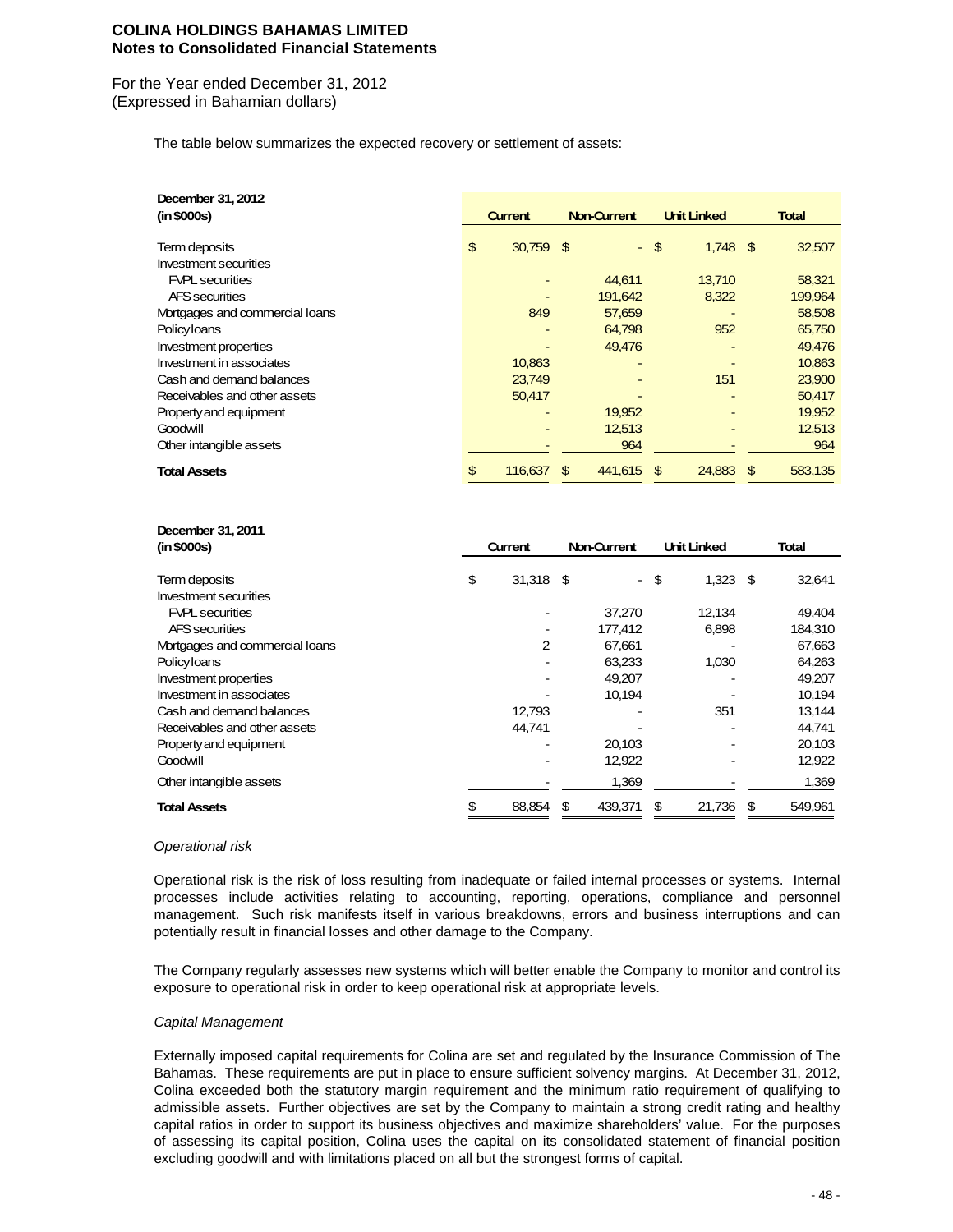The table below summarizes the expected recovery or settlement of assets:

| December 31, 2012 (in $000s) | Current | Non-Current | Unit Linked | Total |
|---|---|---|---|---|
| Term deposits | $ 30,759 | $ - | $ 1,748 | $ 32,507 |
| Investment securities | | | | |
| FVPL securities | - | 44,611 | 13,710 | 58,321 |
| AFS securities | - | 191,642 | 8,322 | 199,964 |
| Mortgages and commercial loans | 849 | 57,659 | - | 58,508 |
| Policy loans | - | 64,798 | 952 | 65,750 |
| Investment properties | - | 49,476 | - | 49,476 |
| Investment in associates | 10,863 | - | - | 10,863 |
| Cash and demand balances | 23,749 | - | 151 | 23,900 |
| Receivables and other assets | 50,417 | - | - | 50,417 |
| Property and equipment | - | 19,952 | - | 19,952 |
| Goodwill | - | 12,513 | - | 12,513 |
| Other intangible assets | - | 964 | - | 964 |
| **Total Assets** | $ 116,637 | $ 441,615 | $ 24,883 | $ 583,135 |

| December 31, 2011 (in $000s) | Current | Non-Current | Unit Linked | Total |
|---|---|---|---|---|
| Term deposits | $ 31,318 | $ - | $ 1,323 | $ 32,641 |
| Investment securities | | | | |
| FVPL securities | - | 37,270 | 12,134 | 49,404 |
| AFS securities | - | 177,412 | 6,898 | 184,310 |
| Mortgages and commercial loans | 2 | 67,661 | - | 67,663 |
| Policy loans | - | 63,233 | 1,030 | 64,263 |
| Investment properties | - | 49,207 | - | 49,207 |
| Investment in associates | - | 10,194 | - | 10,194 |
| Cash and demand balances | 12,793 | - | 351 | 13,144 |
| Receivables and other assets | 44,741 | - | - | 44,741 |
| Property and equipment | - | 20,103 | - | 20,103 |
| Goodwill | - | 12,922 | - | 12,922 |
| Other intangible assets | - | 1,369 | - | 1,369 |
| **Total Assets** | $ 88,854 | $ 439,371 | $ 21,736 | $ 549,961 |

*Operational risk*

Operational risk is the risk of loss resulting from inadequate or failed internal processes or systems. Internal processes include activities relating to accounting, reporting, operations, compliance and personnel management. Such risk manifests itself in various breakdowns, errors and business interruptions and can potentially result in financial losses and other damage to the Company.

The Company regularly assesses new systems which will better enable the Company to monitor and control its exposure to operational risk in order to keep operational risk at appropriate levels.

*Capital Management*

Externally imposed capital requirements for Colina are set and regulated by the Insurance Commission of The Bahamas. These requirements are put in place to ensure sufficient solvency margins. At December 31, 2012, Colina exceeded both the statutory margin requirement and the minimum ratio requirement of qualifying to admissible assets. Further objectives are set by the Company to maintain a strong credit rating and healthy capital ratios in order to support its business objectives and maximize shareholders' value. For the purposes of assessing its capital position, Colina uses the capital on its consolidated statement of financial position excluding goodwill and with limitations placed on all but the strongest forms of capital.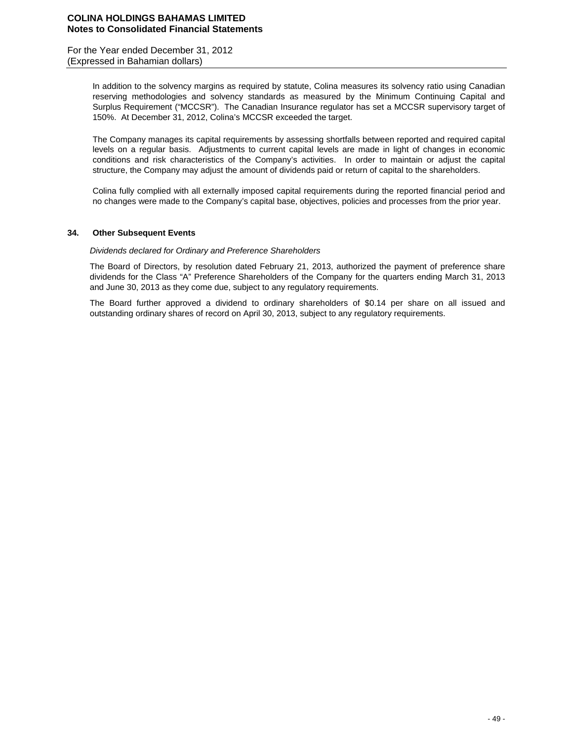In addition to the solvency margins as required by statute, Colina measures its solvency ratio using Canadian reserving methodologies and solvency standards as measured by the Minimum Continuing Capital and Surplus Requirement ("MCCSR"). The Canadian Insurance regulator has set a MCCSR supervisory target of 150%. At December 31, 2012, Colina's MCCSR exceeded the target.

The Company manages its capital requirements by assessing shortfalls between reported and required capital levels on a regular basis. Adjustments to current capital levels are made in light of changes in economic conditions and risk characteristics of the Company's activities. In order to maintain or adjust the capital structure, the Company may adjust the amount of dividends paid or return of capital to the shareholders.

Colina fully complied with all externally imposed capital requirements during the reported financial period and no changes were made to the Company's capital base, objectives, policies and processes from the prior year.

## 34. Other Subsequent Events

*Dividends declared for Ordinary and Preference Shareholders*

The Board of Directors, by resolution dated February 21, 2013, authorized the payment of preference share dividends for the Class "A" Preference Shareholders of the Company for the quarters ending March 31, 2013 and June 30, 2013 as they come due, subject to any regulatory requirements.

The Board further approved a dividend to ordinary shareholders of $0.14 per share on all issued and outstanding ordinary shares of record on April 30, 2013, subject to any regulatory requirements.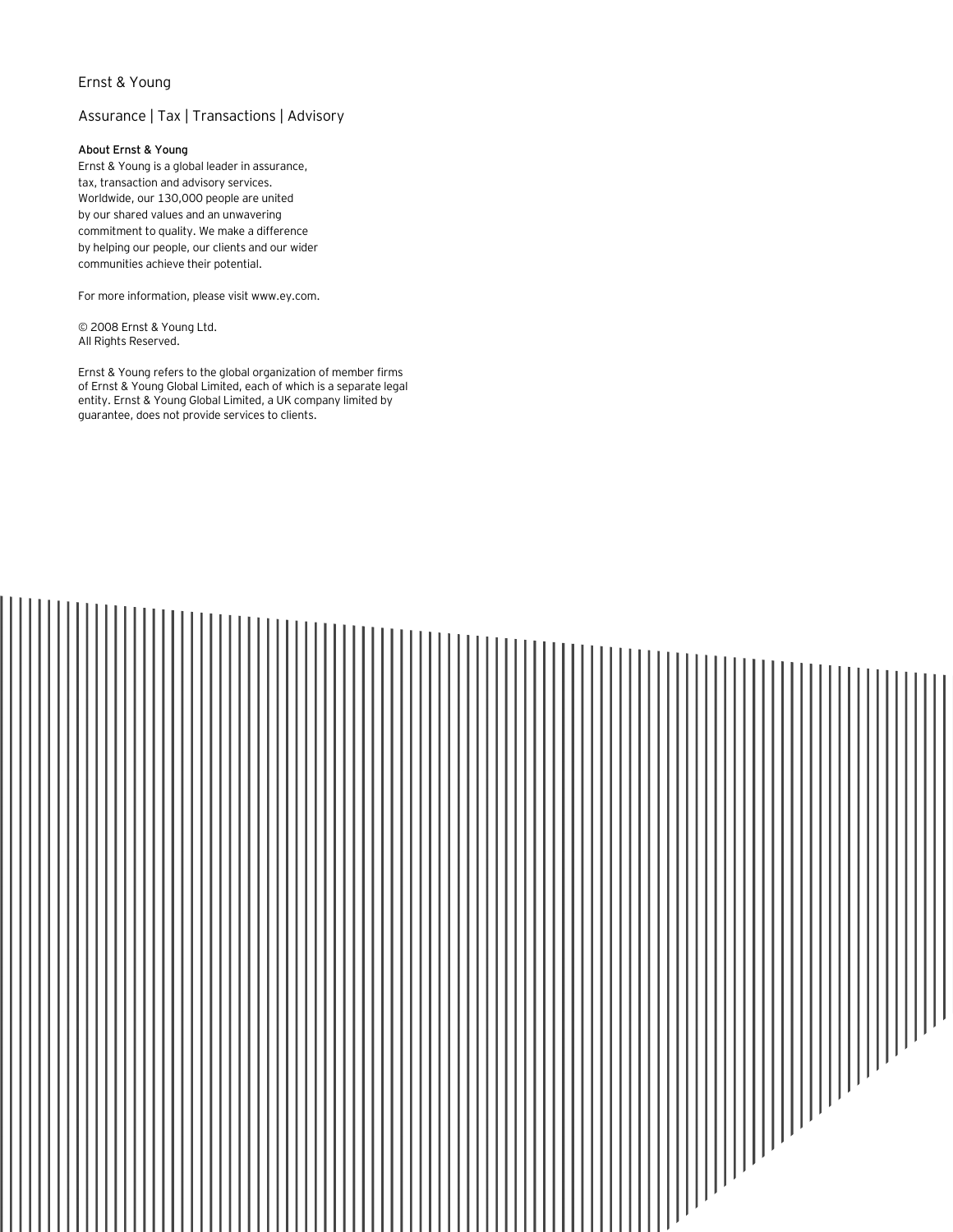Ernst & Young

Assurance | Tax | Transactions | Advisory

**About Ernst & Young**

Ernst & Young is a global leader in assurance, tax, transaction and advisory services. Worldwide, our 130,000 people are united by our shared values and an unwavering commitment to quality. We make a difference by helping our people, our clients and our wider communities achieve their potential.

For more information, please visit www.ey.com.

© 2008 Ernst & Young Ltd.
All Rights Reserved.

Ernst & Young refers to the global organization of member firms of Ernst & Young Global Limited, each of which is a separate legal entity. Ernst & Young Global Limited, a UK company limited by guarantee, does not provide services to clients.